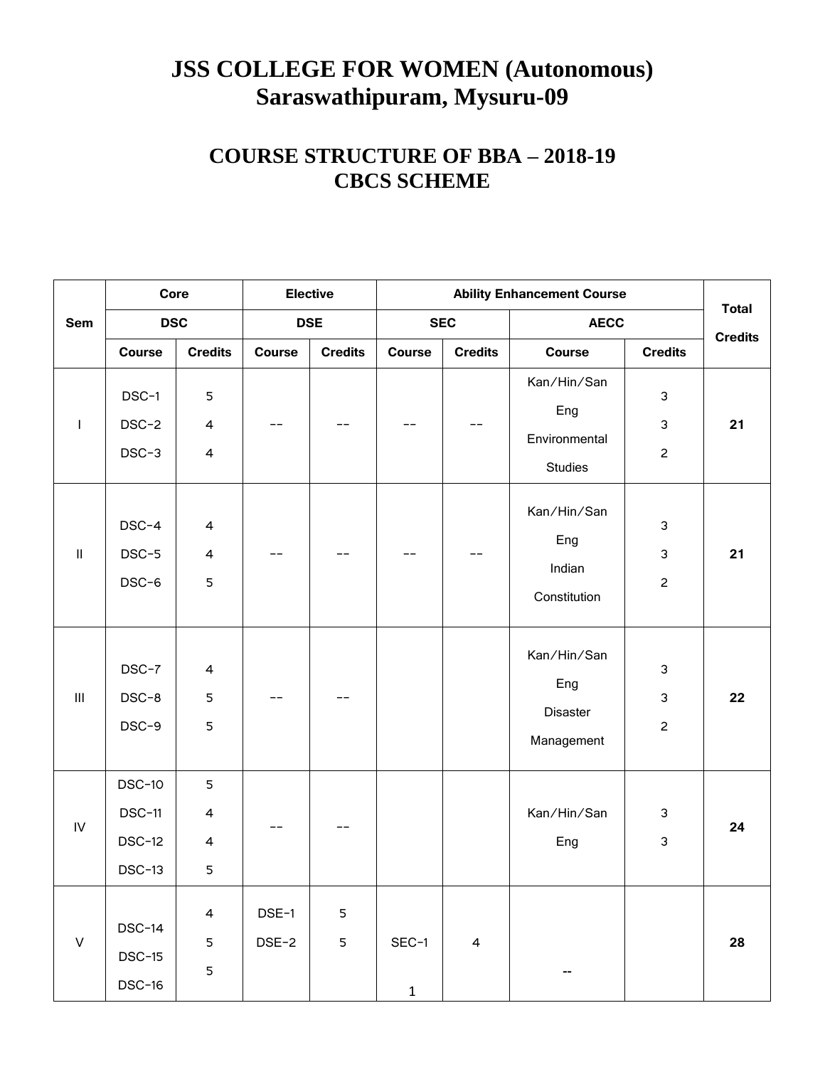# JSS COLLEGE FOR WOMEN (Autonomous)
## Saraswathipuram, Mysuru-09

## COURSE STRUCTURE OF BBA – 2018-19
## CBCS SCHEME

| Sem | Core | | Elective | | Ability Enhancement Course | | | | Total Credits |
|---|---|---|---|---|---|---|---|---|---|
| | DSC | | DSE | | SEC | | AECC | | |
| | Course | Credits | Course | Credits | Course | Credits | Course | Credits | |
| I | DSC-1<br>DSC-2<br>DSC-3 | 5<br>4<br>4 | -- | -- | -- | -- | Kan/Hin/San<br>Eng<br>Environmental Studies | 3<br>3<br>2 | **21** |
| II | DSC-4<br>DSC-5<br>DSC-6 | 4<br>4<br>5 | -- | -- | -- | -- | Kan/Hin/San<br>Eng<br>Indian Constitution | 3<br>3<br>2 | **21** |
| III | DSC-7<br>DSC-8<br>DSC-9 | 4<br>5<br>5 | -- | -- | | | Kan/Hin/San<br>Eng<br>Disaster Management | 3<br>3<br>2 | **22** |
| IV | DSC-10<br>DSC-11<br>DSC-12<br>DSC-13 | 5<br>4<br>4<br>5 | -- | -- | | | Kan/Hin/San<br>Eng | 3<br>3 | **24** |
| V | DSC-14<br>DSC-15<br>DSC-16 | 4<br>5<br>5 | DSE-1<br>DSE-2 | 5<br>5 | SEC-1 | 4 | -- | | **28** |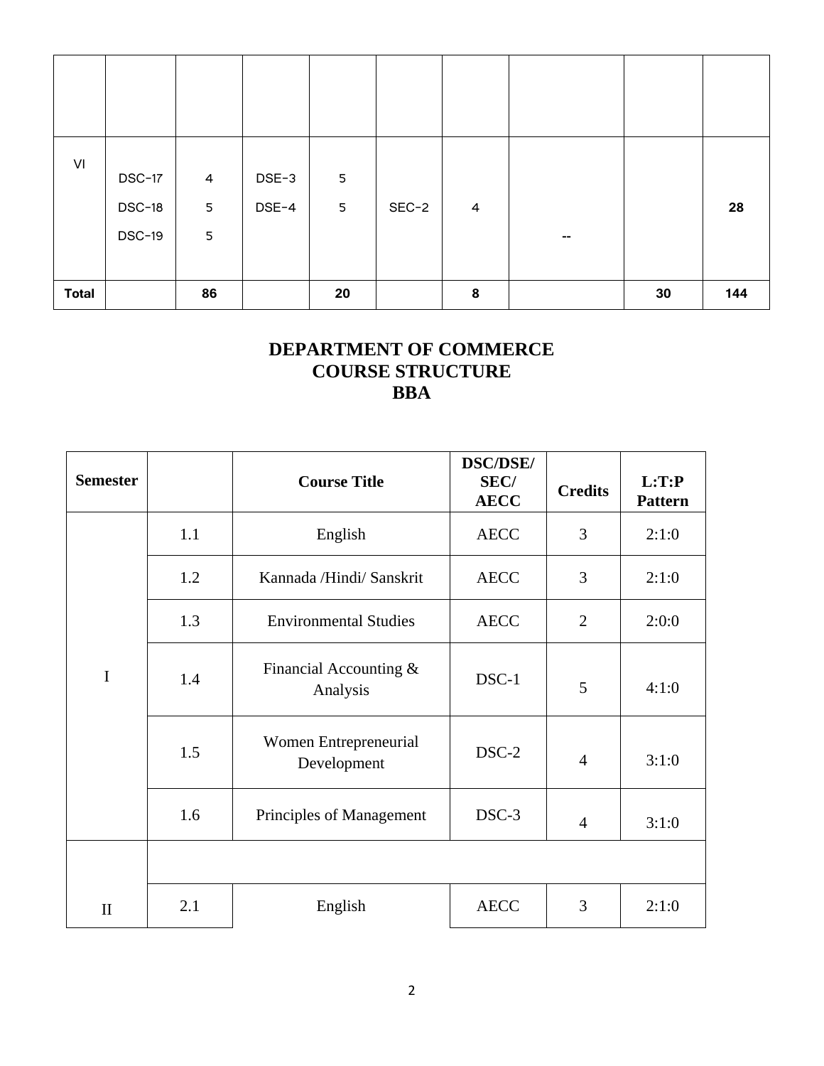| | | | | | | | | | |
|---|---|---|---|---|---|---|---|---|---|
| | | | | | | | | | |
| VI | DSC-17<br>DSC-18<br>DSC-19 | 4<br>5<br>5 | DSE-3<br>DSE-4 | 5<br>5 | SEC-2 | 4 | -- | | **28** |
| **Total** | | **86** | | **20** | | **8** | | **30** | **144** |

# DEPARTMENT OF COMMERCE
## COURSE STRUCTURE
## BBA

| Semester | | Course Title | DSC/DSE/ SEC/ AECC | Credits | L:T:P Pattern |
|---|---|---|---|---|---|
| I | 1.1 | English | AECC | 3 | 2:1:0 |
| | 1.2 | Kannada /Hindi/ Sanskrit | AECC | 3 | 2:1:0 |
| | 1.3 | Environmental Studies | AECC | 2 | 2:0:0 |
| | 1.4 | Financial Accounting & Analysis | DSC-1 | 5 | 4:1:0 |
| | 1.5 | Women Entrepreneurial Development | DSC-2 | 4 | 3:1:0 |
| | 1.6 | Principles of Management | DSC-3 | 4 | 3:1:0 |
| II | | | | | |
| | 2.1 | English | AECC | 3 | 2:1:0 |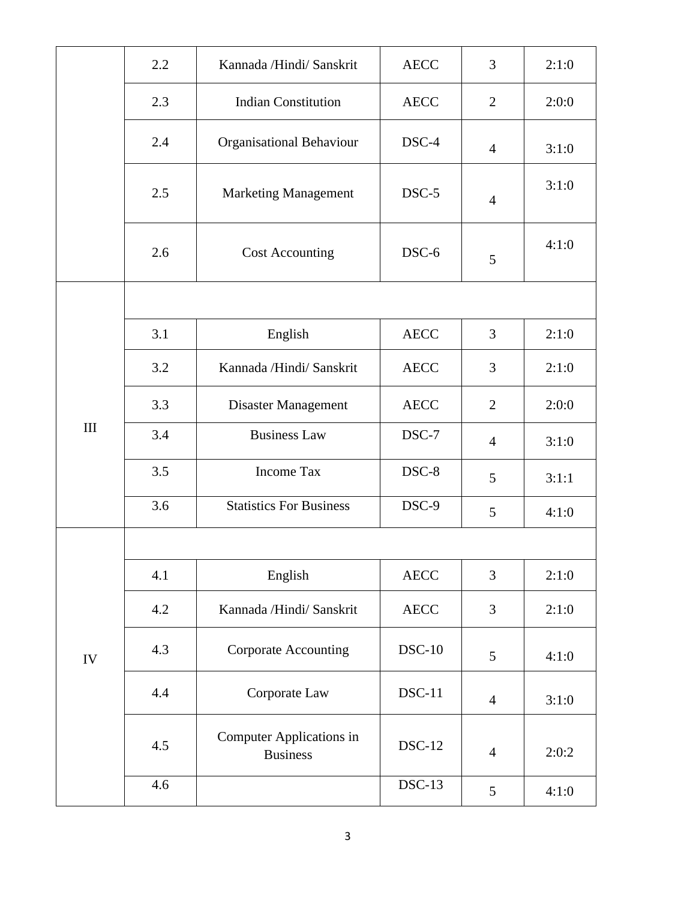| | | | | | |
|---|---|---|---|---|---|
| | 2.2 | Kannada /Hindi/ Sanskrit | AECC | 3 | 2:1:0 |
| | 2.3 | Indian Constitution | AECC | 2 | 2:0:0 |
| | 2.4 | Organisational Behaviour | DSC-4 | 4 | 3:1:0 |
| | 2.5 | Marketing Management | DSC-5 | 4 | 3:1:0 |
| | 2.6 | Cost Accounting | DSC-6 | 5 | 4:1:0 |
| III | | | | | |
| | 3.1 | English | AECC | 3 | 2:1:0 |
| | 3.2 | Kannada /Hindi/ Sanskrit | AECC | 3 | 2:1:0 |
| | 3.3 | Disaster Management | AECC | 2 | 2:0:0 |
| | 3.4 | Business Law | DSC-7 | 4 | 3:1:0 |
| | 3.5 | Income Tax | DSC-8 | 5 | 3:1:1 |
| | 3.6 | Statistics For Business | DSC-9 | 5 | 4:1:0 |
| IV | | | | | |
| | 4.1 | English | AECC | 3 | 2:1:0 |
| | 4.2 | Kannada /Hindi/ Sanskrit | AECC | 3 | 2:1:0 |
| | 4.3 | Corporate Accounting | DSC-10 | 5 | 4:1:0 |
| | 4.4 | Corporate Law | DSC-11 | 4 | 3:1:0 |
| | 4.5 | Computer Applications in Business | DSC-12 | 4 | 2:0:2 |
| | 4.6 | | DSC-13 | 5 | 4:1:0 |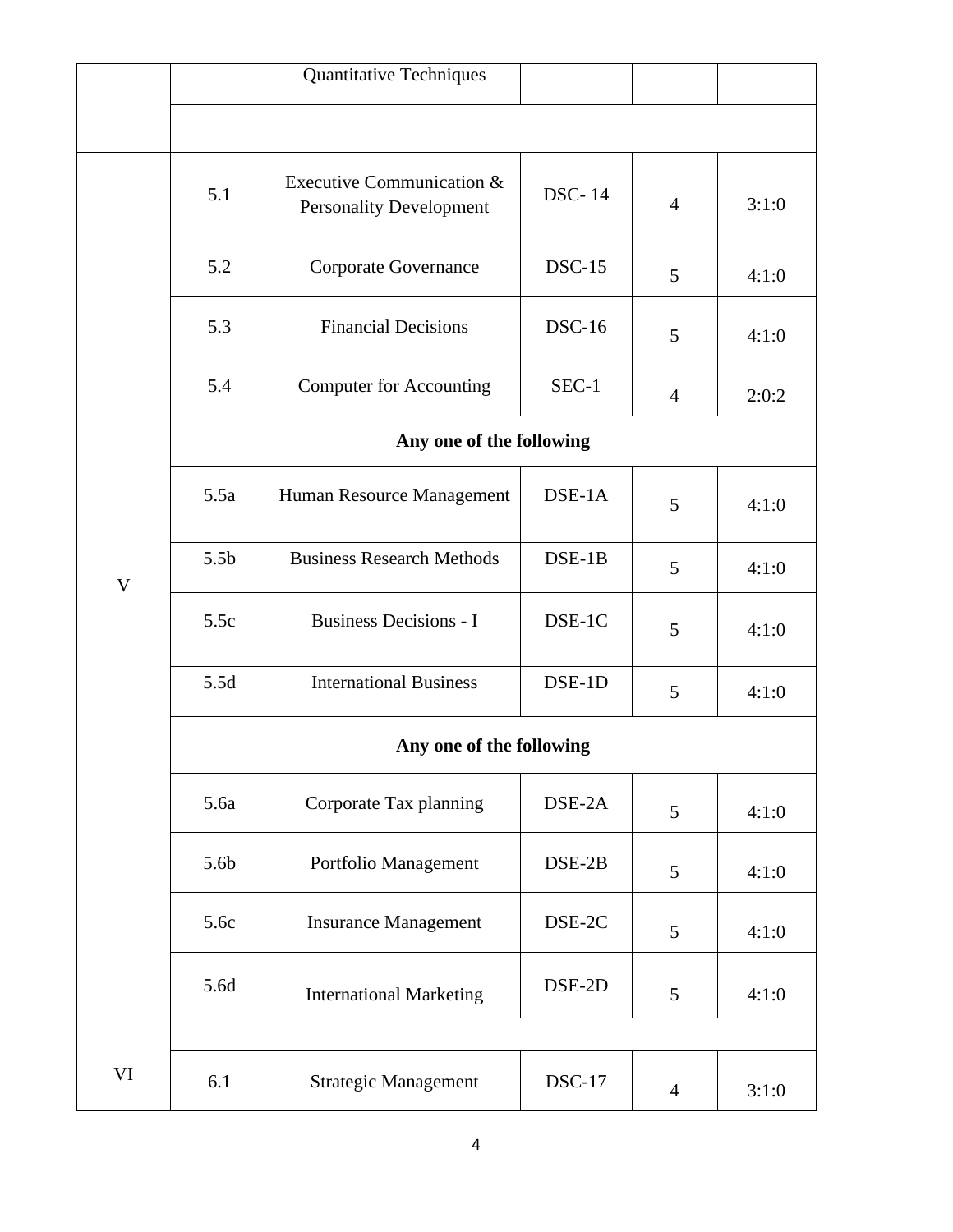| | | | | | |
|---|---|---|---|---|---|
| | | Quantitative Techniques | | | |
| | | | | | |
| V | 5.1 | Executive Communication & Personality Development | DSC- 14 | 4 | 3:1:0 |
| | 5.2 | Corporate Governance | DSC-15 | 5 | 4:1:0 |
| | 5.3 | Financial Decisions | DSC-16 | 5 | 4:1:0 |
| | 5.4 | Computer for Accounting | SEC-1 | 4 | 2:0:2 |
| | **Any one of the following** | | | | |
| | 5.5a | Human Resource Management | DSE-1A | 5 | 4:1:0 |
| | 5.5b | Business Research Methods | DSE-1B | 5 | 4:1:0 |
| | 5.5c | Business Decisions - I | DSE-1C | 5 | 4:1:0 |
| | 5.5d | International Business | DSE-1D | 5 | 4:1:0 |
| | **Any one of the following** | | | | |
| | 5.6a | Corporate Tax planning | DSE-2A | 5 | 4:1:0 |
| | 5.6b | Portfolio Management | DSE-2B | 5 | 4:1:0 |
| | 5.6c | Insurance Management | DSE-2C | 5 | 4:1:0 |
| | 5.6d | International Marketing | DSE-2D | 5 | 4:1:0 |
| VI | | | | | |
| | 6.1 | Strategic Management | DSC-17 | 4 | 3:1:0 |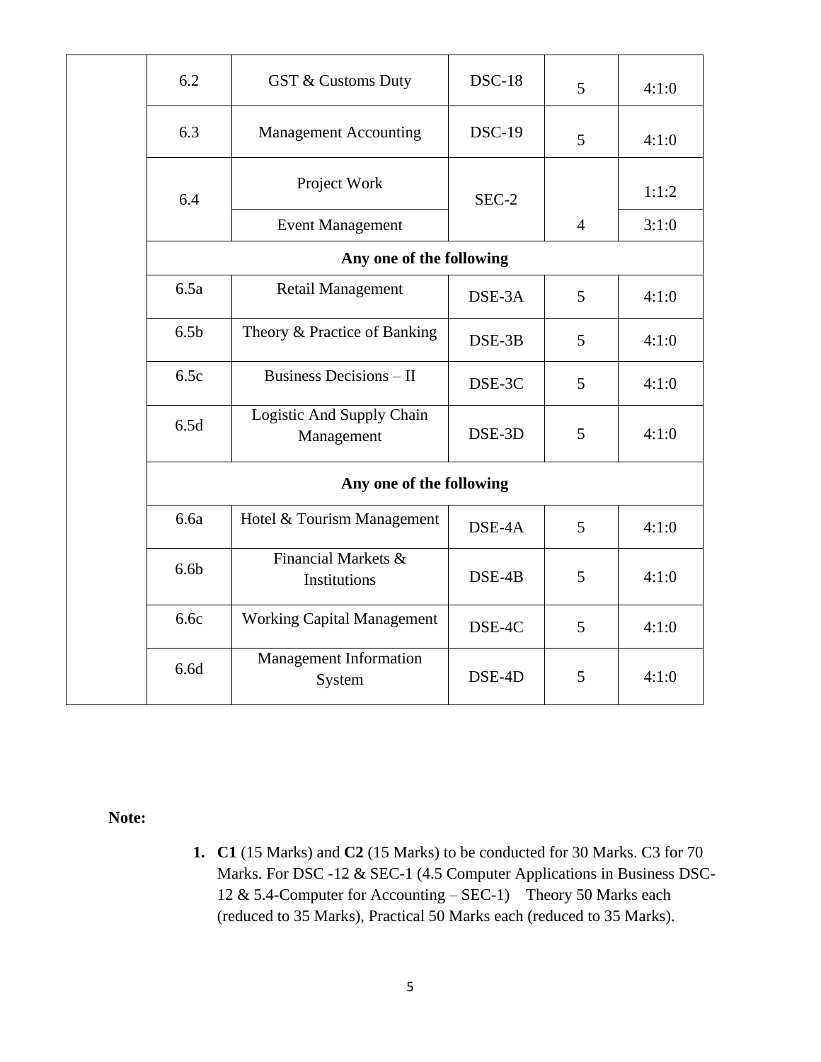| | 6.2 | GST & Customs Duty | DSC-18 | 5 | 4:1:0 |
|---|---|---|---|---|---|
| | 6.3 | Management Accounting | DSC-19 | 5 | 4:1:0 |
| | 6.4 | Project Work | SEC-2 | 4 | 1:1:2 |
| | | Event Management | | | 3:1:0 |
| | Any one of the following | | | | |
| | 6.5a | Retail Management | DSE-3A | 5 | 4:1:0 |
| | 6.5b | Theory & Practice of Banking | DSE-3B | 5 | 4:1:0 |
| | 6.5c | Business Decisions – II | DSE-3C | 5 | 4:1:0 |
| | 6.5d | Logistic And Supply Chain Management | DSE-3D | 5 | 4:1:0 |
| | Any one of the following | | | | |
| | 6.6a | Hotel & Tourism Management | DSE-4A | 5 | 4:1:0 |
| | 6.6b | Financial Markets & Institutions | DSE-4B | 5 | 4:1:0 |
| | 6.6c | Working Capital Management | DSE-4C | 5 | 4:1:0 |
| | 6.6d | Management Information System | DSE-4D | 5 | 4:1:0 |

**Note:**

1. **C1** (15 Marks) and **C2** (15 Marks) to be conducted for 30 Marks. C3 for 70 Marks. For DSC -12 & SEC-1 (4.5 Computer Applications in Business DSC-12 & 5.4-Computer for Accounting – SEC-1) Theory 50 Marks each (reduced to 35 Marks), Practical 50 Marks each (reduced to 35 Marks).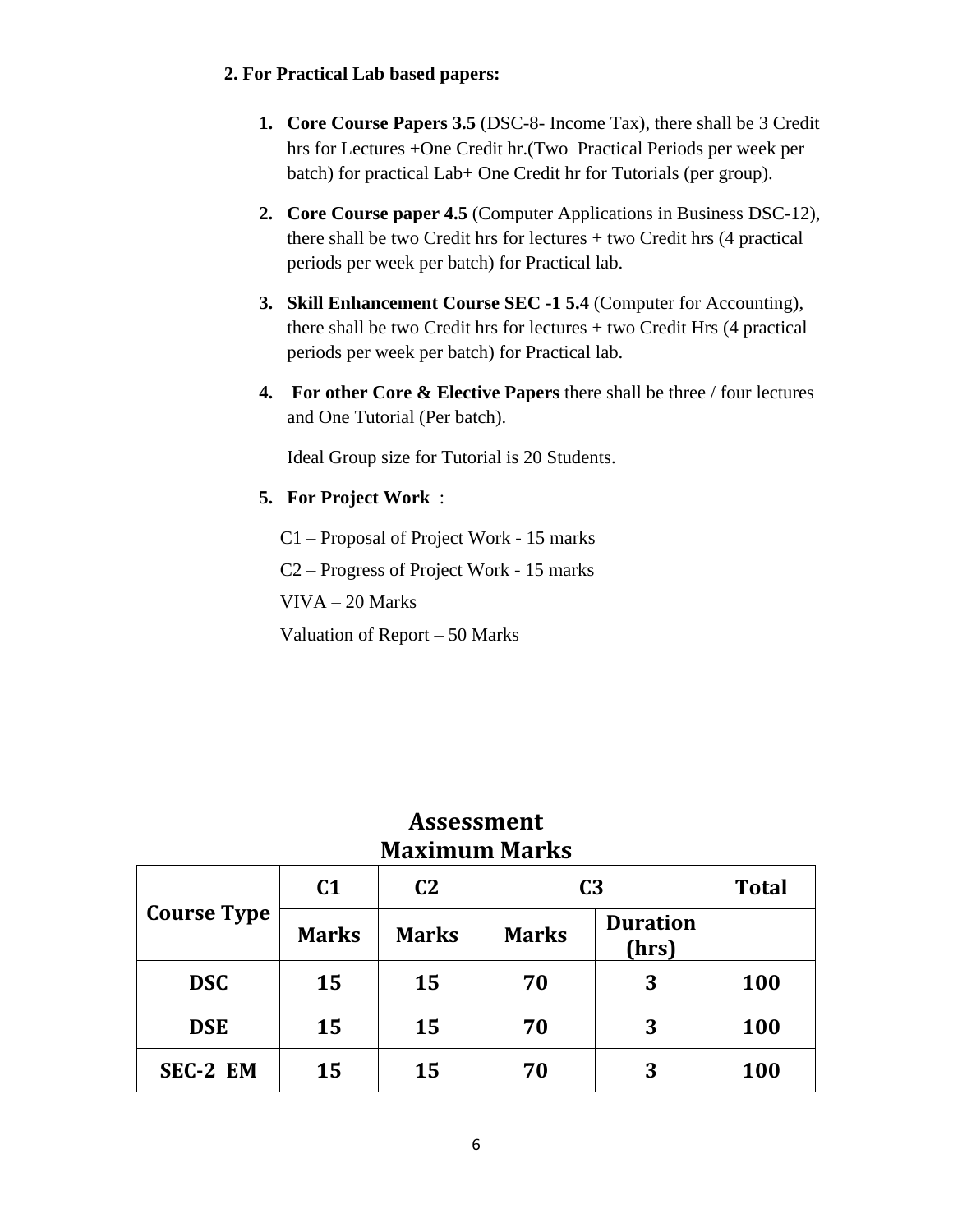**2. For Practical Lab based papers:**

1. **Core Course Papers 3.5** (DSC-8- Income Tax), there shall be 3 Credit hrs for Lectures +One Credit hr.(Two Practical Periods per week per batch) for practical Lab+ One Credit hr for Tutorials (per group).
2. **Core Course paper 4.5** (Computer Applications in Business DSC-12), there shall be two Credit hrs for lectures + two Credit hrs (4 practical periods per week per batch) for Practical lab.
3. **Skill Enhancement Course SEC -1 5.4** (Computer for Accounting), there shall be two Credit hrs for lectures + two Credit Hrs (4 practical periods per week per batch) for Practical lab.
4. **For other Core & Elective Papers** there shall be three / four lectures and One Tutorial (Per batch).

   Ideal Group size for Tutorial is 20 Students.

5. **For Project Work** :

   C1 – Proposal of Project Work - 15 marks

   C2 – Progress of Project Work - 15 marks

   VIVA – 20 Marks

   Valuation of Report – 50 Marks

## Assessment
## Maximum Marks

| Course Type | C1 | C2 | C3 | | Total |
|---|---|---|---|---|---|
| | Marks | Marks | Marks | Duration (hrs) | |
| DSC | 15 | 15 | 70 | 3 | 100 |
| DSE | 15 | 15 | 70 | 3 | 100 |
| SEC-2 EM | 15 | 15 | 70 | 3 | 100 |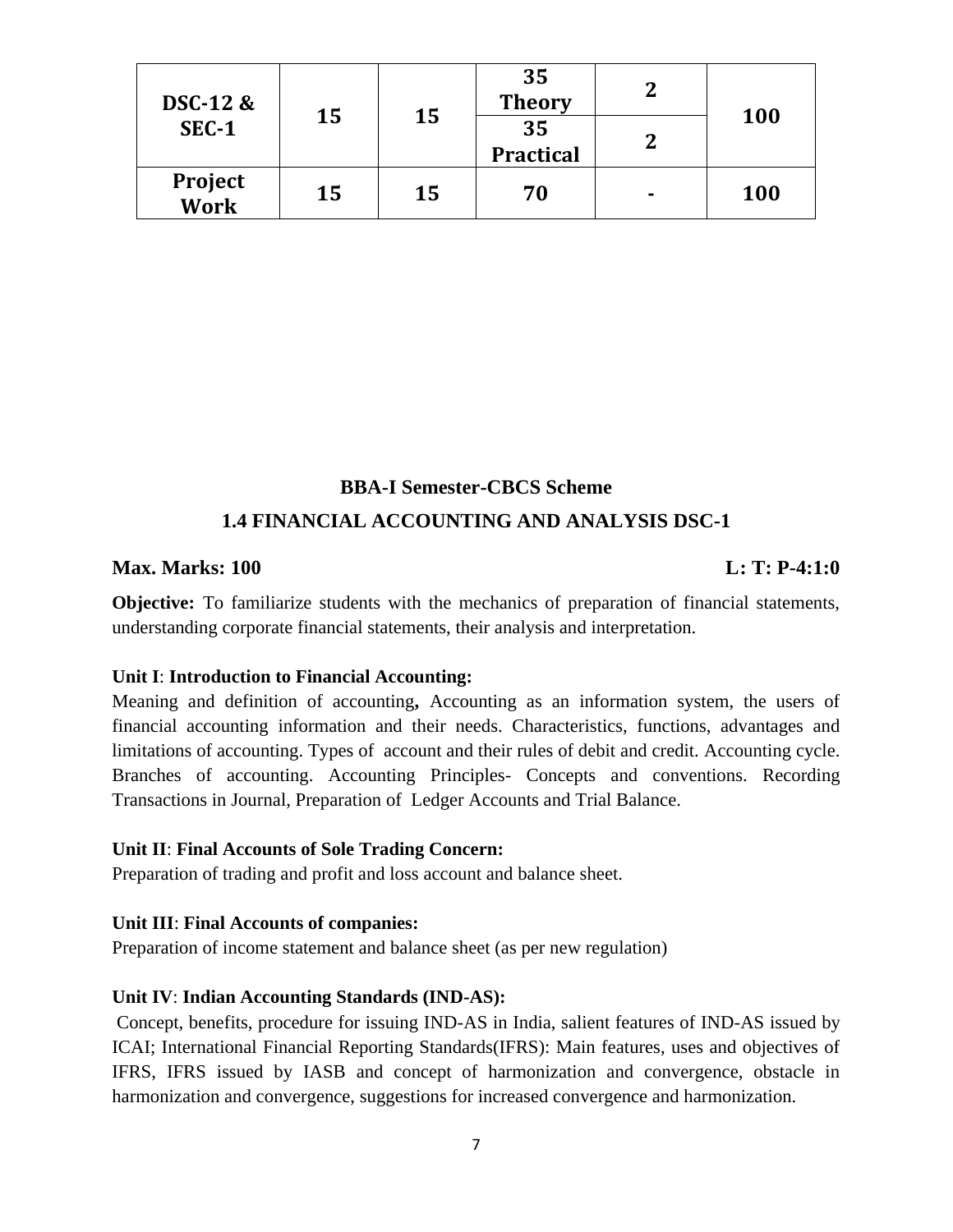| DSC-12 & SEC-1 | 15 | 15 | 35 Theory | 2 | 100 |
|---|---|---|---|---|---|
| | | | 35 Practical | 2 | |
| Project Work | 15 | 15 | 70 | - | 100 |

## BBA-I Semester-CBCS Scheme

## 1.4 FINANCIAL ACCOUNTING AND ANALYSIS DSC-1

**Max. Marks: 100** **L: T: P-4:1:0**

**Objective:** To familiarize students with the mechanics of preparation of financial statements, understanding corporate financial statements, their analysis and interpretation.

**Unit I**: **Introduction to Financial Accounting:**

Meaning and definition of accounting**,** Accounting as an information system, the users of financial accounting information and their needs. Characteristics, functions, advantages and limitations of accounting. Types of account and their rules of debit and credit. Accounting cycle. Branches of accounting. Accounting Principles- Concepts and conventions. Recording Transactions in Journal, Preparation of Ledger Accounts and Trial Balance.

**Unit II**: **Final Accounts of Sole Trading Concern:**

Preparation of trading and profit and loss account and balance sheet.

**Unit III**: **Final Accounts of companies:**

Preparation of income statement and balance sheet (as per new regulation)

**Unit IV**: **Indian Accounting Standards (IND-AS):**

Concept, benefits, procedure for issuing IND-AS in India, salient features of IND-AS issued by ICAI; International Financial Reporting Standards(IFRS): Main features, uses and objectives of IFRS, IFRS issued by IASB and concept of harmonization and convergence, obstacle in harmonization and convergence, suggestions for increased convergence and harmonization.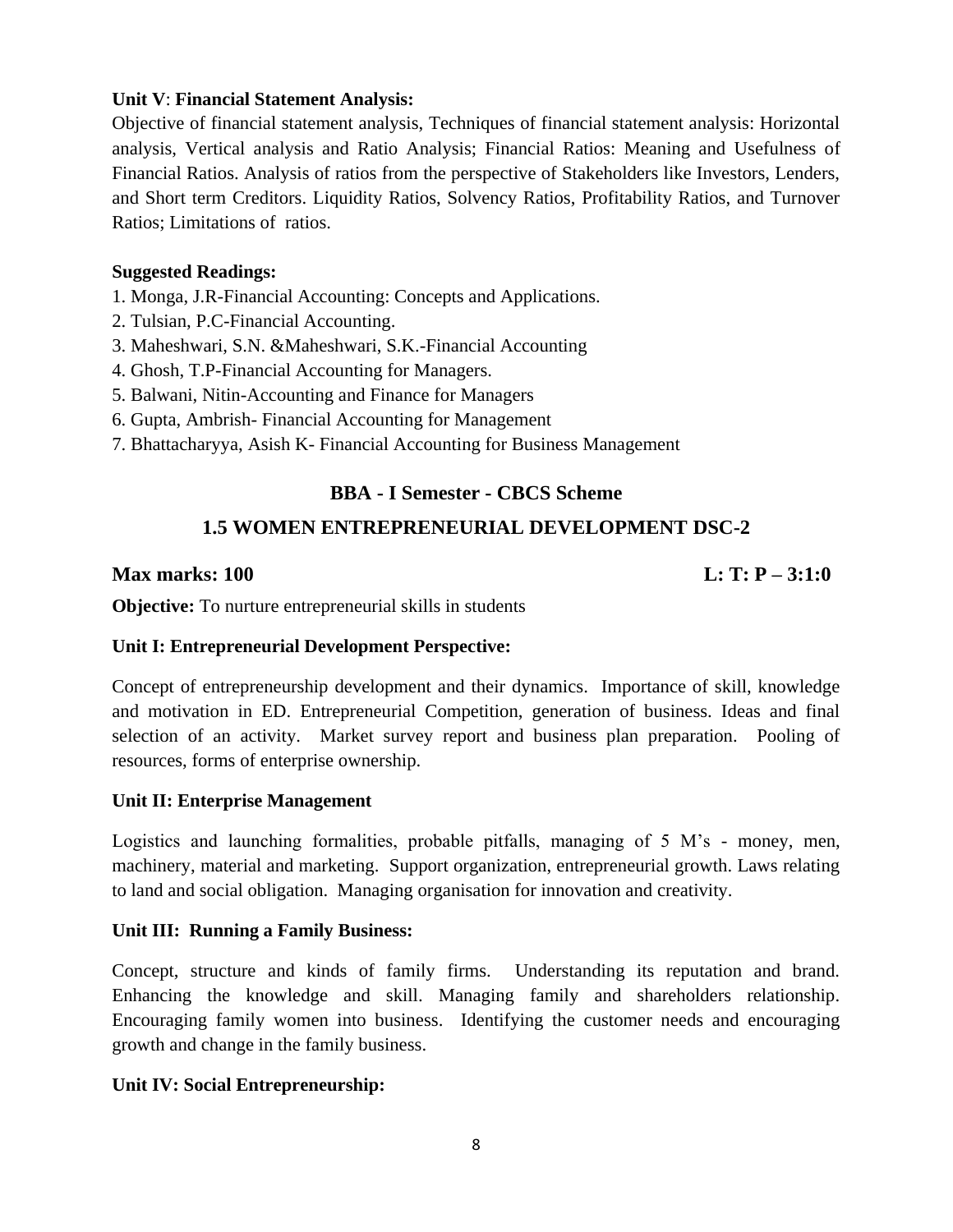**Unit V**: **Financial Statement Analysis:**

Objective of financial statement analysis, Techniques of financial statement analysis: Horizontal analysis, Vertical analysis and Ratio Analysis; Financial Ratios: Meaning and Usefulness of Financial Ratios. Analysis of ratios from the perspective of Stakeholders like Investors, Lenders, and Short term Creditors. Liquidity Ratios, Solvency Ratios, Profitability Ratios, and Turnover Ratios; Limitations of ratios.

**Suggested Readings:**

1. Monga, J.R-Financial Accounting: Concepts and Applications.
2. Tulsian, P.C-Financial Accounting.
3. Maheshwari, S.N. &Maheshwari, S.K.-Financial Accounting
4. Ghosh, T.P-Financial Accounting for Managers.
5. Balwani, Nitin-Accounting and Finance for Managers
6. Gupta, Ambrish- Financial Accounting for Management
7. Bhattacharyya, Asish K- Financial Accounting for Business Management

## BBA - I Semester - CBCS Scheme

## 1.5 WOMEN ENTREPRENEURIAL DEVELOPMENT DSC-2

**Max marks: 100** **L: T: P – 3:1:0**

**Objective:** To nurture entrepreneurial skills in students

**Unit I: Entrepreneurial Development Perspective:**

Concept of entrepreneurship development and their dynamics. Importance of skill, knowledge and motivation in ED. Entrepreneurial Competition, generation of business. Ideas and final selection of an activity. Market survey report and business plan preparation. Pooling of resources, forms of enterprise ownership.

**Unit II: Enterprise Management**

Logistics and launching formalities, probable pitfalls, managing of 5 M's - money, men, machinery, material and marketing. Support organization, entrepreneurial growth. Laws relating to land and social obligation. Managing organisation for innovation and creativity.

**Unit III: Running a Family Business:**

Concept, structure and kinds of family firms. Understanding its reputation and brand. Enhancing the knowledge and skill. Managing family and shareholders relationship. Encouraging family women into business. Identifying the customer needs and encouraging growth and change in the family business.

**Unit IV: Social Entrepreneurship:**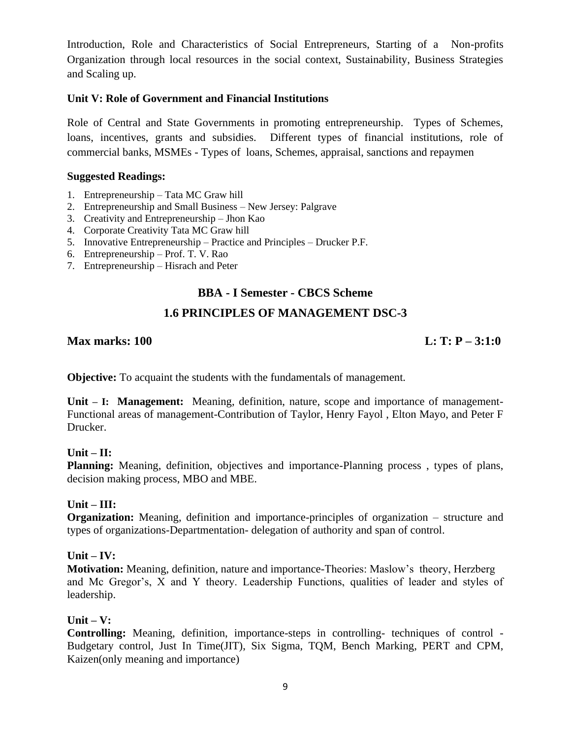Introduction, Role and Characteristics of Social Entrepreneurs, Starting of a Non-profits Organization through local resources in the social context, Sustainability, Business Strategies and Scaling up.

**Unit V: Role of Government and Financial Institutions**

Role of Central and State Governments in promoting entrepreneurship. Types of Schemes, loans, incentives, grants and subsidies. Different types of financial institutions, role of commercial banks, MSMEs - Types of loans, Schemes, appraisal, sanctions and repaymen

**Suggested Readings:**

1. Entrepreneurship – Tata MC Graw hill
2. Entrepreneurship and Small Business – New Jersey: Palgrave
3. Creativity and Entrepreneurship – Jhon Kao
4. Corporate Creativity Tata MC Graw hill
5. Innovative Entrepreneurship – Practice and Principles – Drucker P.F.
6. Entrepreneurship – Prof. T. V. Rao
7. Entrepreneurship – Hisrach and Peter

## BBA - I Semester - CBCS Scheme

## 1.6 PRINCIPLES OF MANAGEMENT DSC-3

**Max marks: 100** **L: T: P – 3:1:0**

**Objective:** To acquaint the students with the fundamentals of management.

**Unit – I: Management:** Meaning, definition, nature, scope and importance of management-Functional areas of management-Contribution of Taylor, Henry Fayol , Elton Mayo, and Peter F Drucker.

**Unit – II:**
**Planning:** Meaning, definition, objectives and importance-Planning process , types of plans, decision making process, MBO and MBE.

**Unit – III:**
**Organization:** Meaning, definition and importance-principles of organization – structure and types of organizations-Departmentation- delegation of authority and span of control.

**Unit – IV:**
**Motivation:** Meaning, definition, nature and importance-Theories: Maslow's theory, Herzberg and Mc Gregor's, X and Y theory. Leadership Functions, qualities of leader and styles of leadership.

**Unit – V:**
**Controlling:** Meaning, definition, importance-steps in controlling- techniques of control - Budgetary control, Just In Time(JIT), Six Sigma, TQM, Bench Marking, PERT and CPM, Kaizen(only meaning and importance)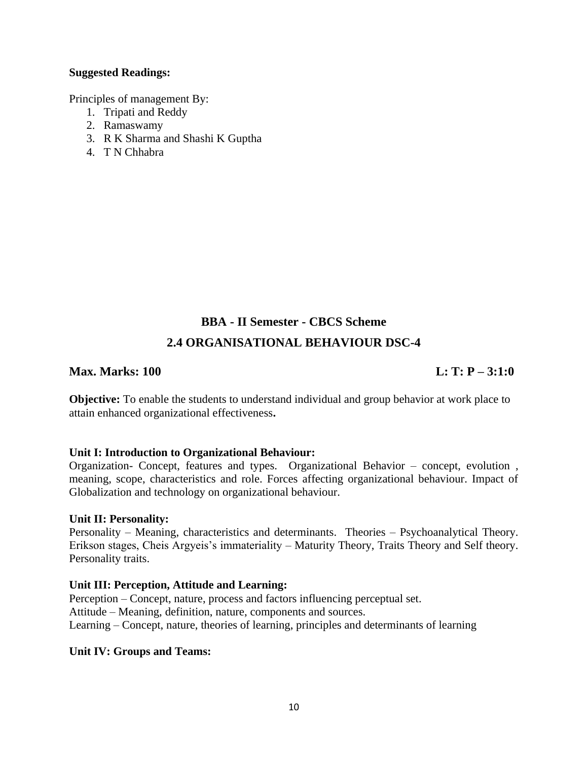**Suggested Readings:**

Principles of management By:

1. Tripati and Reddy
2. Ramaswamy
3. R K Sharma and Shashi K Guptha
4. T N Chhabra

## BBA - II Semester - CBCS Scheme

## 2.4 ORGANISATIONAL BEHAVIOUR DSC-4

**Max. Marks: 100** **L: T: P – 3:1:0**

**Objective:** To enable the students to understand individual and group behavior at work place to attain enhanced organizational effectiveness**.**

**Unit I: Introduction to Organizational Behaviour:**
Organization- Concept, features and types. Organizational Behavior – concept, evolution , meaning, scope, characteristics and role. Forces affecting organizational behaviour. Impact of Globalization and technology on organizational behaviour.

**Unit II: Personality:**
Personality – Meaning, characteristics and determinants. Theories – Psychoanalytical Theory. Erikson stages, Cheis Argyeis's immateriality – Maturity Theory, Traits Theory and Self theory. Personality traits.

**Unit III: Perception, Attitude and Learning:**
Perception – Concept, nature, process and factors influencing perceptual set.
Attitude – Meaning, definition, nature, components and sources.
Learning – Concept, nature, theories of learning, principles and determinants of learning

**Unit IV: Groups and Teams:**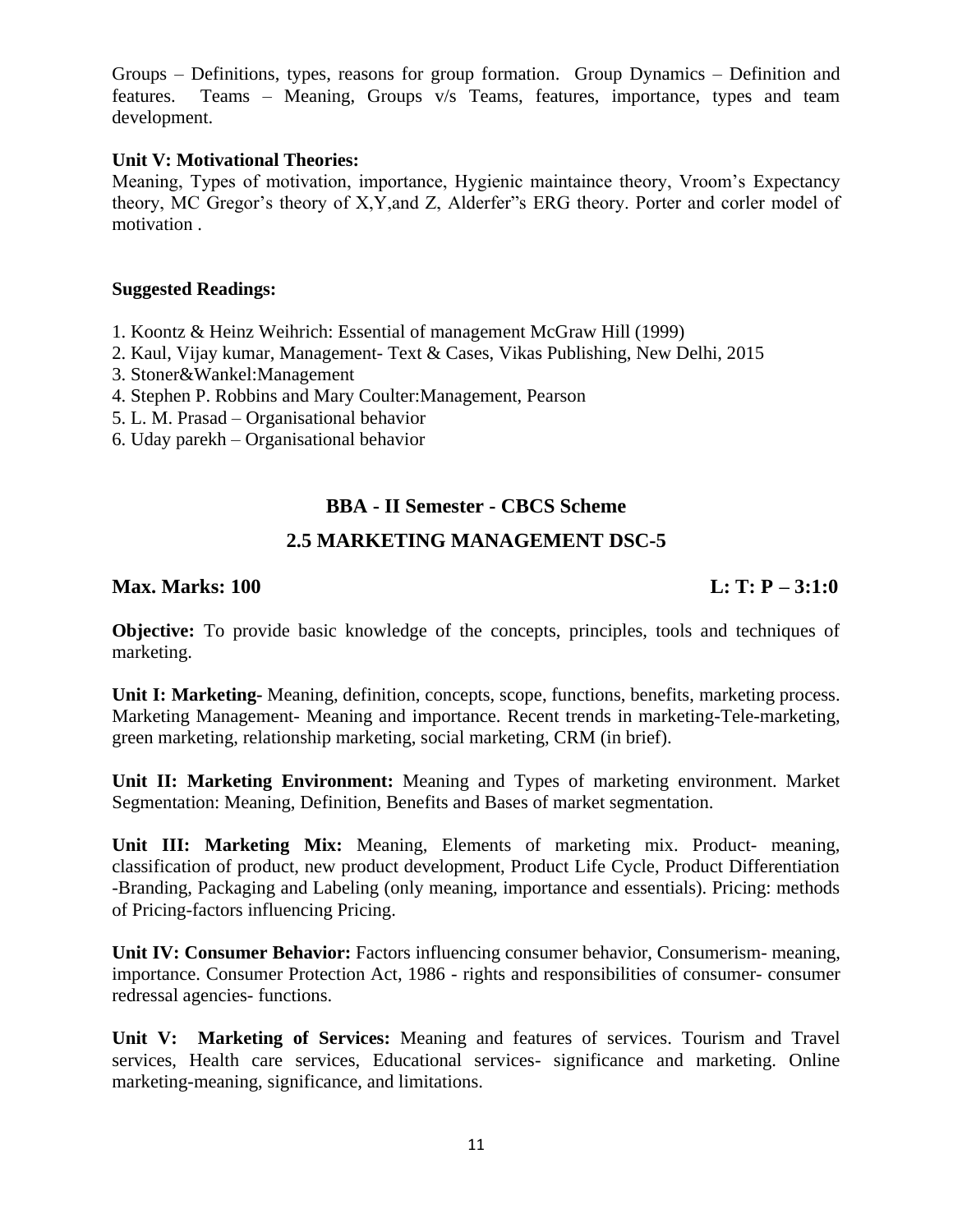Groups – Definitions, types, reasons for group formation. Group Dynamics – Definition and features. Teams – Meaning, Groups v/s Teams, features, importance, types and team development.

**Unit V: Motivational Theories:**
Meaning, Types of motivation, importance, Hygienic maintaince theory, Vroom's Expectancy theory, MC Gregor's theory of X,Y,and Z, Alderfer"s ERG theory. Porter and corler model of motivation .

**Suggested Readings:**

1. Koontz & Heinz Weihrich: Essential of management McGraw Hill (1999)
2. Kaul, Vijay kumar, Management- Text & Cases, Vikas Publishing, New Delhi, 2015
3. Stoner&Wankel:Management
4. Stephen P. Robbins and Mary Coulter:Management, Pearson
5. L. M. Prasad – Organisational behavior
6. Uday parekh – Organisational behavior

## BBA - II Semester - CBCS Scheme

## 2.5 MARKETING MANAGEMENT DSC-5

**Max. Marks: 100** **L: T: P – 3:1:0**

**Objective:** To provide basic knowledge of the concepts, principles, tools and techniques of marketing.

**Unit I: Marketing-** Meaning, definition, concepts, scope, functions, benefits, marketing process. Marketing Management- Meaning and importance. Recent trends in marketing-Tele-marketing, green marketing, relationship marketing, social marketing, CRM (in brief).

**Unit II: Marketing Environment:** Meaning and Types of marketing environment. Market Segmentation: Meaning, Definition, Benefits and Bases of market segmentation.

**Unit III: Marketing Mix:** Meaning, Elements of marketing mix. Product- meaning, classification of product, new product development, Product Life Cycle, Product Differentiation -Branding, Packaging and Labeling (only meaning, importance and essentials). Pricing: methods of Pricing-factors influencing Pricing.

**Unit IV: Consumer Behavior:** Factors influencing consumer behavior, Consumerism- meaning, importance. Consumer Protection Act, 1986 - rights and responsibilities of consumer- consumer redressal agencies- functions.

**Unit V: Marketing of Services:** Meaning and features of services. Tourism and Travel services, Health care services, Educational services- significance and marketing. Online marketing-meaning, significance, and limitations.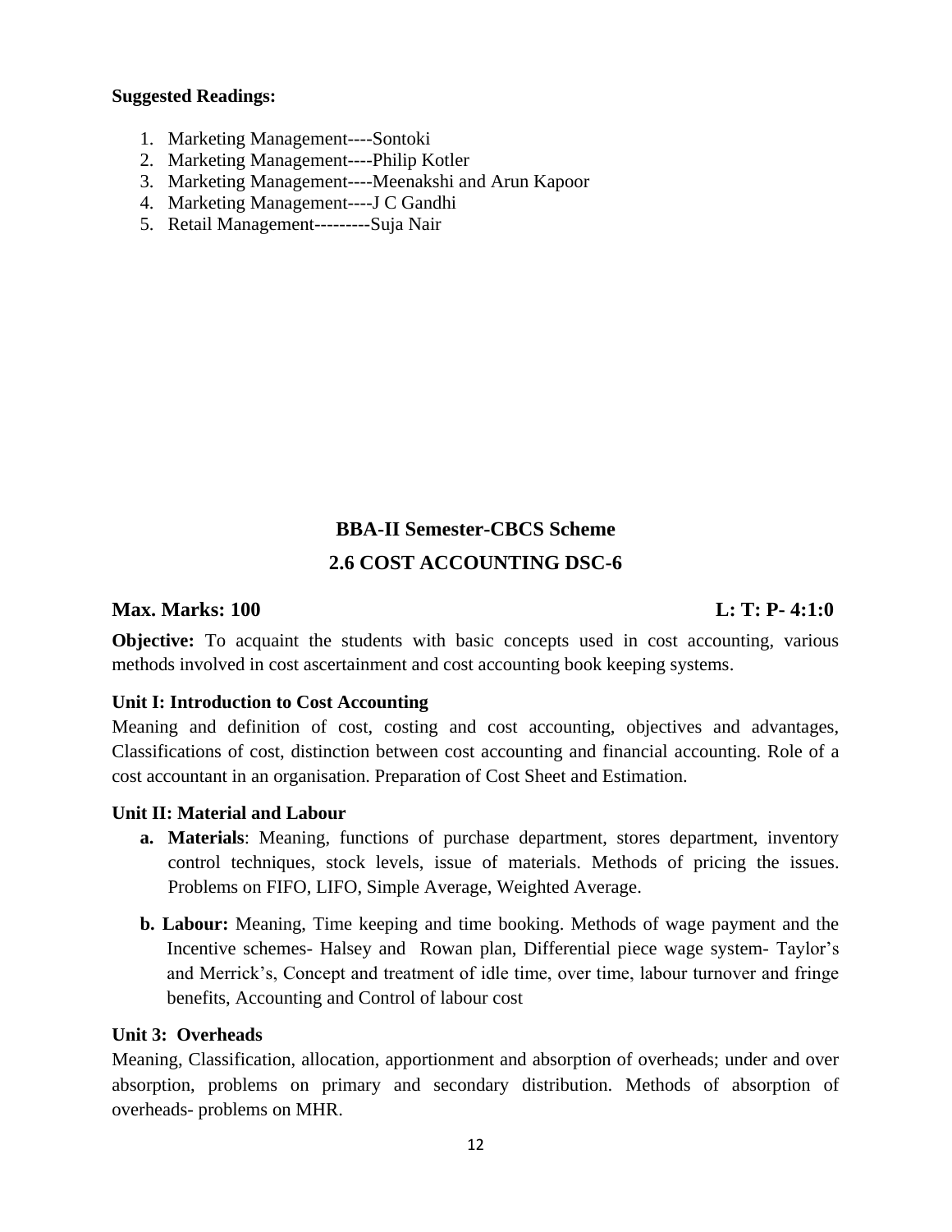**Suggested Readings:**

1. Marketing Management----Sontoki
2. Marketing Management----Philip Kotler
3. Marketing Management----Meenakshi and Arun Kapoor
4. Marketing Management----J C Gandhi
5. Retail Management---------Suja Nair

## BBA-II Semester-CBCS Scheme

## 2.6 COST ACCOUNTING DSC-6

**Max. Marks: 100** **L: T: P- 4:1:0**

**Objective:** To acquaint the students with basic concepts used in cost accounting, various methods involved in cost ascertainment and cost accounting book keeping systems.

**Unit I: Introduction to Cost Accounting**

Meaning and definition of cost, costing and cost accounting, objectives and advantages, Classifications of cost, distinction between cost accounting and financial accounting. Role of a cost accountant in an organisation. Preparation of Cost Sheet and Estimation.

**Unit II: Material and Labour**

a. **Materials**: Meaning, functions of purchase department, stores department, inventory control techniques, stock levels, issue of materials. Methods of pricing the issues. Problems on FIFO, LIFO, Simple Average, Weighted Average.

b. **Labour:** Meaning, Time keeping and time booking. Methods of wage payment and the Incentive schemes- Halsey and Rowan plan, Differential piece wage system- Taylor's and Merrick's, Concept and treatment of idle time, over time, labour turnover and fringe benefits, Accounting and Control of labour cost

**Unit 3: Overheads**

Meaning, Classification, allocation, apportionment and absorption of overheads; under and over absorption, problems on primary and secondary distribution. Methods of absorption of overheads- problems on MHR.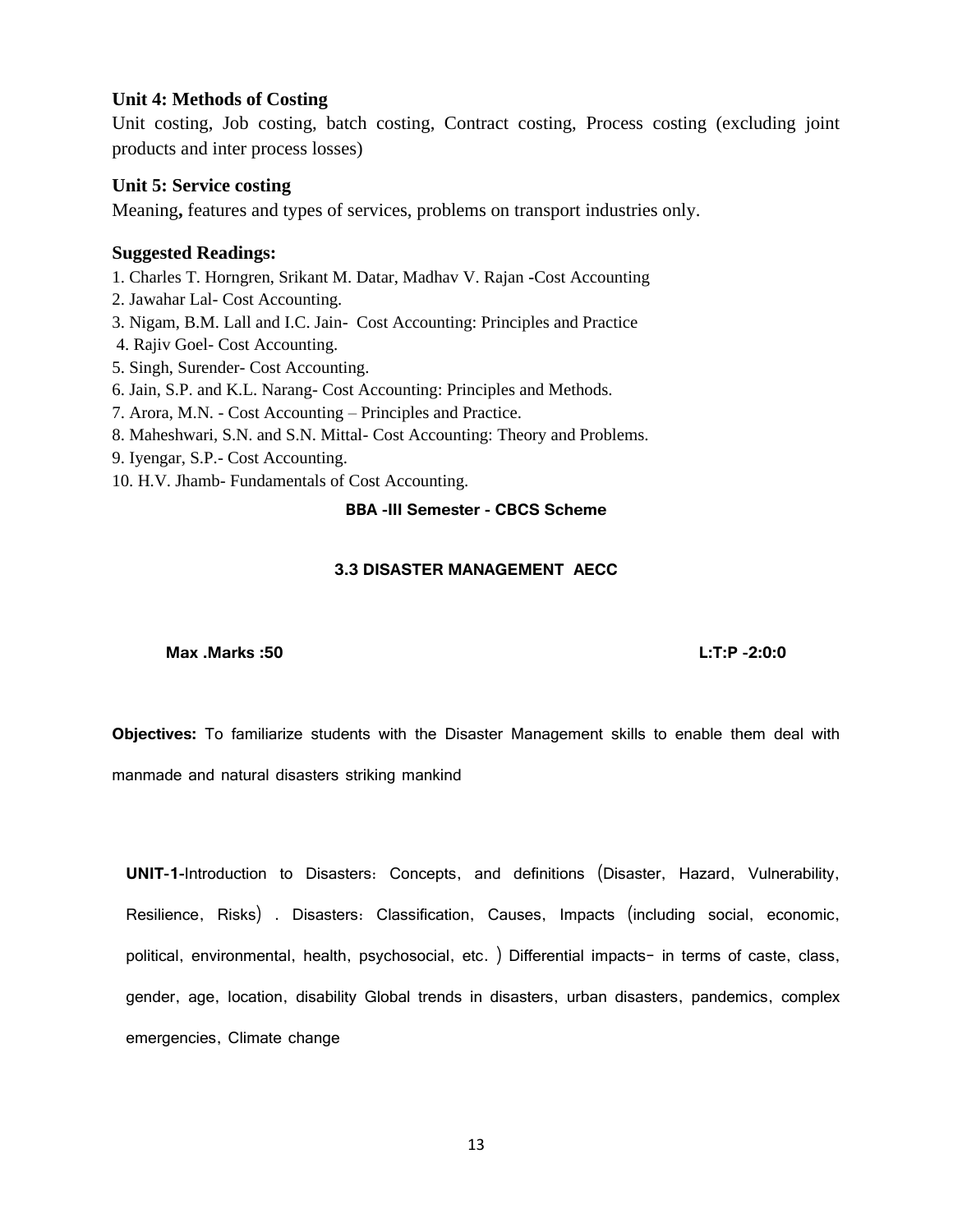### Unit 4: Methods of Costing

Unit costing, Job costing, batch costing, Contract costing, Process costing (excluding joint products and inter process losses)

### Unit 5: Service costing

Meaning**,** features and types of services, problems on transport industries only.

### Suggested Readings:

1. Charles T. Horngren, Srikant M. Datar, Madhav V. Rajan -Cost Accounting
2. Jawahar Lal- Cost Accounting.
3. Nigam, B.M. Lall and I.C. Jain- Cost Accounting: Principles and Practice
4. Rajiv Goel- Cost Accounting.
5. Singh, Surender- Cost Accounting.
6. Jain, S.P. and K.L. Narang- Cost Accounting: Principles and Methods.
7. Arora, M.N. - Cost Accounting – Principles and Practice.
8. Maheshwari, S.N. and S.N. Mittal- Cost Accounting: Theory and Problems.
9. Iyengar, S.P.- Cost Accounting.
10. H.V. Jhamb- Fundamentals of Cost Accounting.

## BBA -III Semester - CBCS Scheme

## 3.3 DISASTER MANAGEMENT AECC

**Max .Marks :50** **L:T:P -2:0:0**

**Objectives:** To familiarize students with the Disaster Management skills to enable them deal with manmade and natural disasters striking mankind

**UNIT-1**-Introduction to Disasters: Concepts, and definitions (Disaster, Hazard, Vulnerability, Resilience, Risks) . Disasters: Classification, Causes, Impacts (including social, economic, political, environmental, health, psychosocial, etc. ) Differential impacts- in terms of caste, class, gender, age, location, disability Global trends in disasters, urban disasters, pandemics, complex emergencies, Climate change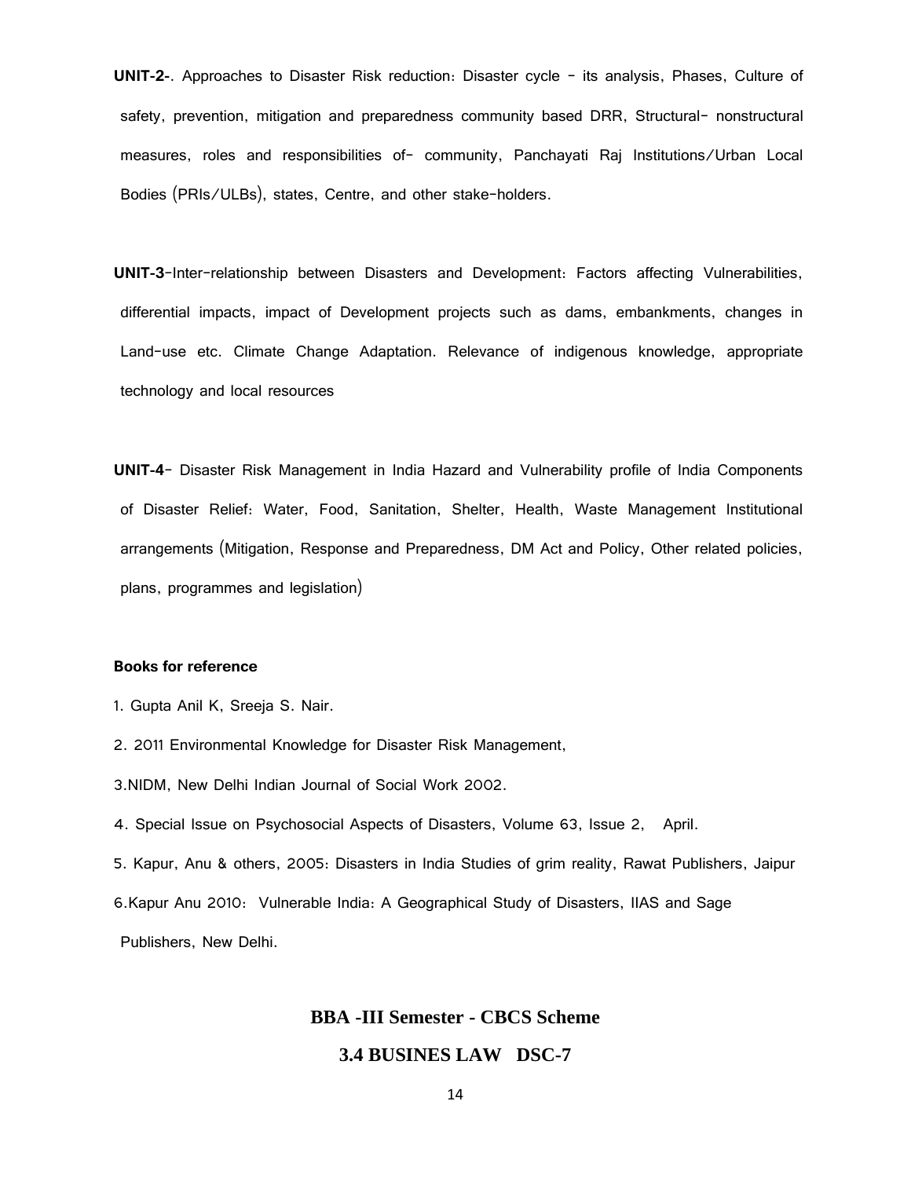**UNIT-2-**. Approaches to Disaster Risk reduction: Disaster cycle - its analysis, Phases, Culture of safety, prevention, mitigation and preparedness community based DRR, Structural- nonstructural measures, roles and responsibilities of- community, Panchayati Raj Institutions/Urban Local Bodies (PRIs/ULBs), states, Centre, and other stake-holders.

**UNIT-3**-Inter-relationship between Disasters and Development: Factors affecting Vulnerabilities, differential impacts, impact of Development projects such as dams, embankments, changes in Land-use etc. Climate Change Adaptation. Relevance of indigenous knowledge, appropriate technology and local resources

**UNIT-4**- Disaster Risk Management in India Hazard and Vulnerability profile of India Components of Disaster Relief: Water, Food, Sanitation, Shelter, Health, Waste Management Institutional arrangements (Mitigation, Response and Preparedness, DM Act and Policy, Other related policies, plans, programmes and legislation)

**Books for reference**

1. Gupta Anil K, Sreeja S. Nair.
2. 2011 Environmental Knowledge for Disaster Risk Management,
3. NIDM, New Delhi Indian Journal of Social Work 2002.
4. Special Issue on Psychosocial Aspects of Disasters, Volume 63, Issue 2, April.
5. Kapur, Anu & others, 2005: Disasters in India Studies of grim reality, Rawat Publishers, Jaipur
6. Kapur Anu 2010: Vulnerable India: A Geographical Study of Disasters, IIAS and Sage Publishers, New Delhi.

## BBA -III Semester - CBCS Scheme

## 3.4 BUSINES LAW DSC-7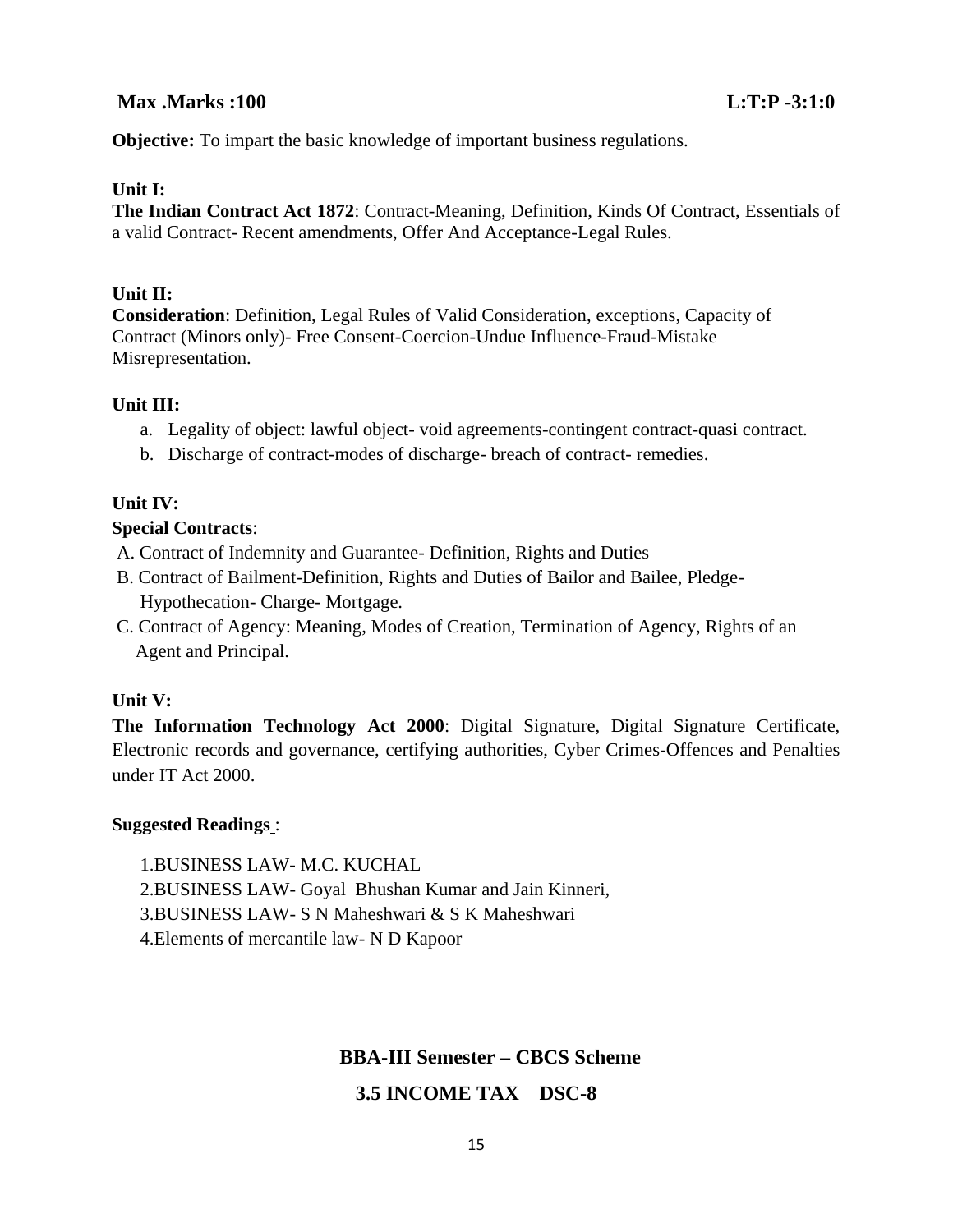**Max .Marks :100** **L:T:P -3:1:0**

**Objective:** To impart the basic knowledge of important business regulations.

**Unit I:**

**The Indian Contract Act 1872**: Contract-Meaning, Definition, Kinds Of Contract, Essentials of a valid Contract- Recent amendments, Offer And Acceptance-Legal Rules.

**Unit II:**

**Consideration**: Definition, Legal Rules of Valid Consideration, exceptions, Capacity of Contract (Minors only)- Free Consent-Coercion-Undue Influence-Fraud-Mistake Misrepresentation.

**Unit III:**

a. Legality of object: lawful object- void agreements-contingent contract-quasi contract.
b. Discharge of contract-modes of discharge- breach of contract- remedies.

**Unit IV:**

**Special Contracts**:

A. Contract of Indemnity and Guarantee- Definition, Rights and Duties
B. Contract of Bailment-Definition, Rights and Duties of Bailor and Bailee, Pledge-Hypothecation- Charge- Mortgage.
C. Contract of Agency: Meaning, Modes of Creation, Termination of Agency, Rights of an Agent and Principal.

**Unit V:**

**The Information Technology Act 2000**: Digital Signature, Digital Signature Certificate, Electronic records and governance, certifying authorities, Cyber Crimes-Offences and Penalties under IT Act 2000.

**Suggested Readings** :

1. BUSINESS LAW- M.C. KUCHAL
2. BUSINESS LAW- Goyal Bhushan Kumar and Jain Kinneri,
3. BUSINESS LAW- S N Maheshwari & S K Maheshwari
4. Elements of mercantile law- N D Kapoor

## BBA-III Semester – CBCS Scheme

## 3.5 INCOME TAX DSC-8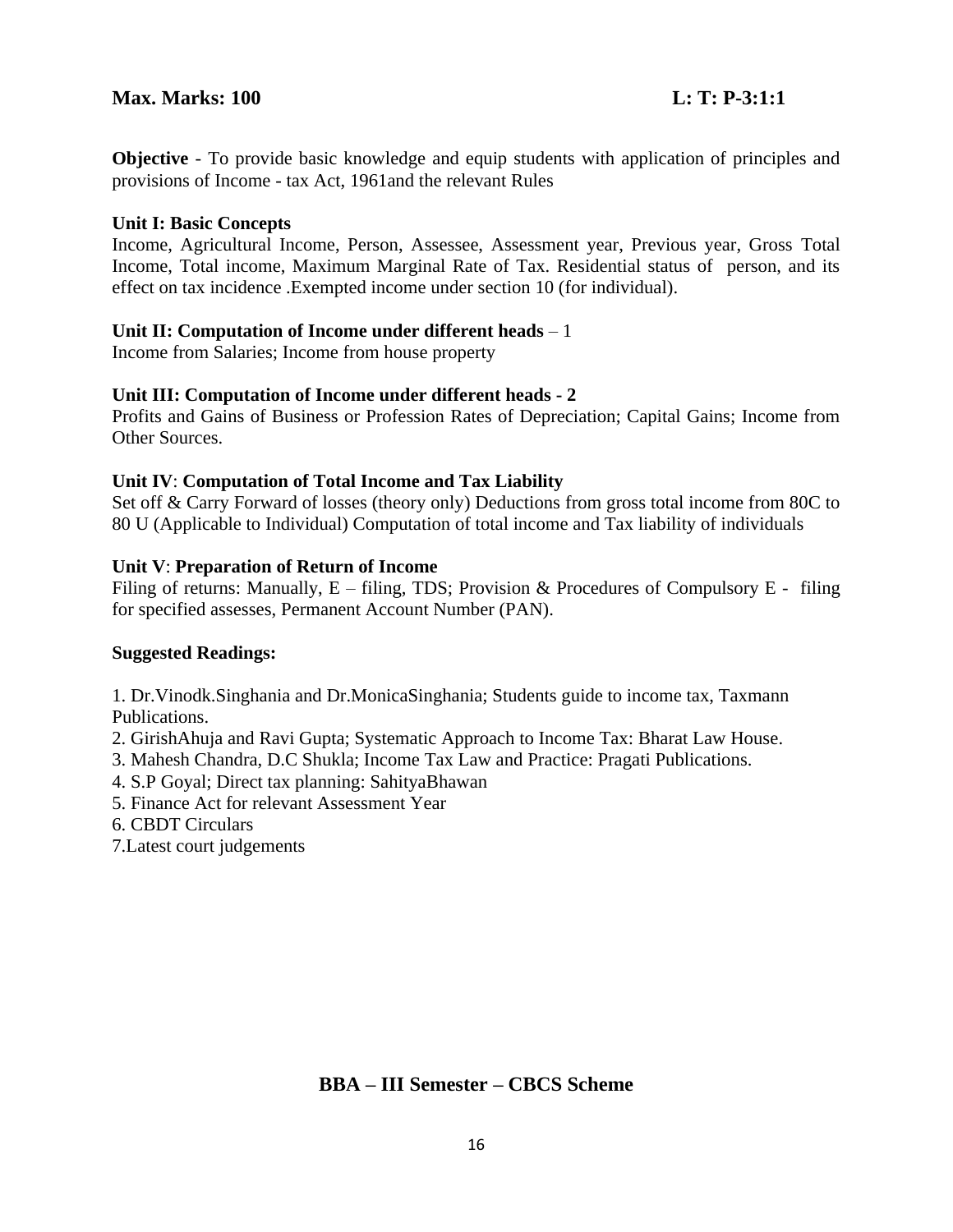**Max. Marks: 100** **L: T: P-3:1:1**

**Objective** - To provide basic knowledge and equip students with application of principles and provisions of Income - tax Act, 1961and the relevant Rules

**Unit I: Basic Concepts**

Income, Agricultural Income, Person, Assessee, Assessment year, Previous year, Gross Total Income, Total income, Maximum Marginal Rate of Tax. Residential status of person, and its effect on tax incidence .Exempted income under section 10 (for individual).

**Unit II: Computation of Income under different heads** – 1

Income from Salaries; Income from house property

**Unit III: Computation of Income under different heads - 2**

Profits and Gains of Business or Profession Rates of Depreciation; Capital Gains; Income from Other Sources.

**Unit IV**: **Computation of Total Income and Tax Liability**

Set off & Carry Forward of losses (theory only) Deductions from gross total income from 80C to 80 U (Applicable to Individual) Computation of total income and Tax liability of individuals

**Unit V**: **Preparation of Return of Income**

Filing of returns: Manually, E – filing, TDS; Provision & Procedures of Compulsory E - filing for specified assesses, Permanent Account Number (PAN).

**Suggested Readings:**

1. Dr.Vinodk.Singhania and Dr.MonicaSinghania; Students guide to income tax, Taxmann Publications.
2. GirishAhuja and Ravi Gupta; Systematic Approach to Income Tax: Bharat Law House.
3. Mahesh Chandra, D.C Shukla; Income Tax Law and Practice: Pragati Publications.
4. S.P Goyal; Direct tax planning: SahityaBhawan
5. Finance Act for relevant Assessment Year
6. CBDT Circulars
7.Latest court judgements

## BBA – III Semester – CBCS Scheme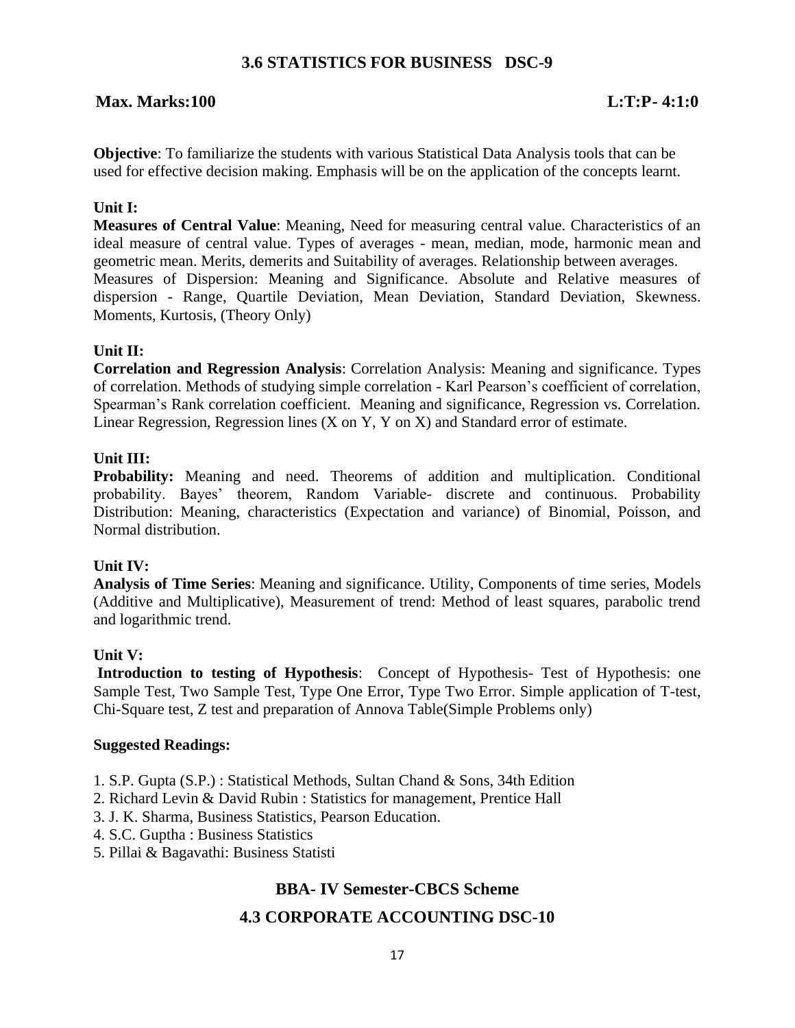## 3.6 STATISTICS FOR BUSINESS DSC-9

**Max. Marks:100** **L:T:P- 4:1:0**

**Objective**: To familiarize the students with various Statistical Data Analysis tools that can be used for effective decision making. Emphasis will be on the application of the concepts learnt.

**Unit I:**

**Measures of Central Value**: Meaning, Need for measuring central value. Characteristics of an ideal measure of central value. Types of averages - mean, median, mode, harmonic mean and geometric mean. Merits, demerits and Suitability of averages. Relationship between averages.
Measures of Dispersion: Meaning and Significance. Absolute and Relative measures of dispersion - Range, Quartile Deviation, Mean Deviation, Standard Deviation, Skewness. Moments, Kurtosis, (Theory Only)

**Unit II:**

**Correlation and Regression Analysis**: Correlation Analysis: Meaning and significance. Types of correlation. Methods of studying simple correlation - Karl Pearson's coefficient of correlation, Spearman's Rank correlation coefficient. Meaning and significance, Regression vs. Correlation. Linear Regression, Regression lines (X on Y, Y on X) and Standard error of estimate.

**Unit III:**

**Probability:** Meaning and need. Theorems of addition and multiplication. Conditional probability. Bayes' theorem, Random Variable- discrete and continuous. Probability Distribution: Meaning, characteristics (Expectation and variance) of Binomial, Poisson, and Normal distribution.

**Unit IV:**

**Analysis of Time Series**: Meaning and significance. Utility, Components of time series, Models (Additive and Multiplicative), Measurement of trend: Method of least squares, parabolic trend and logarithmic trend.

**Unit V:**

**Introduction to testing of Hypothesis**: Concept of Hypothesis- Test of Hypothesis: one Sample Test, Two Sample Test, Type One Error, Type Two Error. Simple application of T-test, Chi-Square test, Z test and preparation of Annova Table(Simple Problems only)

**Suggested Readings:**

1. S.P. Gupta (S.P.) : Statistical Methods, Sultan Chand & Sons, 34th Edition
2. Richard Levin & David Rubin : Statistics for management, Prentice Hall
3. J. K. Sharma, Business Statistics, Pearson Education.
4. S.C. Guptha : Business Statistics
5. Pillai & Bagavathi: Business Statisti

## BBA- IV Semester-CBCS Scheme

## 4.3 CORPORATE ACCOUNTING DSC-10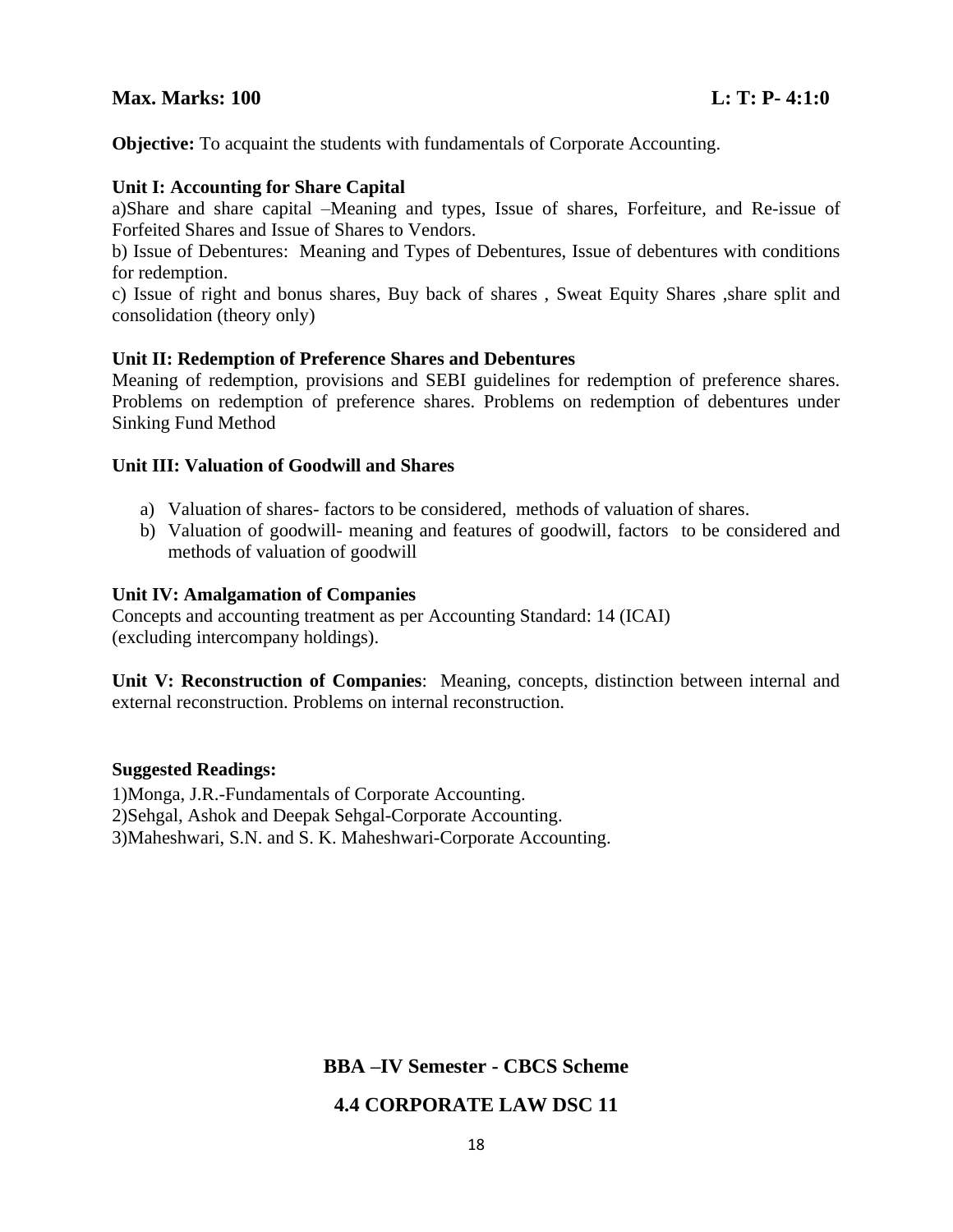**Max. Marks: 100** **L: T: P- 4:1:0**

**Objective:** To acquaint the students with fundamentals of Corporate Accounting.

**Unit I: Accounting for Share Capital**

a)Share and share capital –Meaning and types, Issue of shares, Forfeiture, and Re-issue of Forfeited Shares and Issue of Shares to Vendors.

b) Issue of Debentures: Meaning and Types of Debentures, Issue of debentures with conditions for redemption.

c) Issue of right and bonus shares, Buy back of shares , Sweat Equity Shares ,share split and consolidation (theory only)

**Unit II: Redemption of Preference Shares and Debentures**

Meaning of redemption, provisions and SEBI guidelines for redemption of preference shares. Problems on redemption of preference shares. Problems on redemption of debentures under Sinking Fund Method

**Unit III: Valuation of Goodwill and Shares**

a) Valuation of shares- factors to be considered, methods of valuation of shares.
b) Valuation of goodwill- meaning and features of goodwill, factors to be considered and methods of valuation of goodwill

**Unit IV: Amalgamation of Companies**

Concepts and accounting treatment as per Accounting Standard: 14 (ICAI)
(excluding intercompany holdings).

**Unit V: Reconstruction of Companies**: Meaning, concepts, distinction between internal and external reconstruction. Problems on internal reconstruction.

**Suggested Readings:**

1)Monga, J.R.-Fundamentals of Corporate Accounting.
2)Sehgal, Ashok and Deepak Sehgal-Corporate Accounting.
3)Maheshwari, S.N. and S. K. Maheshwari-Corporate Accounting.

## BBA –IV Semester - CBCS Scheme

## 4.4 CORPORATE LAW DSC 11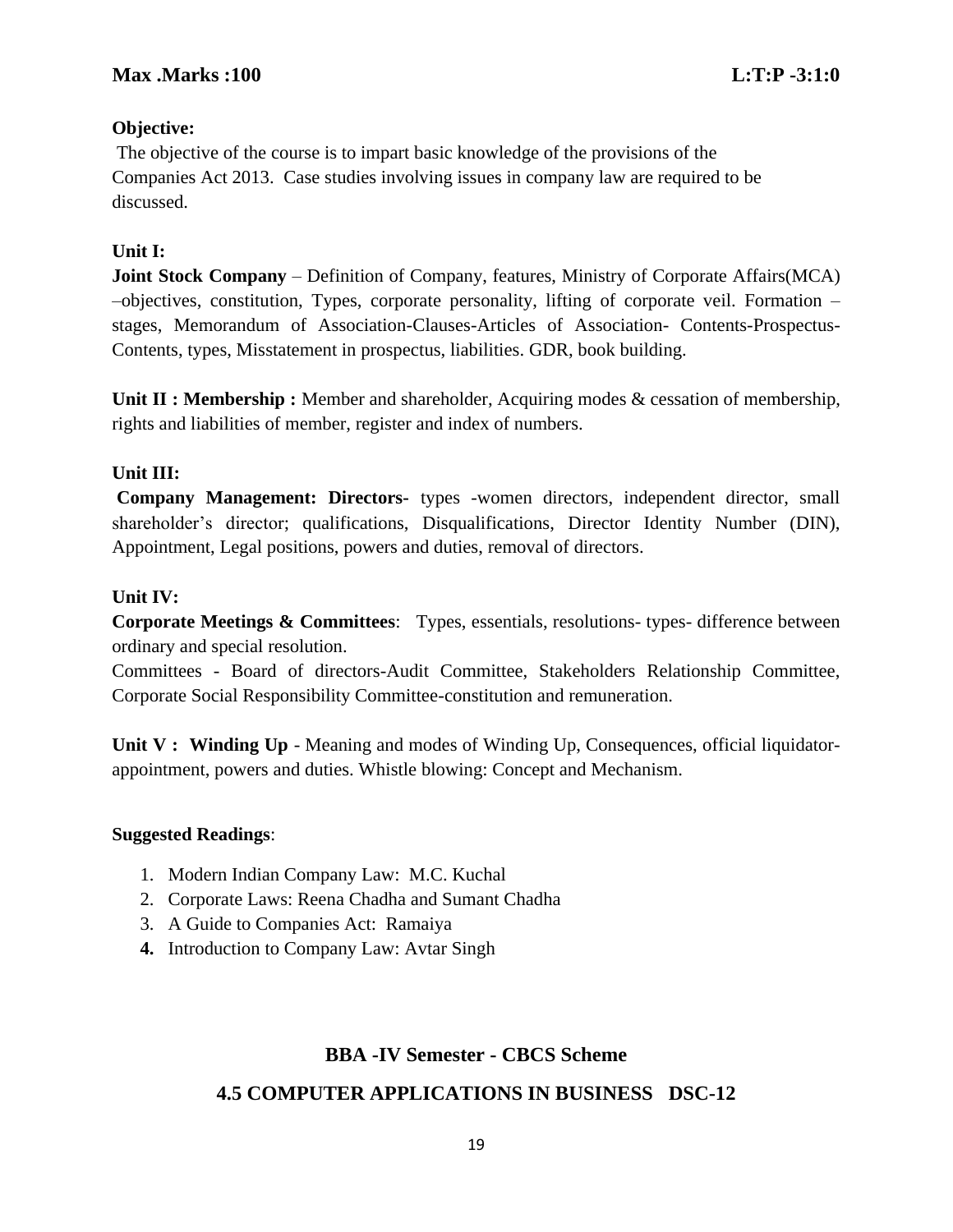**Max .Marks :100** **L:T:P -3:1:0**

**Objective:**

The objective of the course is to impart basic knowledge of the provisions of the Companies Act 2013. Case studies involving issues in company law are required to be discussed.

**Unit I:**

**Joint Stock Company** – Definition of Company, features, Ministry of Corporate Affairs(MCA) –objectives, constitution, Types, corporate personality, lifting of corporate veil. Formation – stages, Memorandum of Association-Clauses-Articles of Association- Contents-Prospectus-Contents, types, Misstatement in prospectus, liabilities. GDR, book building.

**Unit II : Membership :** Member and shareholder, Acquiring modes & cessation of membership, rights and liabilities of member, register and index of numbers.

**Unit III:**

**Company Management: Directors-** types -women directors, independent director, small shareholder's director; qualifications, Disqualifications, Director Identity Number (DIN), Appointment, Legal positions, powers and duties, removal of directors.

**Unit IV:**

**Corporate Meetings & Committees**: Types, essentials, resolutions- types- difference between ordinary and special resolution.

Committees - Board of directors-Audit Committee, Stakeholders Relationship Committee, Corporate Social Responsibility Committee-constitution and remuneration.

**Unit V : Winding Up** - Meaning and modes of Winding Up, Consequences, official liquidator-appointment, powers and duties. Whistle blowing: Concept and Mechanism.

**Suggested Readings**:

1. Modern Indian Company Law: M.C. Kuchal
2. Corporate Laws: Reena Chadha and Sumant Chadha
3. A Guide to Companies Act: Ramaiya
4. Introduction to Company Law: Avtar Singh

## BBA -IV Semester - CBCS Scheme

## 4.5 COMPUTER APPLICATIONS IN BUSINESS DSC-12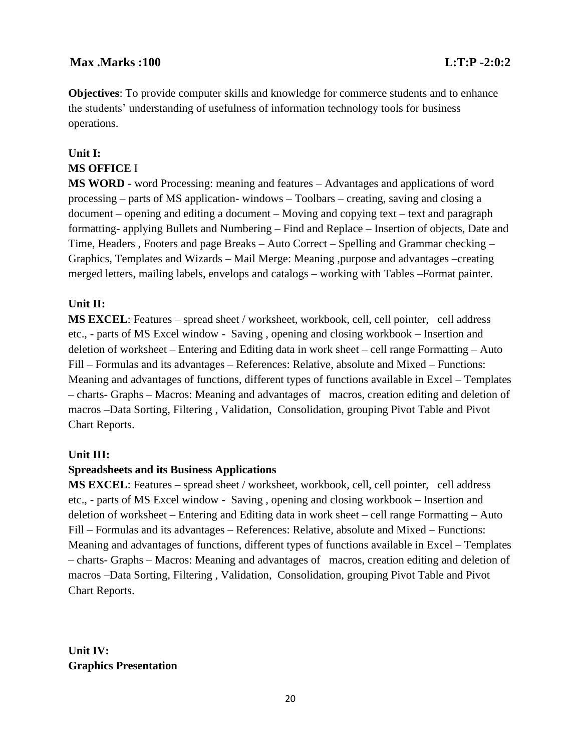**Max .Marks :100** **L:T:P -2:0:2**

**Objectives**: To provide computer skills and knowledge for commerce students and to enhance the students' understanding of usefulness of information technology tools for business operations.

**Unit I:**

**MS OFFICE** I

**MS WORD** - word Processing: meaning and features – Advantages and applications of word processing – parts of MS application- windows – Toolbars – creating, saving and closing a document – opening and editing a document – Moving and copying text – text and paragraph formatting- applying Bullets and Numbering – Find and Replace – Insertion of objects, Date and Time, Headers , Footers and page Breaks – Auto Correct – Spelling and Grammar checking – Graphics, Templates and Wizards – Mail Merge: Meaning ,purpose and advantages –creating merged letters, mailing labels, envelops and catalogs – working with Tables –Format painter.

**Unit II:**

**MS EXCEL**: Features – spread sheet / worksheet, workbook, cell, cell pointer, cell address etc., - parts of MS Excel window - Saving , opening and closing workbook – Insertion and deletion of worksheet – Entering and Editing data in work sheet – cell range Formatting – Auto Fill – Formulas and its advantages – References: Relative, absolute and Mixed – Functions: Meaning and advantages of functions, different types of functions available in Excel – Templates – charts- Graphs – Macros: Meaning and advantages of macros, creation editing and deletion of macros –Data Sorting, Filtering , Validation, Consolidation, grouping Pivot Table and Pivot Chart Reports.

**Unit III:**

**Spreadsheets and its Business Applications**

**MS EXCEL**: Features – spread sheet / worksheet, workbook, cell, cell pointer, cell address etc., - parts of MS Excel window - Saving , opening and closing workbook – Insertion and deletion of worksheet – Entering and Editing data in work sheet – cell range Formatting – Auto Fill – Formulas and its advantages – References: Relative, absolute and Mixed – Functions: Meaning and advantages of functions, different types of functions available in Excel – Templates – charts- Graphs – Macros: Meaning and advantages of macros, creation editing and deletion of macros –Data Sorting, Filtering , Validation, Consolidation, grouping Pivot Table and Pivot Chart Reports.

**Unit IV:**

**Graphics Presentation**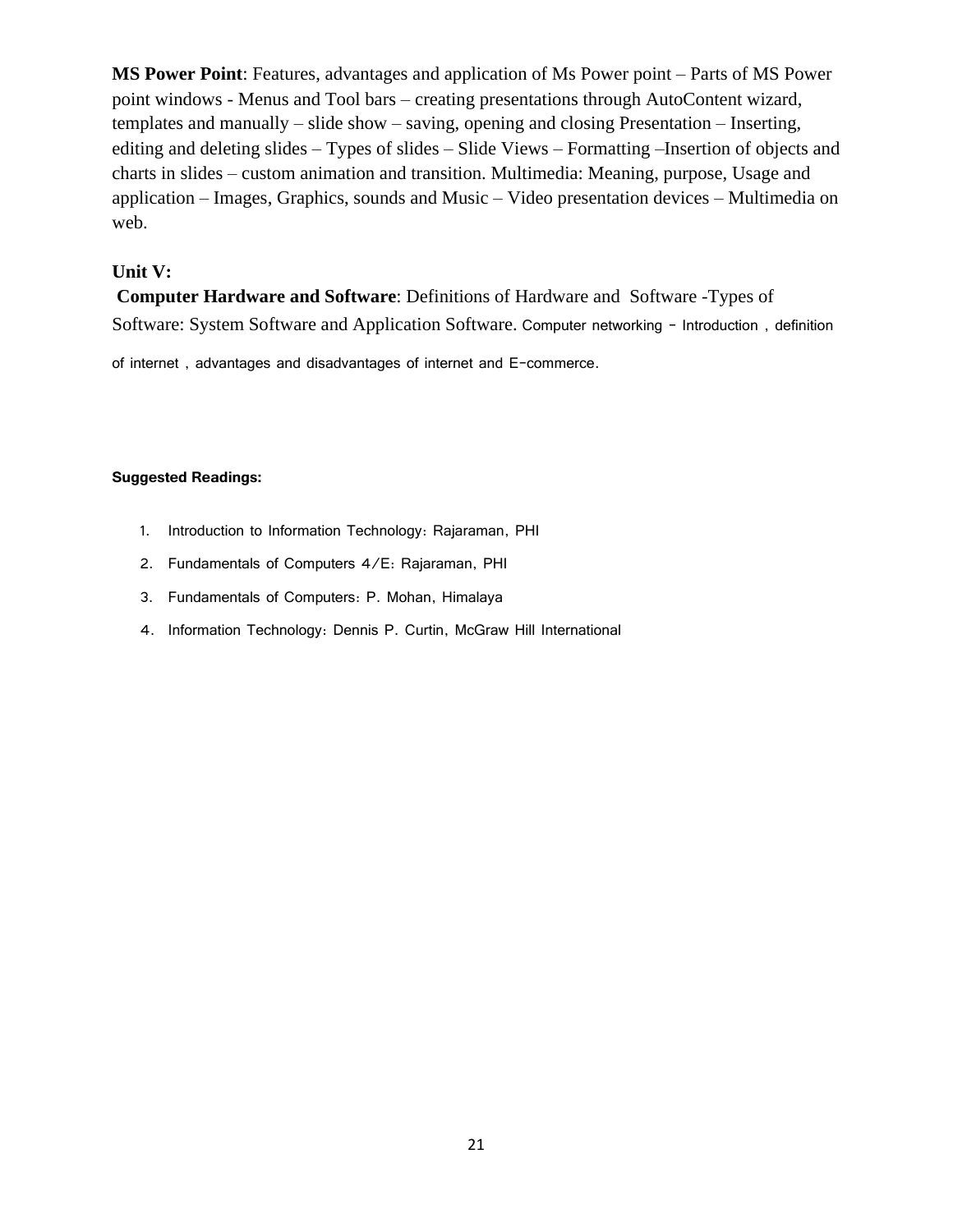**MS Power Point**: Features, advantages and application of Ms Power point – Parts of MS Power point windows - Menus and Tool bars – creating presentations through AutoContent wizard, templates and manually – slide show – saving, opening and closing Presentation – Inserting, editing and deleting slides – Types of slides – Slide Views – Formatting –Insertion of objects and charts in slides – custom animation and transition. Multimedia: Meaning, purpose, Usage and application – Images, Graphics, sounds and Music – Video presentation devices – Multimedia on web.

## Unit V:

**Computer Hardware and Software**: Definitions of Hardware and Software -Types of Software: System Software and Application Software. Computer networking – Introduction , definition of internet , advantages and disadvantages of internet and E-commerce.

**Suggested Readings:**

1. Introduction to Information Technology: Rajaraman, PHI
2. Fundamentals of Computers 4/E: Rajaraman, PHI
3. Fundamentals of Computers: P. Mohan, Himalaya
4. Information Technology: Dennis P. Curtin, McGraw Hill International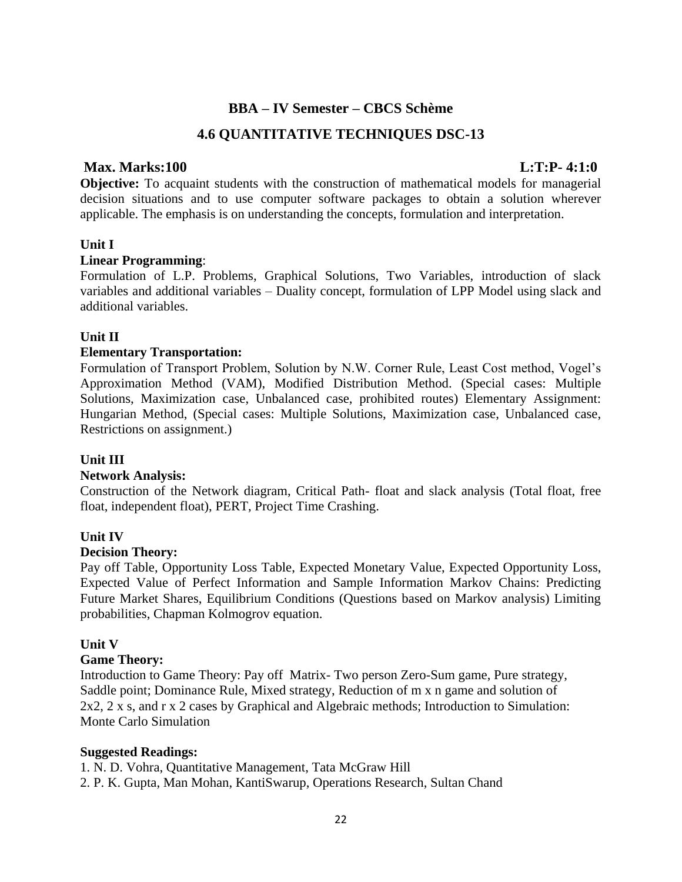## BBA – IV Semester – CBCS Schème

## 4.6 QUANTITATIVE TECHNIQUES DSC-13

**Max. Marks:100** **L:T:P- 4:1:0**

**Objective:** To acquaint students with the construction of mathematical models for managerial decision situations and to use computer software packages to obtain a solution wherever applicable. The emphasis is on understanding the concepts, formulation and interpretation.

**Unit I**

**Linear Programming**:

Formulation of L.P. Problems, Graphical Solutions, Two Variables, introduction of slack variables and additional variables – Duality concept, formulation of LPP Model using slack and additional variables.

**Unit II**

**Elementary Transportation:**

Formulation of Transport Problem, Solution by N.W. Corner Rule, Least Cost method, Vogel's Approximation Method (VAM), Modified Distribution Method. (Special cases: Multiple Solutions, Maximization case, Unbalanced case, prohibited routes) Elementary Assignment: Hungarian Method, (Special cases: Multiple Solutions, Maximization case, Unbalanced case, Restrictions on assignment.)

**Unit III**

**Network Analysis:**

Construction of the Network diagram, Critical Path- float and slack analysis (Total float, free float, independent float), PERT, Project Time Crashing.

**Unit IV**

**Decision Theory:**

Pay off Table, Opportunity Loss Table, Expected Monetary Value, Expected Opportunity Loss, Expected Value of Perfect Information and Sample Information Markov Chains: Predicting Future Market Shares, Equilibrium Conditions (Questions based on Markov analysis) Limiting probabilities, Chapman Kolmogrov equation.

**Unit V**

**Game Theory:**

Introduction to Game Theory: Pay off Matrix- Two person Zero-Sum game, Pure strategy, Saddle point; Dominance Rule, Mixed strategy, Reduction of m x n game and solution of 2x2, 2 x s, and r x 2 cases by Graphical and Algebraic methods; Introduction to Simulation: Monte Carlo Simulation

**Suggested Readings:**

1. N. D. Vohra, Quantitative Management, Tata McGraw Hill
2. P. K. Gupta, Man Mohan, KantiSwarup, Operations Research, Sultan Chand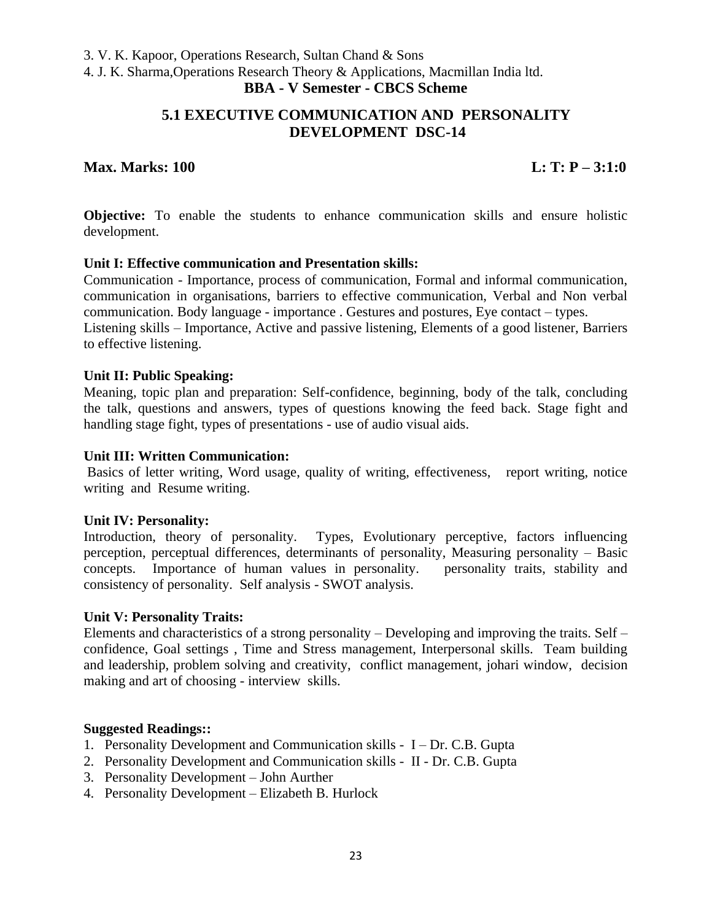3. V. K. Kapoor, Operations Research, Sultan Chand & Sons
4. J. K. Sharma,Operations Research Theory & Applications, Macmillan India ltd.

**BBA - V Semester - CBCS Scheme**

## 5.1 EXECUTIVE COMMUNICATION AND PERSONALITY DEVELOPMENT DSC-14

**Max. Marks: 100** **L: T: P – 3:1:0**

**Objective:** To enable the students to enhance communication skills and ensure holistic development.

**Unit I: Effective communication and Presentation skills:**

Communication - Importance, process of communication, Formal and informal communication, communication in organisations, barriers to effective communication, Verbal and Non verbal communication. Body language - importance . Gestures and postures, Eye contact – types.
Listening skills – Importance, Active and passive listening, Elements of a good listener, Barriers to effective listening.

**Unit II: Public Speaking:**

Meaning, topic plan and preparation: Self-confidence, beginning, body of the talk, concluding the talk, questions and answers, types of questions knowing the feed back. Stage fight and handling stage fight, types of presentations - use of audio visual aids.

**Unit III: Written Communication:**

Basics of letter writing, Word usage, quality of writing, effectiveness, report writing, notice writing and Resume writing.

**Unit IV: Personality:**

Introduction, theory of personality. Types, Evolutionary perceptive, factors influencing perception, perceptual differences, determinants of personality, Measuring personality – Basic concepts. Importance of human values in personality. personality traits, stability and consistency of personality. Self analysis - SWOT analysis.

**Unit V: Personality Traits:**

Elements and characteristics of a strong personality – Developing and improving the traits. Self – confidence, Goal settings , Time and Stress management, Interpersonal skills. Team building and leadership, problem solving and creativity, conflict management, johari window, decision making and art of choosing - interview skills.

**Suggested Readings::**

1. Personality Development and Communication skills - I – Dr. C.B. Gupta
2. Personality Development and Communication skills - II - Dr. C.B. Gupta
3. Personality Development – John Aurther
4. Personality Development – Elizabeth B. Hurlock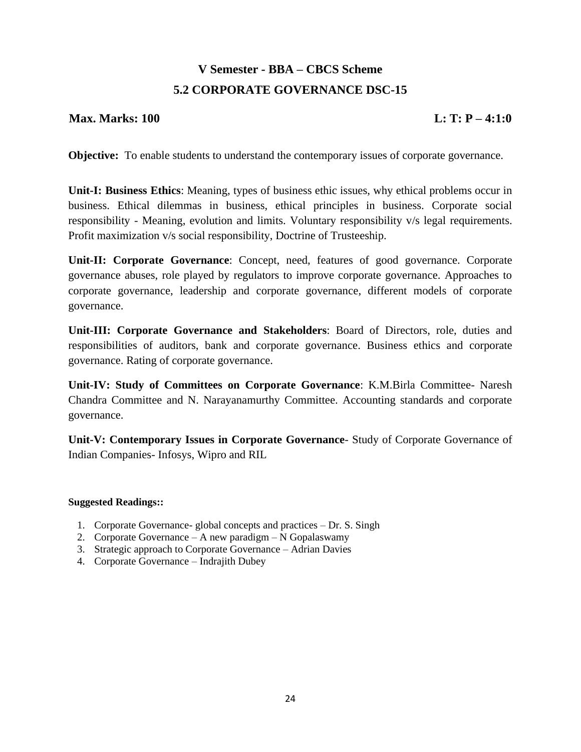# V Semester - BBA – CBCS Scheme

## 5.2 CORPORATE GOVERNANCE DSC-15

**Max. Marks: 100** **L: T: P – 4:1:0**

**Objective:** To enable students to understand the contemporary issues of corporate governance.

**Unit-I: Business Ethics**: Meaning, types of business ethic issues, why ethical problems occur in business. Ethical dilemmas in business, ethical principles in business. Corporate social responsibility - Meaning, evolution and limits. Voluntary responsibility v/s legal requirements. Profit maximization v/s social responsibility, Doctrine of Trusteeship.

**Unit-II: Corporate Governance**: Concept, need, features of good governance. Corporate governance abuses, role played by regulators to improve corporate governance. Approaches to corporate governance, leadership and corporate governance, different models of corporate governance.

**Unit-III: Corporate Governance and Stakeholders**: Board of Directors, role, duties and responsibilities of auditors, bank and corporate governance. Business ethics and corporate governance. Rating of corporate governance.

**Unit-IV: Study of Committees on Corporate Governance**: K.M.Birla Committee- Naresh Chandra Committee and N. Narayanamurthy Committee. Accounting standards and corporate governance.

**Unit-V: Contemporary Issues in Corporate Governance**- Study of Corporate Governance of Indian Companies- Infosys, Wipro and RIL

**Suggested Readings::**

1. Corporate Governance- global concepts and practices – Dr. S. Singh
2. Corporate Governance – A new paradigm – N Gopalaswamy
3. Strategic approach to Corporate Governance – Adrian Davies
4. Corporate Governance – Indrajith Dubey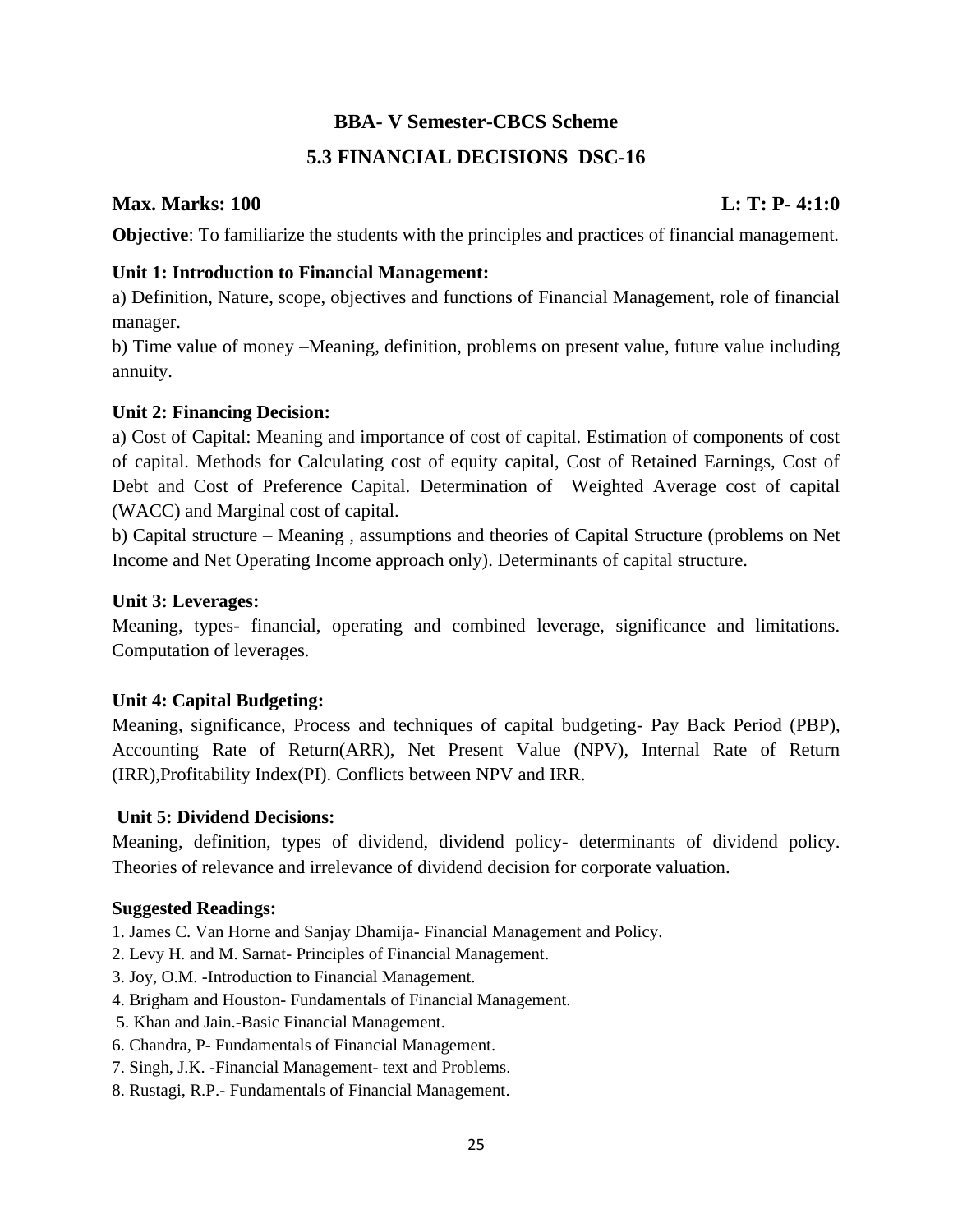## BBA- V Semester-CBCS Scheme

## 5.3 FINANCIAL DECISIONS DSC-16

**Max. Marks: 100** **L: T: P- 4:1:0**

**Objective**: To familiarize the students with the principles and practices of financial management.

**Unit 1: Introduction to Financial Management:**

a) Definition, Nature, scope, objectives and functions of Financial Management, role of financial manager.

b) Time value of money –Meaning, definition, problems on present value, future value including annuity.

**Unit 2: Financing Decision:**

a) Cost of Capital: Meaning and importance of cost of capital. Estimation of components of cost of capital. Methods for Calculating cost of equity capital, Cost of Retained Earnings, Cost of Debt and Cost of Preference Capital. Determination of Weighted Average cost of capital (WACC) and Marginal cost of capital.

b) Capital structure – Meaning , assumptions and theories of Capital Structure (problems on Net Income and Net Operating Income approach only). Determinants of capital structure.

**Unit 3: Leverages:**

Meaning, types- financial, operating and combined leverage, significance and limitations. Computation of leverages.

**Unit 4: Capital Budgeting:**

Meaning, significance, Process and techniques of capital budgeting- Pay Back Period (PBP), Accounting Rate of Return(ARR), Net Present Value (NPV), Internal Rate of Return (IRR),Profitability Index(PI). Conflicts between NPV and IRR.

**Unit 5: Dividend Decisions:**

Meaning, definition, types of dividend, dividend policy- determinants of dividend policy. Theories of relevance and irrelevance of dividend decision for corporate valuation.

**Suggested Readings:**

1. James C. Van Horne and Sanjay Dhamija- Financial Management and Policy.
2. Levy H. and M. Sarnat- Principles of Financial Management.
3. Joy, O.M. -Introduction to Financial Management.
4. Brigham and Houston- Fundamentals of Financial Management.
5. Khan and Jain.-Basic Financial Management.
6. Chandra, P- Fundamentals of Financial Management.
7. Singh, J.K. -Financial Management- text and Problems.
8. Rustagi, R.P.- Fundamentals of Financial Management.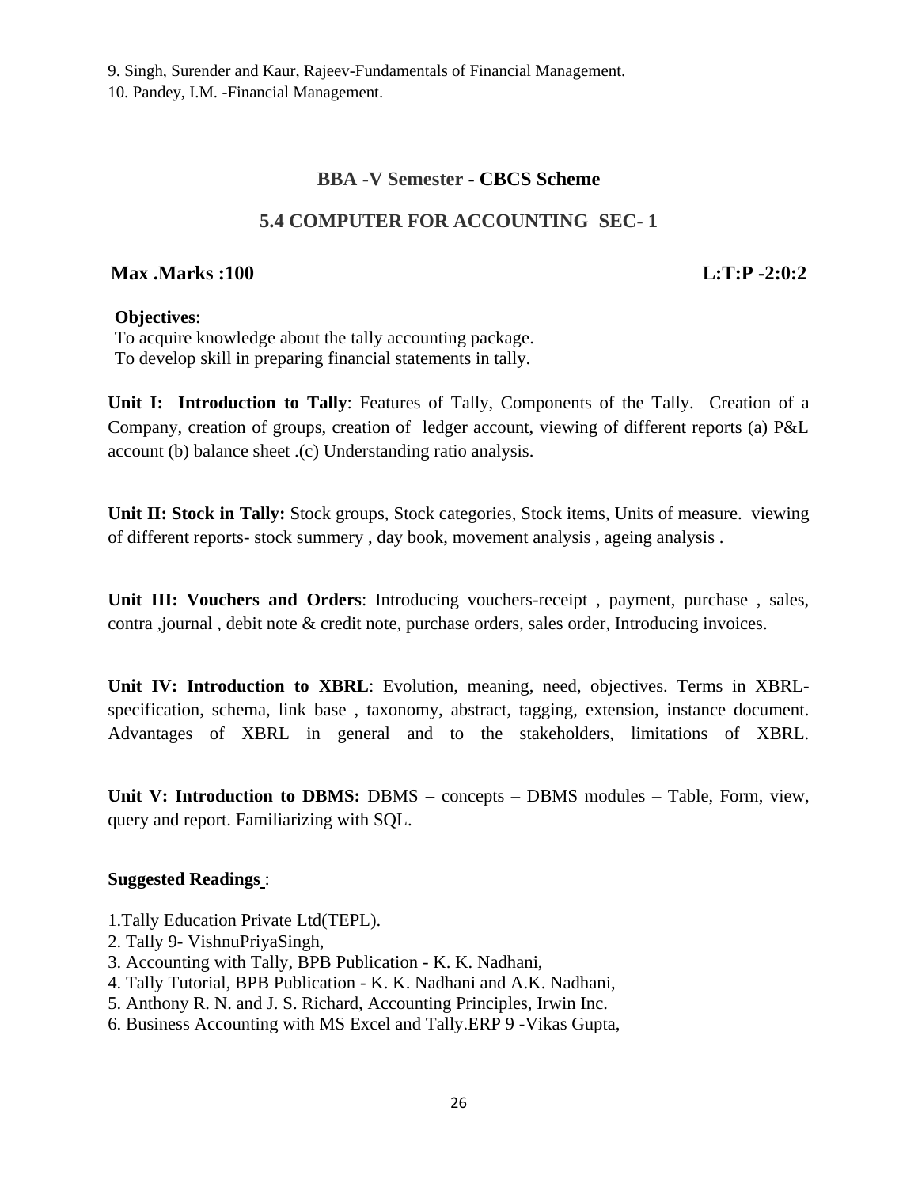9. Singh, Surender and Kaur, Rajeev-Fundamentals of Financial Management.
10. Pandey, I.M. -Financial Management.

## BBA -V Semester - CBCS Scheme

## 5.4 COMPUTER FOR ACCOUNTING SEC- 1

**Max .Marks :100** **L:T:P -2:0:2**

**Objectives**:
To acquire knowledge about the tally accounting package.
To develop skill in preparing financial statements in tally.

**Unit I: Introduction to Tally**: Features of Tally, Components of the Tally. Creation of a Company, creation of groups, creation of ledger account, viewing of different reports (a) P&L account (b) balance sheet .(c) Understanding ratio analysis.

**Unit II: Stock in Tally:** Stock groups, Stock categories, Stock items, Units of measure. viewing of different reports- stock summery , day book, movement analysis , ageing analysis .

**Unit III: Vouchers and Orders**: Introducing vouchers-receipt , payment, purchase , sales, contra ,journal , debit note & credit note, purchase orders, sales order, Introducing invoices.

**Unit IV: Introduction to XBRL**: Evolution, meaning, need, objectives. Terms in XBRL- specification, schema, link base , taxonomy, abstract, tagging, extension, instance document. Advantages of XBRL in general and to the stakeholders, limitations of XBRL.

**Unit V: Introduction to DBMS:** DBMS – concepts – DBMS modules – Table, Form, view, query and report. Familiarizing with SQL.

**Suggested Readings** :

1.Tally Education Private Ltd(TEPL).
2. Tally 9- VishnuPriyaSingh,
3. Accounting with Tally, BPB Publication - K. K. Nadhani,
4. Tally Tutorial, BPB Publication - K. K. Nadhani and A.K. Nadhani,
5. Anthony R. N. and J. S. Richard, Accounting Principles, Irwin Inc.
6. Business Accounting with MS Excel and Tally.ERP 9 -Vikas Gupta,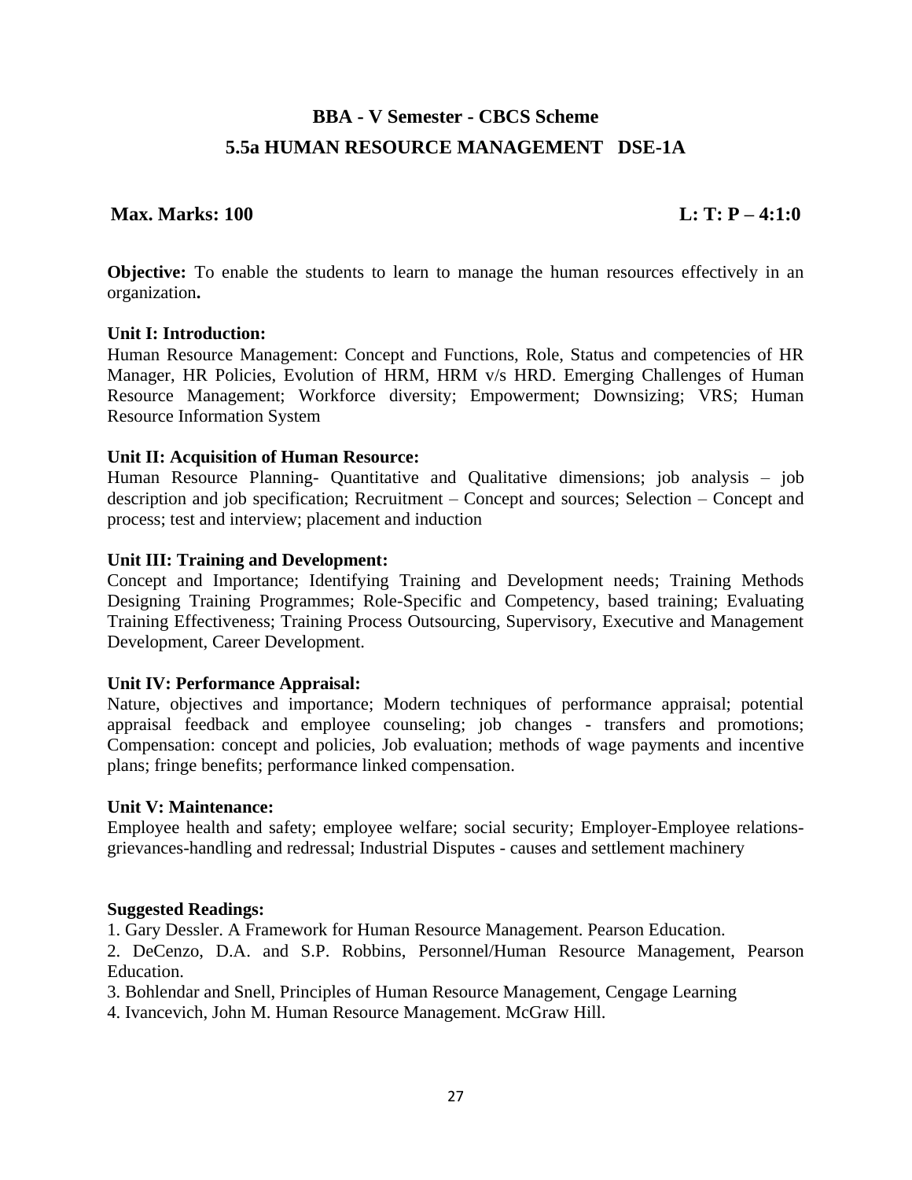## BBA - V Semester - CBCS Scheme

## 5.5a HUMAN RESOURCE MANAGEMENT DSE-1A

**Max. Marks: 100** **L: T: P – 4:1:0**

**Objective:** To enable the students to learn to manage the human resources effectively in an organization**.**

**Unit I: Introduction:**
Human Resource Management: Concept and Functions, Role, Status and competencies of HR Manager, HR Policies, Evolution of HRM, HRM v/s HRD. Emerging Challenges of Human Resource Management; Workforce diversity; Empowerment; Downsizing; VRS; Human Resource Information System

**Unit II: Acquisition of Human Resource:**
Human Resource Planning- Quantitative and Qualitative dimensions; job analysis – job description and job specification; Recruitment – Concept and sources; Selection – Concept and process; test and interview; placement and induction

**Unit III: Training and Development:**
Concept and Importance; Identifying Training and Development needs; Training Methods Designing Training Programmes; Role-Specific and Competency, based training; Evaluating Training Effectiveness; Training Process Outsourcing, Supervisory, Executive and Management Development, Career Development.

**Unit IV: Performance Appraisal:**
Nature, objectives and importance; Modern techniques of performance appraisal; potential appraisal feedback and employee counseling; job changes - transfers and promotions; Compensation: concept and policies, Job evaluation; methods of wage payments and incentive plans; fringe benefits; performance linked compensation.

**Unit V: Maintenance:**
Employee health and safety; employee welfare; social security; Employer-Employee relations-grievances-handling and redressal; Industrial Disputes - causes and settlement machinery

**Suggested Readings:**

1. Gary Dessler. A Framework for Human Resource Management. Pearson Education.
2. DeCenzo, D.A. and S.P. Robbins, Personnel/Human Resource Management, Pearson Education.
3. Bohlendar and Snell, Principles of Human Resource Management, Cengage Learning
4. Ivancevich, John M. Human Resource Management. McGraw Hill.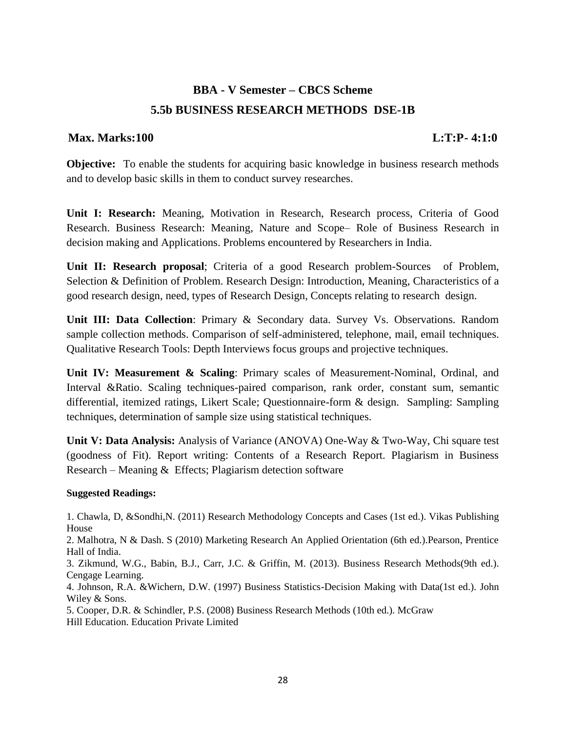## BBA - V Semester – CBCS Scheme

## 5.5b BUSINESS RESEARCH METHODS DSE-1B

**Max. Marks:100** **L:T:P- 4:1:0**

**Objective:** To enable the students for acquiring basic knowledge in business research methods and to develop basic skills in them to conduct survey researches.

**Unit I: Research:** Meaning, Motivation in Research, Research process, Criteria of Good Research. Business Research: Meaning, Nature and Scope– Role of Business Research in decision making and Applications. Problems encountered by Researchers in India.

**Unit II: Research proposal**; Criteria of a good Research problem-Sources of Problem, Selection & Definition of Problem. Research Design: Introduction, Meaning, Characteristics of a good research design, need, types of Research Design, Concepts relating to research design.

**Unit III: Data Collection**: Primary & Secondary data. Survey Vs. Observations. Random sample collection methods. Comparison of self-administered, telephone, mail, email techniques. Qualitative Research Tools: Depth Interviews focus groups and projective techniques.

**Unit IV: Measurement & Scaling**: Primary scales of Measurement-Nominal, Ordinal, and Interval &Ratio. Scaling techniques-paired comparison, rank order, constant sum, semantic differential, itemized ratings, Likert Scale; Questionnaire-form & design. Sampling: Sampling techniques, determination of sample size using statistical techniques.

**Unit V: Data Analysis:** Analysis of Variance (ANOVA) One-Way & Two-Way, Chi square test (goodness of Fit). Report writing: Contents of a Research Report. Plagiarism in Business Research – Meaning & Effects; Plagiarism detection software

**Suggested Readings:**

1. Chawla, D, &Sondhi,N. (2011) Research Methodology Concepts and Cases (1st ed.). Vikas Publishing House
2. Malhotra, N & Dash. S (2010) Marketing Research An Applied Orientation (6th ed.).Pearson, Prentice Hall of India.
3. Zikmund, W.G., Babin, B.J., Carr, J.C. & Griffin, M. (2013). Business Research Methods(9th ed.). Cengage Learning.
4. Johnson, R.A. &Wichern, D.W. (1997) Business Statistics-Decision Making with Data(1st ed.). John Wiley & Sons.
5. Cooper, D.R. & Schindler, P.S. (2008) Business Research Methods (10th ed.). McGraw Hill Education. Education Private Limited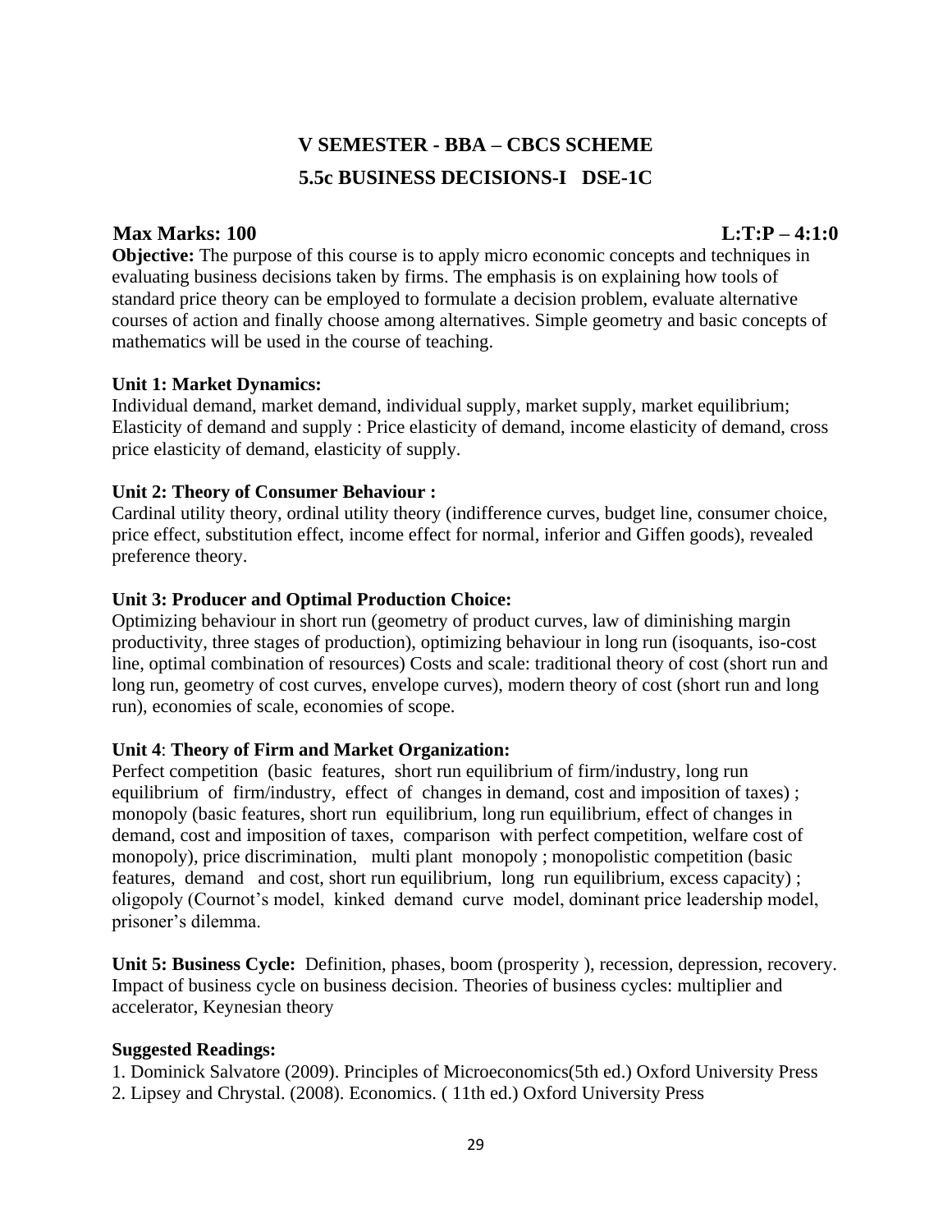# V SEMESTER - BBA – CBCS SCHEME

## 5.5c BUSINESS DECISIONS-I DSE-1C

**Max Marks: 100** **L:T:P – 4:1:0**

**Objective:** The purpose of this course is to apply micro economic concepts and techniques in evaluating business decisions taken by firms. The emphasis is on explaining how tools of standard price theory can be employed to formulate a decision problem, evaluate alternative courses of action and finally choose among alternatives. Simple geometry and basic concepts of mathematics will be used in the course of teaching.

**Unit 1: Market Dynamics:**

Individual demand, market demand, individual supply, market supply, market equilibrium; Elasticity of demand and supply : Price elasticity of demand, income elasticity of demand, cross price elasticity of demand, elasticity of supply.

**Unit 2: Theory of Consumer Behaviour :**

Cardinal utility theory, ordinal utility theory (indifference curves, budget line, consumer choice, price effect, substitution effect, income effect for normal, inferior and Giffen goods), revealed preference theory.

**Unit 3: Producer and Optimal Production Choice:**

Optimizing behaviour in short run (geometry of product curves, law of diminishing margin productivity, three stages of production), optimizing behaviour in long run (isoquants, iso-cost line, optimal combination of resources) Costs and scale: traditional theory of cost (short run and long run, geometry of cost curves, envelope curves), modern theory of cost (short run and long run), economies of scale, economies of scope.

**Unit 4**: **Theory of Firm and Market Organization:**

Perfect competition (basic features, short run equilibrium of firm/industry, long run equilibrium of firm/industry, effect of changes in demand, cost and imposition of taxes) ; monopoly (basic features, short run equilibrium, long run equilibrium, effect of changes in demand, cost and imposition of taxes, comparison with perfect competition, welfare cost of monopoly), price discrimination, multi plant monopoly ; monopolistic competition (basic features, demand and cost, short run equilibrium, long run equilibrium, excess capacity) ; oligopoly (Cournot's model, kinked demand curve model, dominant price leadership model, prisoner's dilemma.

**Unit 5: Business Cycle:** Definition, phases, boom (prosperity ), recession, depression, recovery. Impact of business cycle on business decision. Theories of business cycles: multiplier and accelerator, Keynesian theory

**Suggested Readings:**

1. Dominick Salvatore (2009). Principles of Microeconomics(5th ed.) Oxford University Press
2. Lipsey and Chrystal. (2008). Economics. ( 11th ed.) Oxford University Press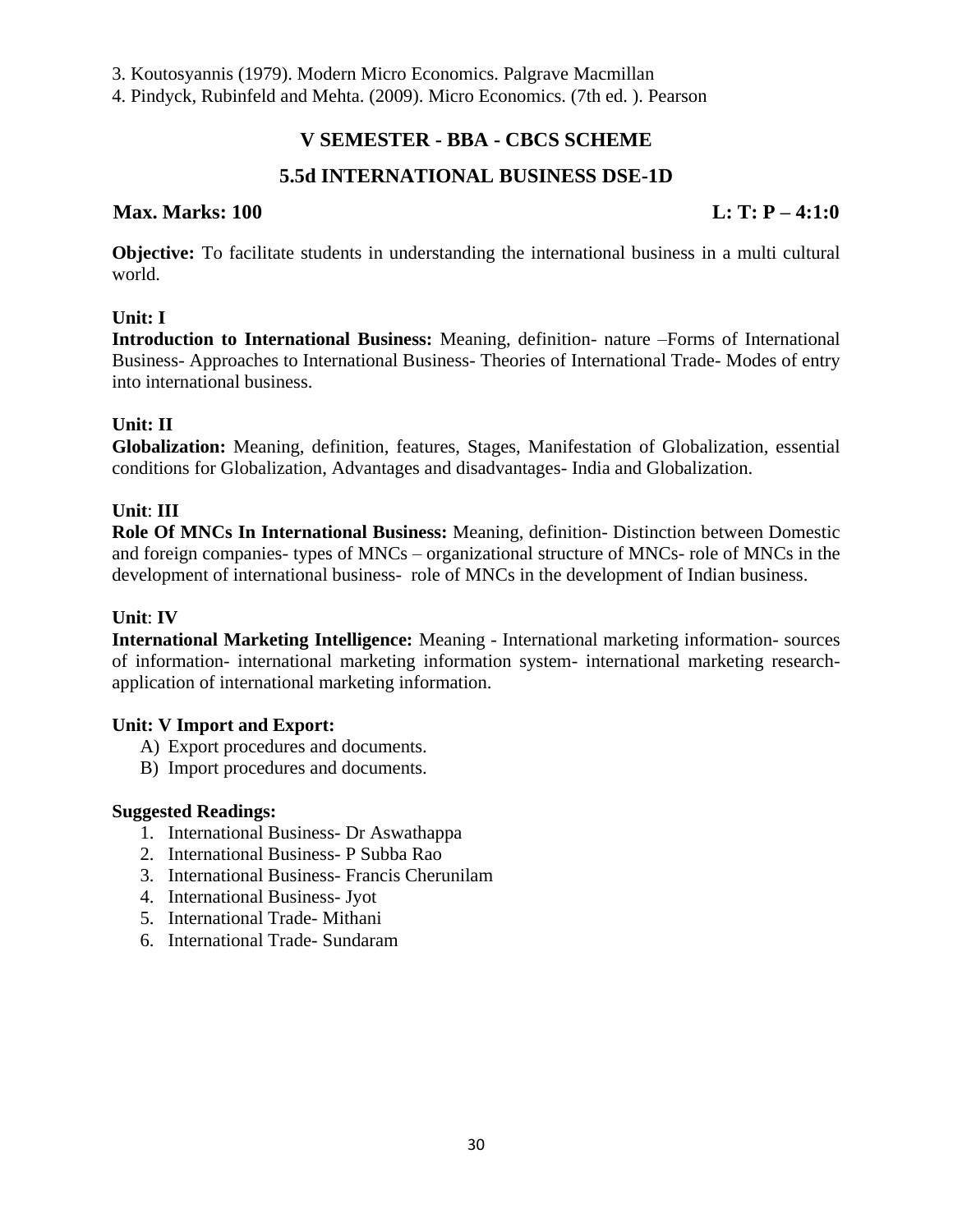3. Koutosyannis (1979). Modern Micro Economics. Palgrave Macmillan
4. Pindyck, Rubinfeld and Mehta. (2009). Micro Economics. (7th ed. ). Pearson

## V SEMESTER - BBA - CBCS SCHEME

## 5.5d INTERNATIONAL BUSINESS DSE-1D

**Max. Marks: 100** **L: T: P – 4:1:0**

**Objective:** To facilitate students in understanding the international business in a multi cultural world.

**Unit: I**
**Introduction to International Business:** Meaning, definition- nature –Forms of International Business- Approaches to International Business- Theories of International Trade- Modes of entry into international business.

**Unit: II**
**Globalization:** Meaning, definition, features, Stages, Manifestation of Globalization, essential conditions for Globalization, Advantages and disadvantages- India and Globalization.

**Unit**: **III**
**Role Of MNCs In International Business:** Meaning, definition- Distinction between Domestic and foreign companies- types of MNCs – organizational structure of MNCs- role of MNCs in the development of international business- role of MNCs in the development of Indian business.

**Unit**: **IV**
**International Marketing Intelligence:** Meaning - International marketing information- sources of information- international marketing information system- international marketing research- application of international marketing information.

**Unit: V Import and Export:**

A) Export procedures and documents.
B) Import procedures and documents.

**Suggested Readings:**

1. International Business- Dr Aswathappa
2. International Business- P Subba Rao
3. International Business- Francis Cherunilam
4. International Business- Jyot
5. International Trade- Mithani
6. International Trade- Sundaram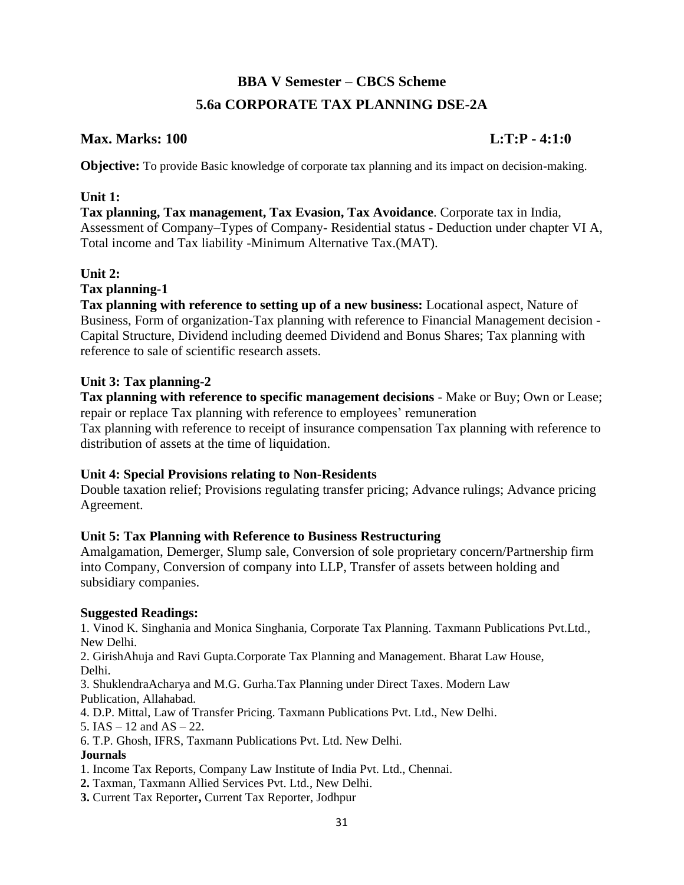# BBA V Semester – CBCS Scheme

## 5.6a CORPORATE TAX PLANNING DSE-2A

**Max. Marks: 100** **L:T:P - 4:1:0**

**Objective:** To provide Basic knowledge of corporate tax planning and its impact on decision-making.

**Unit 1:**
**Tax planning, Tax management, Tax Evasion, Tax Avoidance**. Corporate tax in India, Assessment of Company–Types of Company- Residential status - Deduction under chapter VI A, Total income and Tax liability -Minimum Alternative Tax.(MAT).

**Unit 2:**
**Tax planning-1**
**Tax planning with reference to setting up of a new business:** Locational aspect, Nature of Business, Form of organization-Tax planning with reference to Financial Management decision - Capital Structure, Dividend including deemed Dividend and Bonus Shares; Tax planning with reference to sale of scientific research assets.

**Unit 3: Tax planning-2**
**Tax planning with reference to specific management decisions** - Make or Buy; Own or Lease; repair or replace Tax planning with reference to employees' remuneration
Tax planning with reference to receipt of insurance compensation Tax planning with reference to distribution of assets at the time of liquidation.

**Unit 4: Special Provisions relating to Non-Residents**
Double taxation relief; Provisions regulating transfer pricing; Advance rulings; Advance pricing Agreement.

**Unit 5: Tax Planning with Reference to Business Restructuring**
Amalgamation, Demerger, Slump sale, Conversion of sole proprietary concern/Partnership firm into Company, Conversion of company into LLP, Transfer of assets between holding and subsidiary companies.

**Suggested Readings:**

1. Vinod K. Singhania and Monica Singhania, Corporate Tax Planning. Taxmann Publications Pvt.Ltd., New Delhi.
2. GirishAhuja and Ravi Gupta.Corporate Tax Planning and Management. Bharat Law House, Delhi.
3. ShuklendraAcharya and M.G. Gurha.Tax Planning under Direct Taxes. Modern Law Publication, Allahabad.
4. D.P. Mittal, Law of Transfer Pricing. Taxmann Publications Pvt. Ltd., New Delhi.
5. IAS – 12 and AS – 22.
6. T.P. Ghosh, IFRS, Taxmann Publications Pvt. Ltd. New Delhi.

**Journals**

1. Income Tax Reports, Company Law Institute of India Pvt. Ltd., Chennai.
2. Taxman, Taxmann Allied Services Pvt. Ltd., New Delhi.
3. Current Tax Reporter, Current Tax Reporter, Jodhpur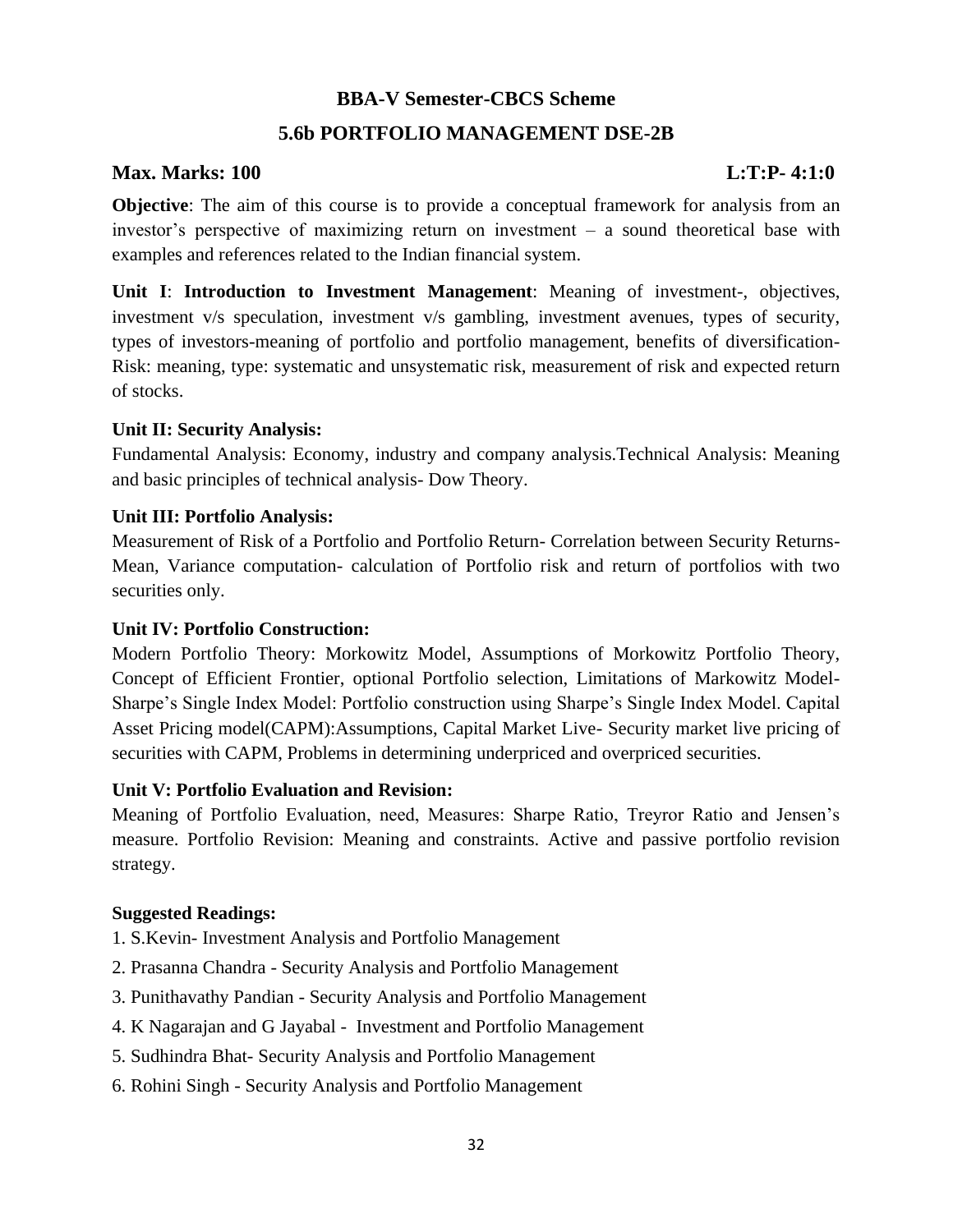## BBA-V Semester-CBCS Scheme

## 5.6b PORTFOLIO MANAGEMENT DSE-2B

**Max. Marks: 100** **L:T:P- 4:1:0**

**Objective**: The aim of this course is to provide a conceptual framework for analysis from an investor's perspective of maximizing return on investment – a sound theoretical base with examples and references related to the Indian financial system.

**Unit I**: **Introduction to Investment Management**: Meaning of investment-, objectives, investment v/s speculation, investment v/s gambling, investment avenues, types of security, types of investors-meaning of portfolio and portfolio management, benefits of diversification-Risk: meaning, type: systematic and unsystematic risk, measurement of risk and expected return of stocks.

**Unit II: Security Analysis:**
Fundamental Analysis: Economy, industry and company analysis.Technical Analysis: Meaning and basic principles of technical analysis- Dow Theory.

**Unit III: Portfolio Analysis:**
Measurement of Risk of a Portfolio and Portfolio Return- Correlation between Security Returns-Mean, Variance computation- calculation of Portfolio risk and return of portfolios with two securities only.

**Unit IV: Portfolio Construction:**
Modern Portfolio Theory: Morkowitz Model, Assumptions of Morkowitz Portfolio Theory, Concept of Efficient Frontier, optional Portfolio selection, Limitations of Markowitz Model-Sharpe's Single Index Model: Portfolio construction using Sharpe's Single Index Model. Capital Asset Pricing model(CAPM):Assumptions, Capital Market Live- Security market live pricing of securities with CAPM, Problems in determining underpriced and overpriced securities.

**Unit V: Portfolio Evaluation and Revision:**
Meaning of Portfolio Evaluation, need, Measures: Sharpe Ratio, Treyror Ratio and Jensen's measure. Portfolio Revision: Meaning and constraints. Active and passive portfolio revision strategy.

**Suggested Readings:**

1. S.Kevin- Investment Analysis and Portfolio Management
2. Prasanna Chandra - Security Analysis and Portfolio Management
3. Punithavathy Pandian - Security Analysis and Portfolio Management
4. K Nagarajan and G Jayabal - Investment and Portfolio Management
5. Sudhindra Bhat- Security Analysis and Portfolio Management
6. Rohini Singh - Security Analysis and Portfolio Management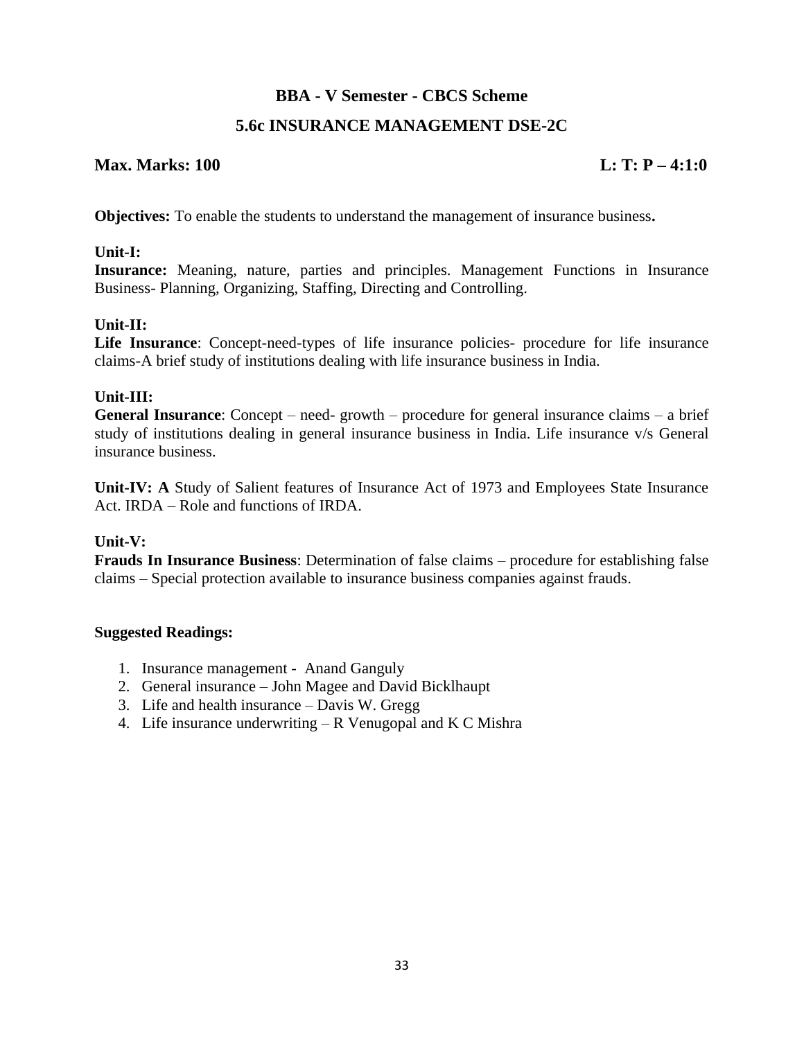## BBA - V Semester - CBCS Scheme

## 5.6c INSURANCE MANAGEMENT DSE-2C

**Max. Marks: 100** **L: T: P – 4:1:0**

**Objectives:** To enable the students to understand the management of insurance business**.**

**Unit-I:**

**Insurance:** Meaning, nature, parties and principles. Management Functions in Insurance Business- Planning, Organizing, Staffing, Directing and Controlling.

**Unit-II:**

**Life Insurance**: Concept-need-types of life insurance policies- procedure for life insurance claims-A brief study of institutions dealing with life insurance business in India.

**Unit-III:**

**General Insurance**: Concept – need- growth – procedure for general insurance claims – a brief study of institutions dealing in general insurance business in India. Life insurance v/s General insurance business.

**Unit-IV: A** Study of Salient features of Insurance Act of 1973 and Employees State Insurance Act. IRDA – Role and functions of IRDA.

**Unit-V:**

**Frauds In Insurance Business**: Determination of false claims – procedure for establishing false claims – Special protection available to insurance business companies against frauds.

**Suggested Readings:**

1. Insurance management - Anand Ganguly
2. General insurance – John Magee and David Bicklhaupt
3. Life and health insurance – Davis W. Gregg
4. Life insurance underwriting – R Venugopal and K C Mishra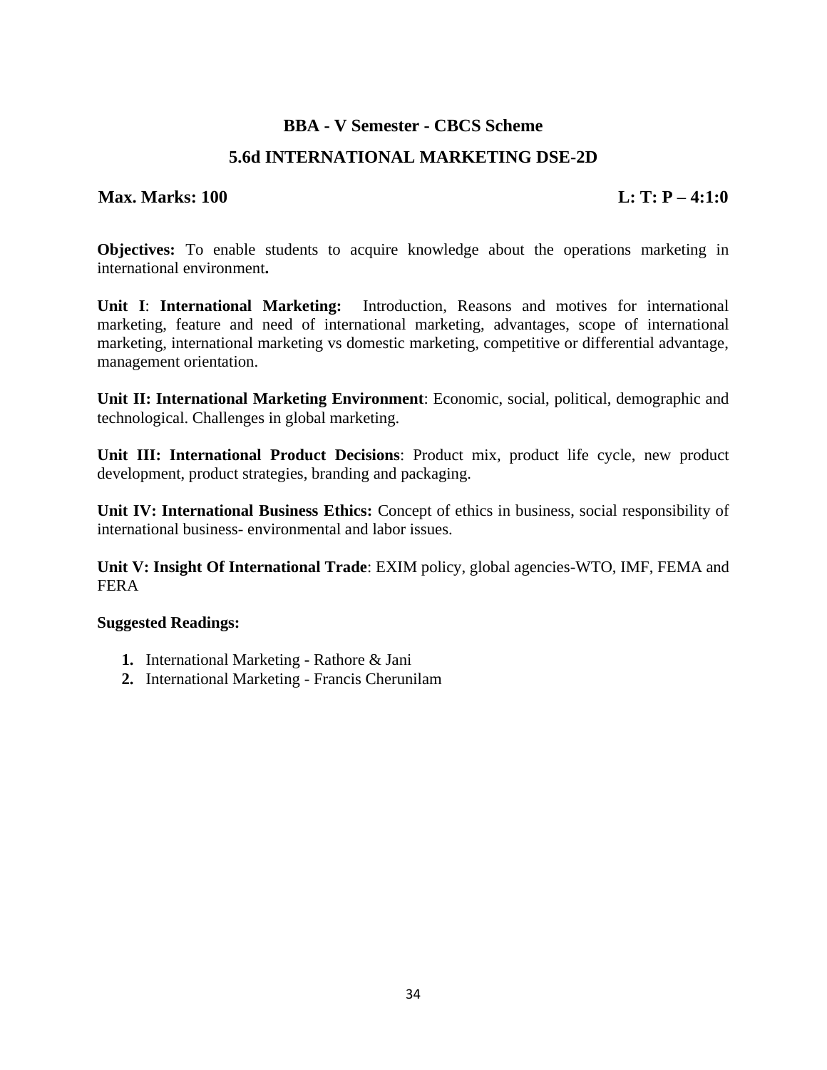## BBA - V Semester - CBCS Scheme

## 5.6d INTERNATIONAL MARKETING DSE-2D

**Max. Marks: 100** **L: T: P – 4:1:0**

**Objectives:** To enable students to acquire knowledge about the operations marketing in international environment**.**

**Unit I**: **International Marketing:** Introduction, Reasons and motives for international marketing, feature and need of international marketing, advantages, scope of international marketing, international marketing vs domestic marketing, competitive or differential advantage, management orientation.

**Unit II: International Marketing Environment**: Economic, social, political, demographic and technological. Challenges in global marketing.

**Unit III: International Product Decisions**: Product mix, product life cycle, new product development, product strategies, branding and packaging.

**Unit IV: International Business Ethics:** Concept of ethics in business, social responsibility of international business- environmental and labor issues.

**Unit V: Insight Of International Trade**: EXIM policy, global agencies-WTO, IMF, FEMA and FERA

**Suggested Readings:**

1. International Marketing - Rathore & Jani
2. International Marketing - Francis Cherunilam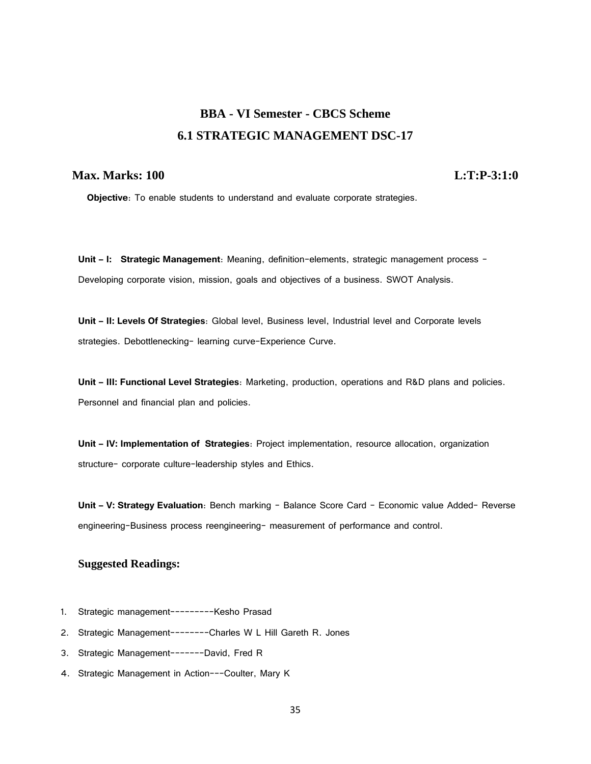# BBA - VI Semester - CBCS Scheme

## 6.1 STRATEGIC MANAGEMENT DSC-17

**Max. Marks: 100** **L:T:P-3:1:0**

**Objective**: To enable students to understand and evaluate corporate strategies.

**Unit – I: Strategic Management**: Meaning, definition-elements, strategic management process - Developing corporate vision, mission, goals and objectives of a business. SWOT Analysis.

**Unit – II: Levels Of Strategies**: Global level, Business level, Industrial level and Corporate levels strategies. Debottlenecking- learning curve-Experience Curve.

**Unit – III: Functional Level Strategies**: Marketing, production, operations and R&D plans and policies. Personnel and financial plan and policies.

**Unit – IV: Implementation of Strategies**: Project implementation, resource allocation, organization structure- corporate culture-leadership styles and Ethics.

**Unit – V: Strategy Evaluation**: Bench marking - Balance Score Card - Economic value Added- Reverse engineering-Business process reengineering- measurement of performance and control.

### Suggested Readings:

1. Strategic management---------Kesho Prasad
2. Strategic Management--------Charles W L Hill Gareth R. Jones
3. Strategic Management-------David, Fred R
4. Strategic Management in Action---Coulter, Mary K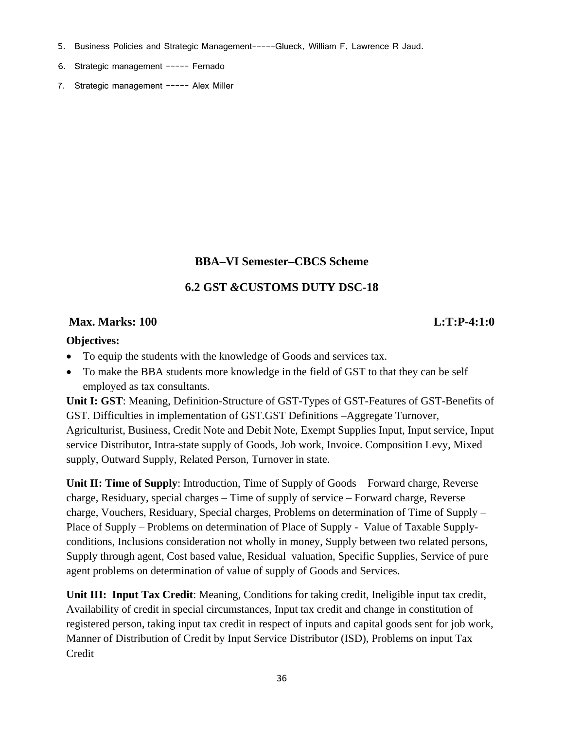5. Business Policies and Strategic Management-----Glueck, William F, Lawrence R Jaud.
6. Strategic management ----- Fernado
7. Strategic management ----- Alex Miller

## BBA–VI Semester–CBCS Scheme

## 6.2 GST &CUSTOMS DUTY DSC-18

**Max. Marks: 100** **L:T:P-4:1:0**

**Objectives:**

- To equip the students with the knowledge of Goods and services tax.
- To make the BBA students more knowledge in the field of GST to that they can be self employed as tax consultants.

**Unit I: GST**: Meaning, Definition-Structure of GST-Types of GST-Features of GST-Benefits of GST. Difficulties in implementation of GST.GST Definitions –Aggregate Turnover, Agriculturist, Business, Credit Note and Debit Note, Exempt Supplies Input, Input service, Input service Distributor, Intra-state supply of Goods, Job work, Invoice. Composition Levy, Mixed supply, Outward Supply, Related Person, Turnover in state.

**Unit II: Time of Supply**: Introduction, Time of Supply of Goods – Forward charge, Reverse charge, Residuary, special charges – Time of supply of service – Forward charge, Reverse charge, Vouchers, Residuary, Special charges, Problems on determination of Time of Supply – Place of Supply – Problems on determination of Place of Supply - Value of Taxable Supply-conditions, Inclusions consideration not wholly in money, Supply between two related persons, Supply through agent, Cost based value, Residual valuation, Specific Supplies, Service of pure agent problems on determination of value of supply of Goods and Services.

**Unit III: Input Tax Credit**: Meaning, Conditions for taking credit, Ineligible input tax credit, Availability of credit in special circumstances, Input tax credit and change in constitution of registered person, taking input tax credit in respect of inputs and capital goods sent for job work, Manner of Distribution of Credit by Input Service Distributor (ISD), Problems on input Tax Credit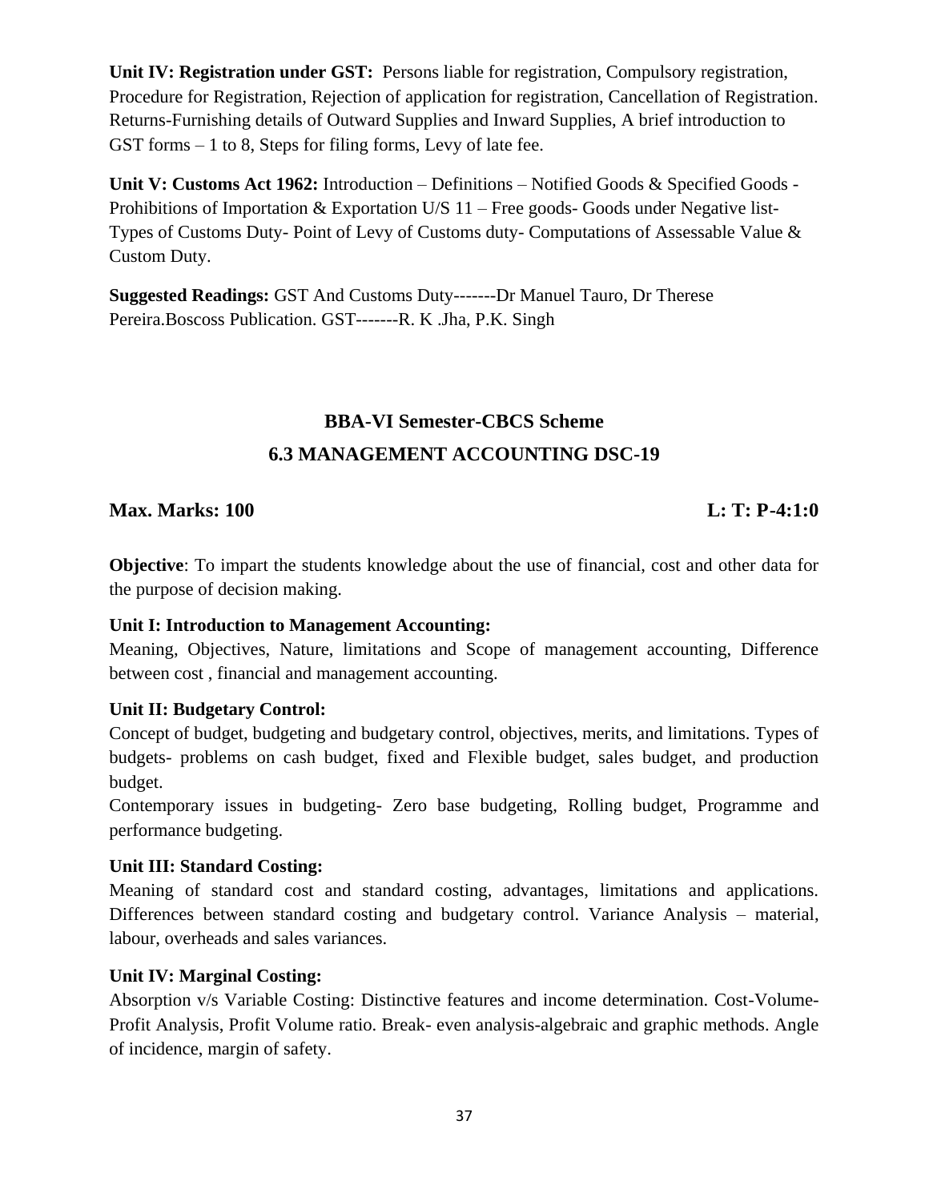**Unit IV: Registration under GST:** Persons liable for registration, Compulsory registration, Procedure for Registration, Rejection of application for registration, Cancellation of Registration. Returns-Furnishing details of Outward Supplies and Inward Supplies, A brief introduction to GST forms – 1 to 8, Steps for filing forms, Levy of late fee.

**Unit V: Customs Act 1962:** Introduction – Definitions – Notified Goods & Specified Goods - Prohibitions of Importation & Exportation U/S 11 – Free goods- Goods under Negative list- Types of Customs Duty- Point of Levy of Customs duty- Computations of Assessable Value & Custom Duty.

**Suggested Readings:** GST And Customs Duty-------Dr Manuel Tauro, Dr Therese Pereira.Boscoss Publication. GST-------R. K .Jha, P.K. Singh

## BBA-VI Semester-CBCS Scheme

## 6.3 MANAGEMENT ACCOUNTING DSC-19

**Max. Marks: 100** **L: T: P-4:1:0**

**Objective**: To impart the students knowledge about the use of financial, cost and other data for the purpose of decision making.

**Unit I: Introduction to Management Accounting:**
Meaning, Objectives, Nature, limitations and Scope of management accounting, Difference between cost , financial and management accounting.

**Unit II: Budgetary Control:**
Concept of budget, budgeting and budgetary control, objectives, merits, and limitations. Types of budgets- problems on cash budget, fixed and Flexible budget, sales budget, and production budget.
Contemporary issues in budgeting- Zero base budgeting, Rolling budget, Programme and performance budgeting.

**Unit III: Standard Costing:**
Meaning of standard cost and standard costing, advantages, limitations and applications. Differences between standard costing and budgetary control. Variance Analysis – material, labour, overheads and sales variances.

**Unit IV: Marginal Costing:**
Absorption v/s Variable Costing: Distinctive features and income determination. Cost-Volume-Profit Analysis, Profit Volume ratio. Break- even analysis-algebraic and graphic methods. Angle of incidence, margin of safety.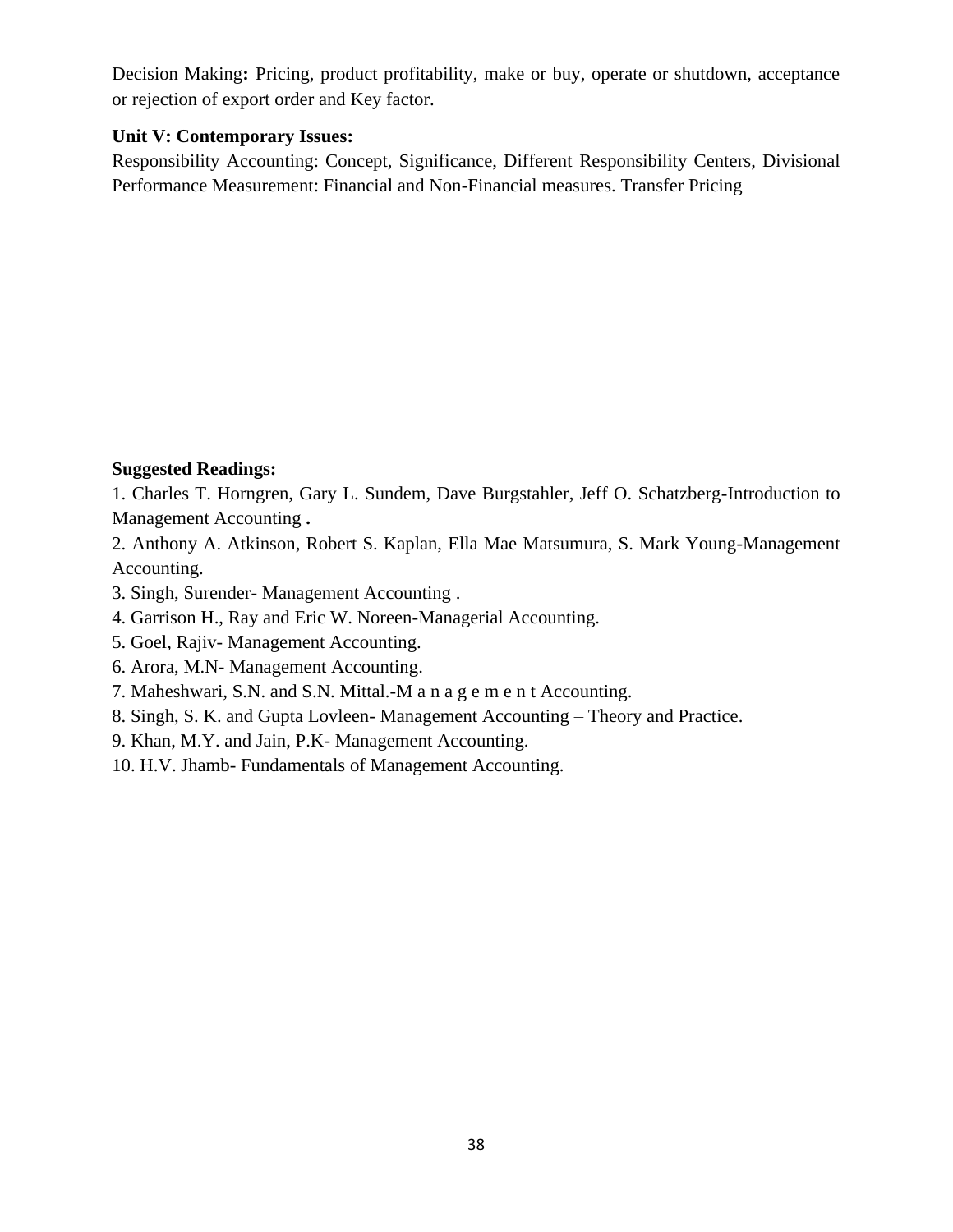Decision Making**:** Pricing, product profitability, make or buy, operate or shutdown, acceptance or rejection of export order and Key factor.

**Unit V: Contemporary Issues:**
Responsibility Accounting: Concept, Significance, Different Responsibility Centers, Divisional Performance Measurement: Financial and Non-Financial measures. Transfer Pricing

**Suggested Readings:**

1. Charles T. Horngren, Gary L. Sundem, Dave Burgstahler, Jeff O. Schatzberg-Introduction to Management Accounting **.**
2. Anthony A. Atkinson, Robert S. Kaplan, Ella Mae Matsumura, S. Mark Young-Management Accounting.
3. Singh, Surender- Management Accounting .
4. Garrison H., Ray and Eric W. Noreen-Managerial Accounting.
5. Goel, Rajiv- Management Accounting.
6. Arora, M.N- Management Accounting.
7. Maheshwari, S.N. and S.N. Mittal.-M a n a g e m e n t Accounting.
8. Singh, S. K. and Gupta Lovleen- Management Accounting – Theory and Practice.
9. Khan, M.Y. and Jain, P.K- Management Accounting.
10. H.V. Jhamb- Fundamentals of Management Accounting.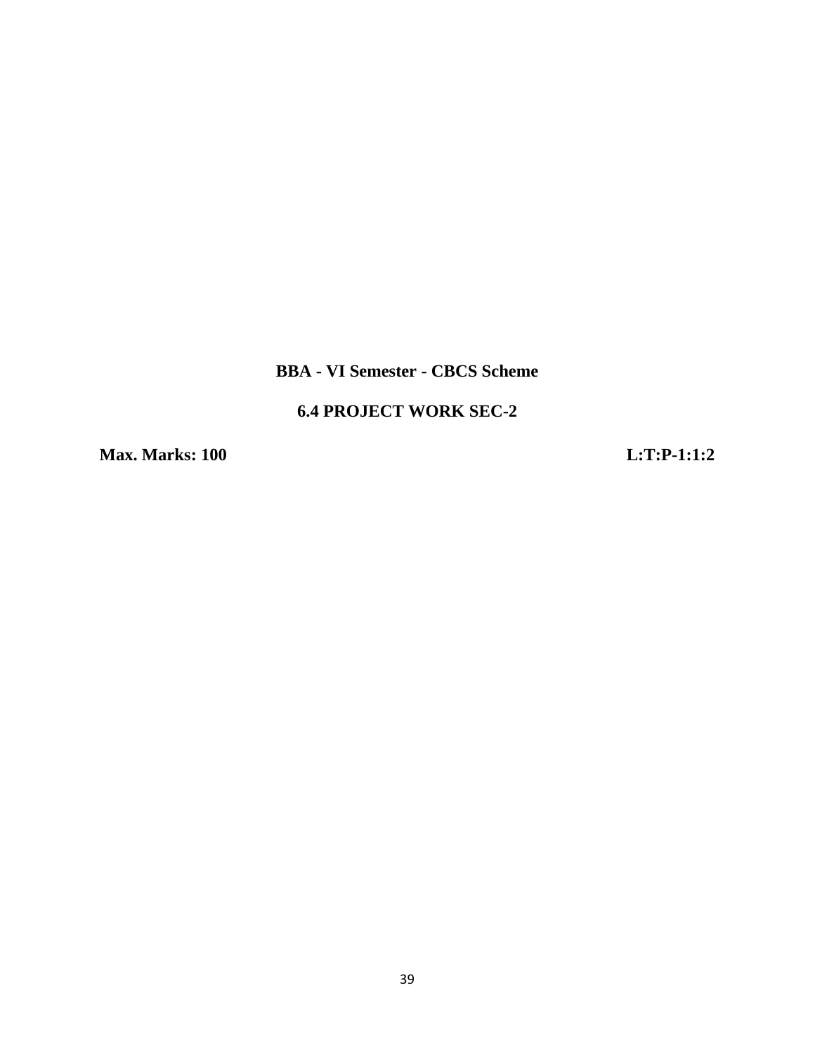**BBA - VI Semester - CBCS Scheme**

**6.4 PROJECT WORK SEC-2**

**Max. Marks: 100** **L:T:P-1:1:2**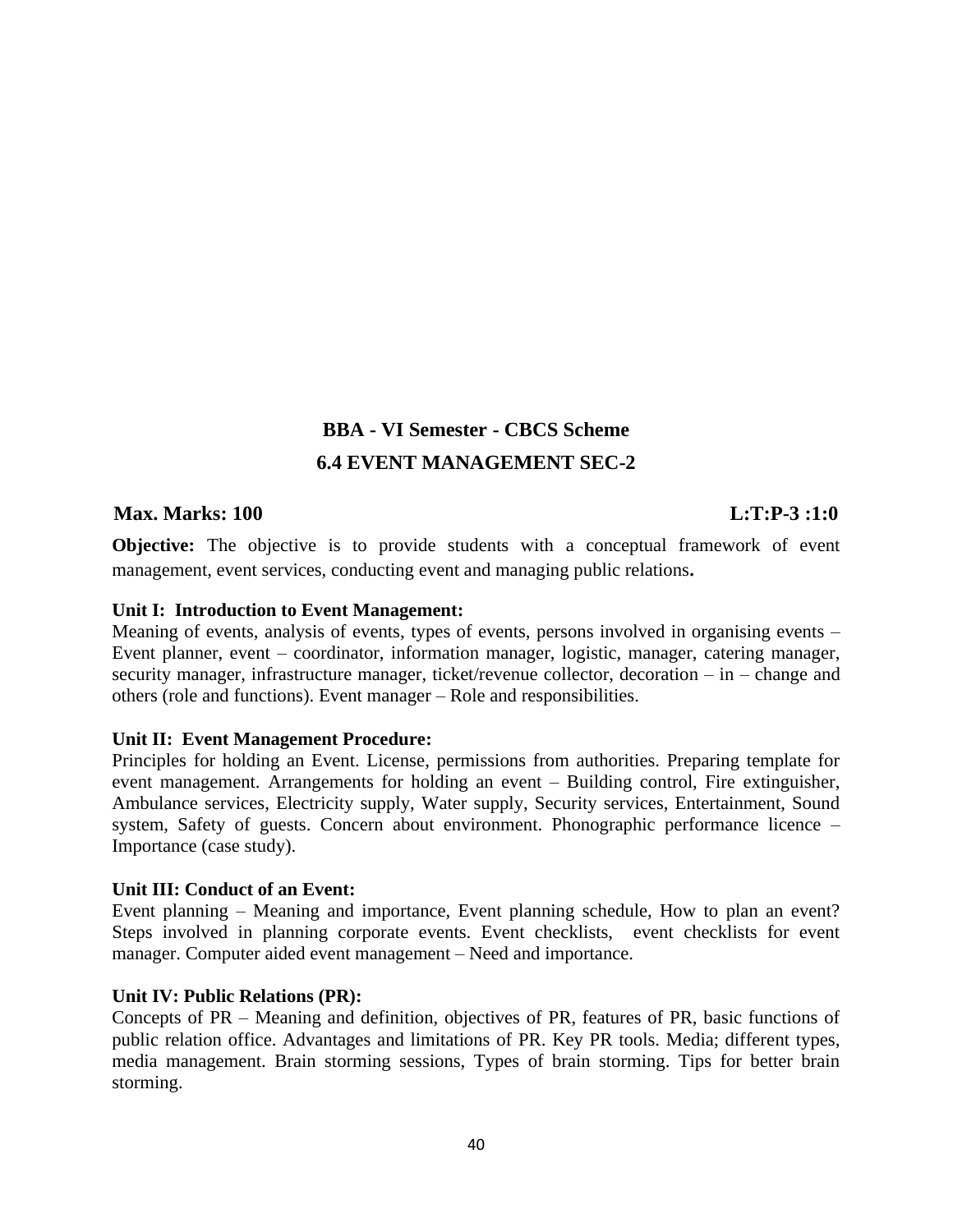## BBA - VI Semester - CBCS Scheme

## 6.4 EVENT MANAGEMENT SEC-2

**Max. Marks: 100** **L:T:P-3 :1:0**

**Objective:** The objective is to provide students with a conceptual framework of event management, event services, conducting event and managing public relations**.**

**Unit I: Introduction to Event Management:**
Meaning of events, analysis of events, types of events, persons involved in organising events – Event planner, event – coordinator, information manager, logistic, manager, catering manager, security manager, infrastructure manager, ticket/revenue collector, decoration – in – change and others (role and functions). Event manager – Role and responsibilities.

**Unit II: Event Management Procedure:**
Principles for holding an Event. License, permissions from authorities. Preparing template for event management. Arrangements for holding an event – Building control, Fire extinguisher, Ambulance services, Electricity supply, Water supply, Security services, Entertainment, Sound system, Safety of guests. Concern about environment. Phonographic performance licence – Importance (case study).

**Unit III: Conduct of an Event:**
Event planning – Meaning and importance, Event planning schedule, How to plan an event? Steps involved in planning corporate events. Event checklists, event checklists for event manager. Computer aided event management – Need and importance.

**Unit IV: Public Relations (PR):**
Concepts of PR – Meaning and definition, objectives of PR, features of PR, basic functions of public relation office. Advantages and limitations of PR. Key PR tools. Media; different types, media management. Brain storming sessions, Types of brain storming. Tips for better brain storming.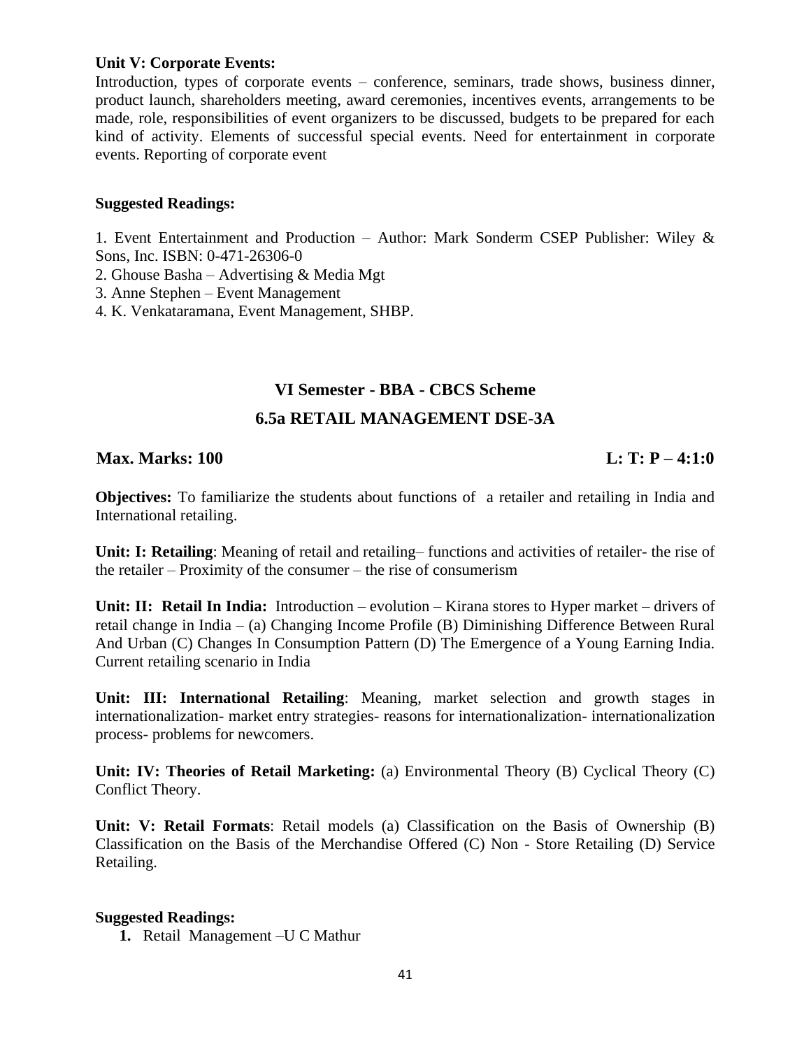**Unit V: Corporate Events:**
Introduction, types of corporate events – conference, seminars, trade shows, business dinner, product launch, shareholders meeting, award ceremonies, incentives events, arrangements to be made, role, responsibilities of event organizers to be discussed, budgets to be prepared for each kind of activity. Elements of successful special events. Need for entertainment in corporate events. Reporting of corporate event

**Suggested Readings:**

1. Event Entertainment and Production – Author: Mark Sonderm CSEP Publisher: Wiley & Sons, Inc. ISBN: 0-471-26306-0
2. Ghouse Basha – Advertising & Media Mgt
3. Anne Stephen – Event Management
4. K. Venkataramana, Event Management, SHBP.

## VI Semester - BBA - CBCS Scheme

## 6.5a RETAIL MANAGEMENT DSE-3A

**Max. Marks: 100** **L: T: P – 4:1:0**

**Objectives:** To familiarize the students about functions of a retailer and retailing in India and International retailing.

**Unit: I: Retailing**: Meaning of retail and retailing– functions and activities of retailer- the rise of the retailer – Proximity of the consumer – the rise of consumerism

**Unit: II: Retail In India:** Introduction – evolution – Kirana stores to Hyper market – drivers of retail change in India – (a) Changing Income Profile (B) Diminishing Difference Between Rural And Urban (C) Changes In Consumption Pattern (D) The Emergence of a Young Earning India. Current retailing scenario in India

**Unit: III: International Retailing**: Meaning, market selection and growth stages in internationalization- market entry strategies- reasons for internationalization- internationalization process- problems for newcomers.

**Unit: IV: Theories of Retail Marketing:** (a) Environmental Theory (B) Cyclical Theory (C) Conflict Theory.

**Unit: V: Retail Formats**: Retail models (a) Classification on the Basis of Ownership (B) Classification on the Basis of the Merchandise Offered (C) Non - Store Retailing (D) Service Retailing.

**Suggested Readings:**

1. Retail Management –U C Mathur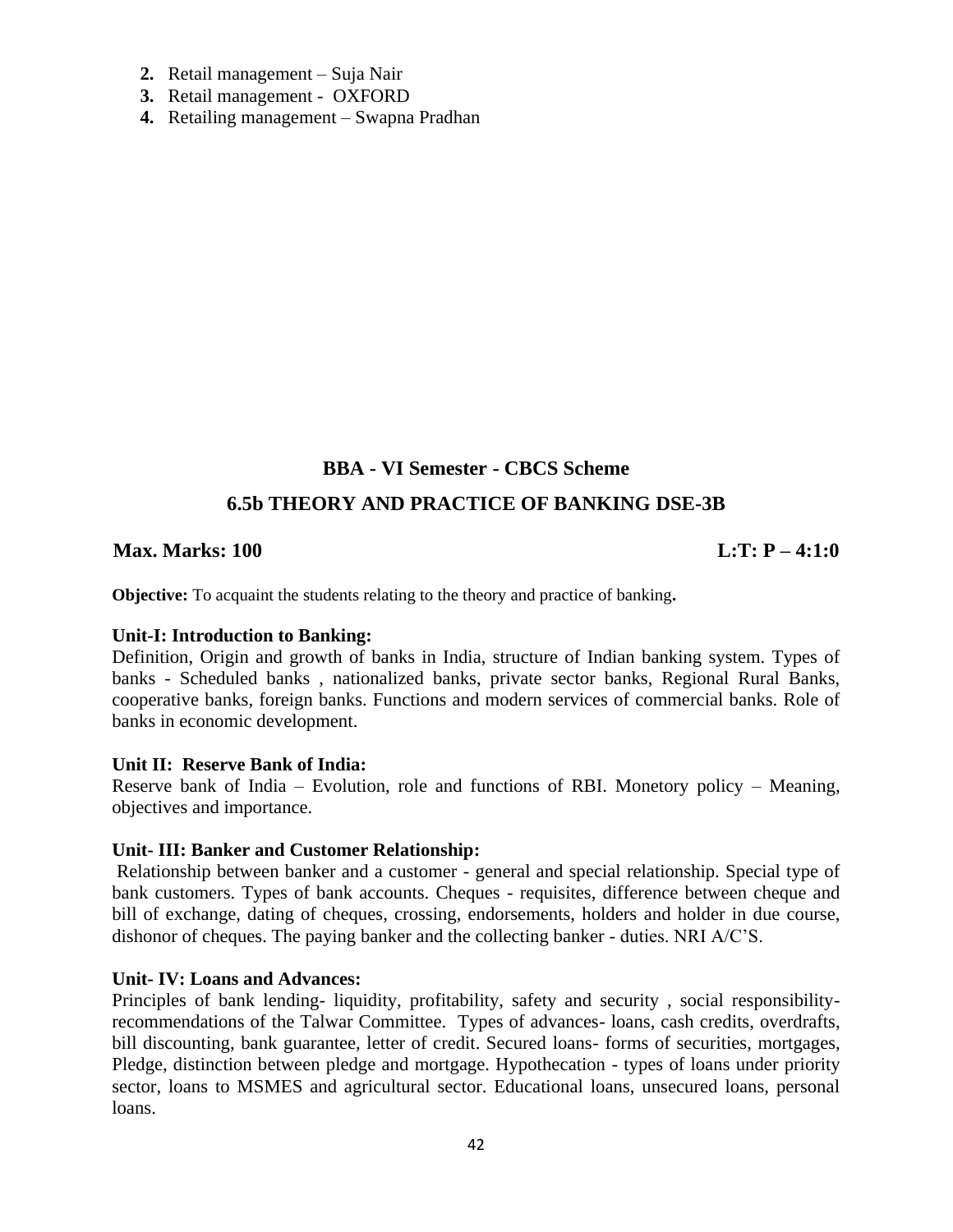2. Retail management – Suja Nair
3. Retail management - OXFORD
4. Retailing management – Swapna Pradhan

## BBA - VI Semester - CBCS Scheme

## 6.5b THEORY AND PRACTICE OF BANKING DSE-3B

**Max. Marks: 100** **L:T: P – 4:1:0**

**Objective:** To acquaint the students relating to the theory and practice of banking**.**

**Unit-I: Introduction to Banking:**

Definition, Origin and growth of banks in India, structure of Indian banking system. Types of banks - Scheduled banks , nationalized banks, private sector banks, Regional Rural Banks, cooperative banks, foreign banks. Functions and modern services of commercial banks. Role of banks in economic development.

**Unit II: Reserve Bank of India:**

Reserve bank of India – Evolution, role and functions of RBI. Monetory policy – Meaning, objectives and importance.

**Unit- III: Banker and Customer Relationship:**

Relationship between banker and a customer - general and special relationship. Special type of bank customers. Types of bank accounts. Cheques - requisites, difference between cheque and bill of exchange, dating of cheques, crossing, endorsements, holders and holder in due course, dishonor of cheques. The paying banker and the collecting banker - duties. NRI A/C'S.

**Unit- IV: Loans and Advances:**

Principles of bank lending- liquidity, profitability, safety and security , social responsibility-recommendations of the Talwar Committee. Types of advances- loans, cash credits, overdrafts, bill discounting, bank guarantee, letter of credit. Secured loans- forms of securities, mortgages, Pledge, distinction between pledge and mortgage. Hypothecation - types of loans under priority sector, loans to MSMES and agricultural sector. Educational loans, unsecured loans, personal loans.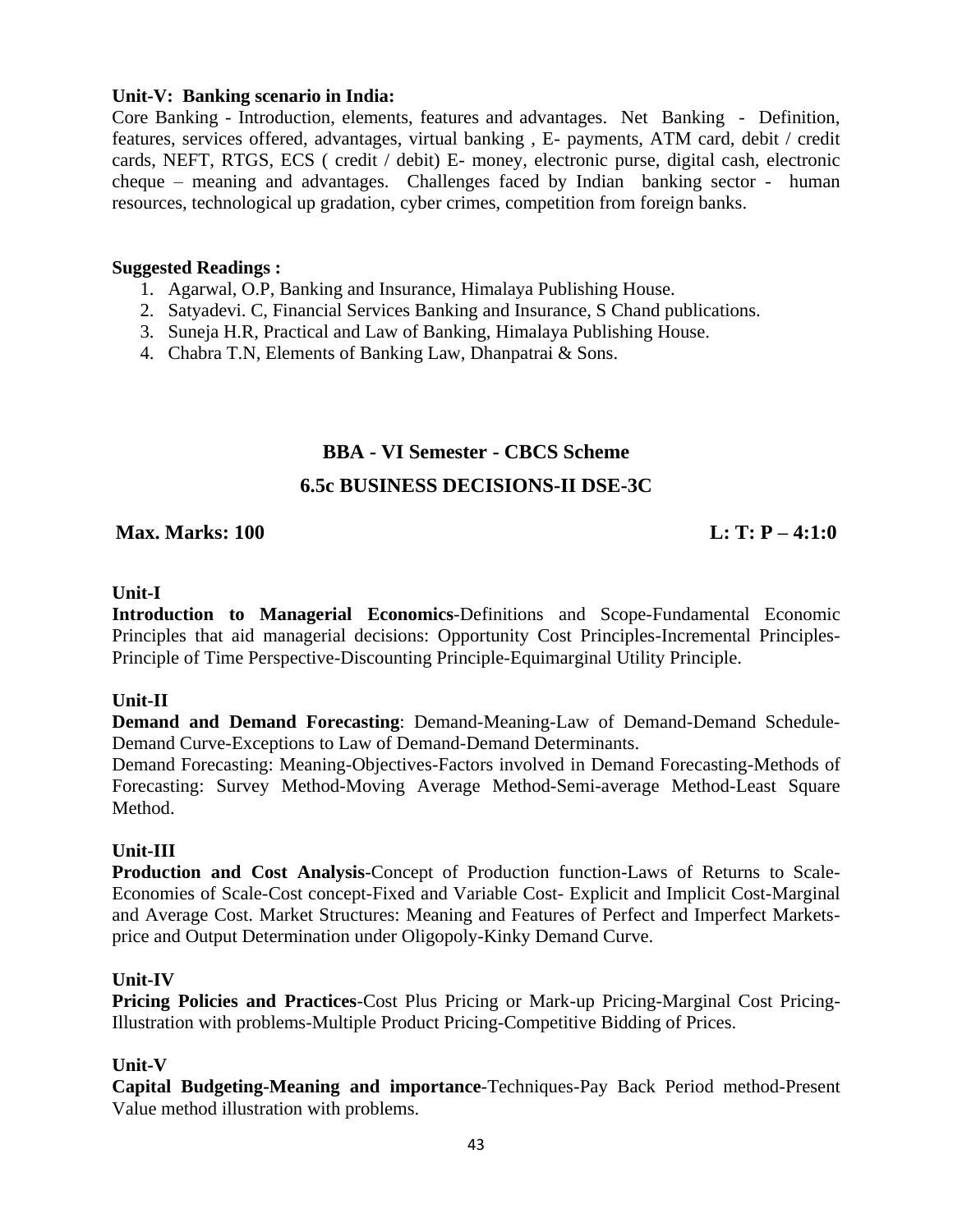**Unit-V: Banking scenario in India:**
Core Banking - Introduction, elements, features and advantages. Net Banking - Definition, features, services offered, advantages, virtual banking , E- payments, ATM card, debit / credit cards, NEFT, RTGS, ECS ( credit / debit) E- money, electronic purse, digital cash, electronic cheque – meaning and advantages. Challenges faced by Indian banking sector - human resources, technological up gradation, cyber crimes, competition from foreign banks.

**Suggested Readings :**

1. Agarwal, O.P, Banking and Insurance, Himalaya Publishing House.
2. Satyadevi. C, Financial Services Banking and Insurance, S Chand publications.
3. Suneja H.R, Practical and Law of Banking, Himalaya Publishing House.
4. Chabra T.N, Elements of Banking Law, Dhanpatrai & Sons.

## BBA - VI Semester - CBCS Scheme

## 6.5c BUSINESS DECISIONS-II DSE-3C

**Max. Marks: 100** **L: T: P – 4:1:0**

**Unit-I**

**Introduction to Managerial Economics**-Definitions and Scope-Fundamental Economic Principles that aid managerial decisions: Opportunity Cost Principles-Incremental Principles-Principle of Time Perspective-Discounting Principle-Equimarginal Utility Principle.

**Unit-II**

**Demand and Demand Forecasting**: Demand-Meaning-Law of Demand-Demand Schedule-Demand Curve-Exceptions to Law of Demand-Demand Determinants.
Demand Forecasting: Meaning-Objectives-Factors involved in Demand Forecasting-Methods of Forecasting: Survey Method-Moving Average Method-Semi-average Method-Least Square Method.

**Unit-III**

**Production and Cost Analysis**-Concept of Production function-Laws of Returns to Scale-Economies of Scale-Cost concept-Fixed and Variable Cost- Explicit and Implicit Cost-Marginal and Average Cost. Market Structures: Meaning and Features of Perfect and Imperfect Markets-price and Output Determination under Oligopoly-Kinky Demand Curve.

**Unit-IV**

**Pricing Policies and Practices**-Cost Plus Pricing or Mark-up Pricing-Marginal Cost Pricing-Illustration with problems-Multiple Product Pricing-Competitive Bidding of Prices.

**Unit-V**

**Capital Budgeting-Meaning and importance**-Techniques-Pay Back Period method-Present Value method illustration with problems.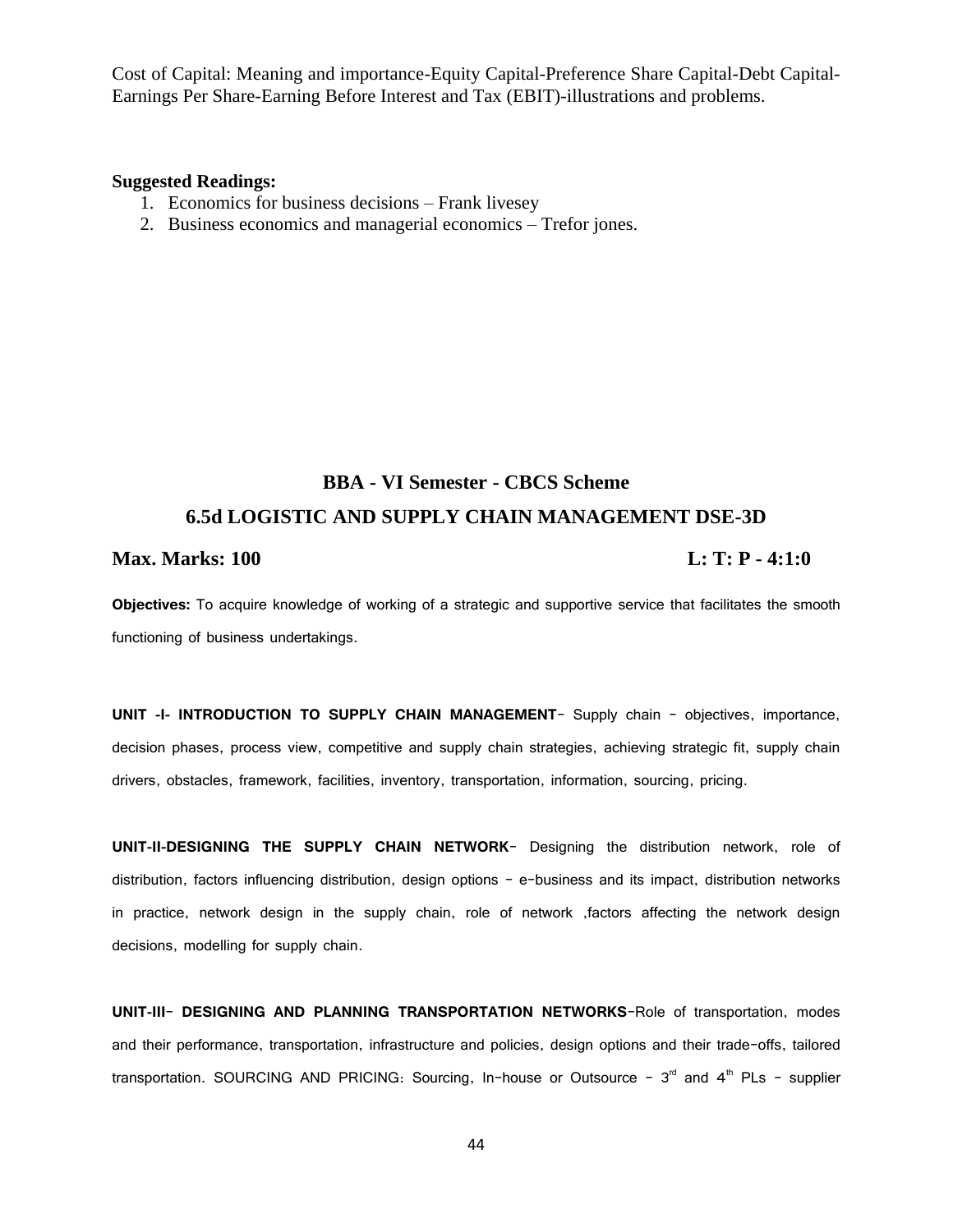Cost of Capital: Meaning and importance-Equity Capital-Preference Share Capital-Debt Capital-Earnings Per Share-Earning Before Interest and Tax (EBIT)-illustrations and problems.

**Suggested Readings:**

1. Economics for business decisions – Frank livesey
2. Business economics and managerial economics – Trefor jones.

## BBA - VI Semester - CBCS Scheme

## 6.5d LOGISTIC AND SUPPLY CHAIN MANAGEMENT DSE-3D

**Max. Marks: 100** **L: T: P - 4:1:0**

**Objectives:** To acquire knowledge of working of a strategic and supportive service that facilitates the smooth functioning of business undertakings.

**UNIT -I- INTRODUCTION TO SUPPLY CHAIN MANAGEMENT**- Supply chain – objectives, importance, decision phases, process view, competitive and supply chain strategies, achieving strategic fit, supply chain drivers, obstacles, framework, facilities, inventory, transportation, information, sourcing, pricing.

**UNIT-II-DESIGNING THE SUPPLY CHAIN NETWORK**- Designing the distribution network, role of distribution, factors influencing distribution, design options – e-business and its impact, distribution networks in practice, network design in the supply chain, role of network ,factors affecting the network design decisions, modelling for supply chain.

**UNIT-III- DESIGNING AND PLANNING TRANSPORTATION NETWORKS**-Role of transportation, modes and their performance, transportation, infrastructure and policies, design options and their trade-offs, tailored transportation. SOURCING AND PRICING: Sourcing, In-house or Outsource – 3rd and 4th PLs – supplier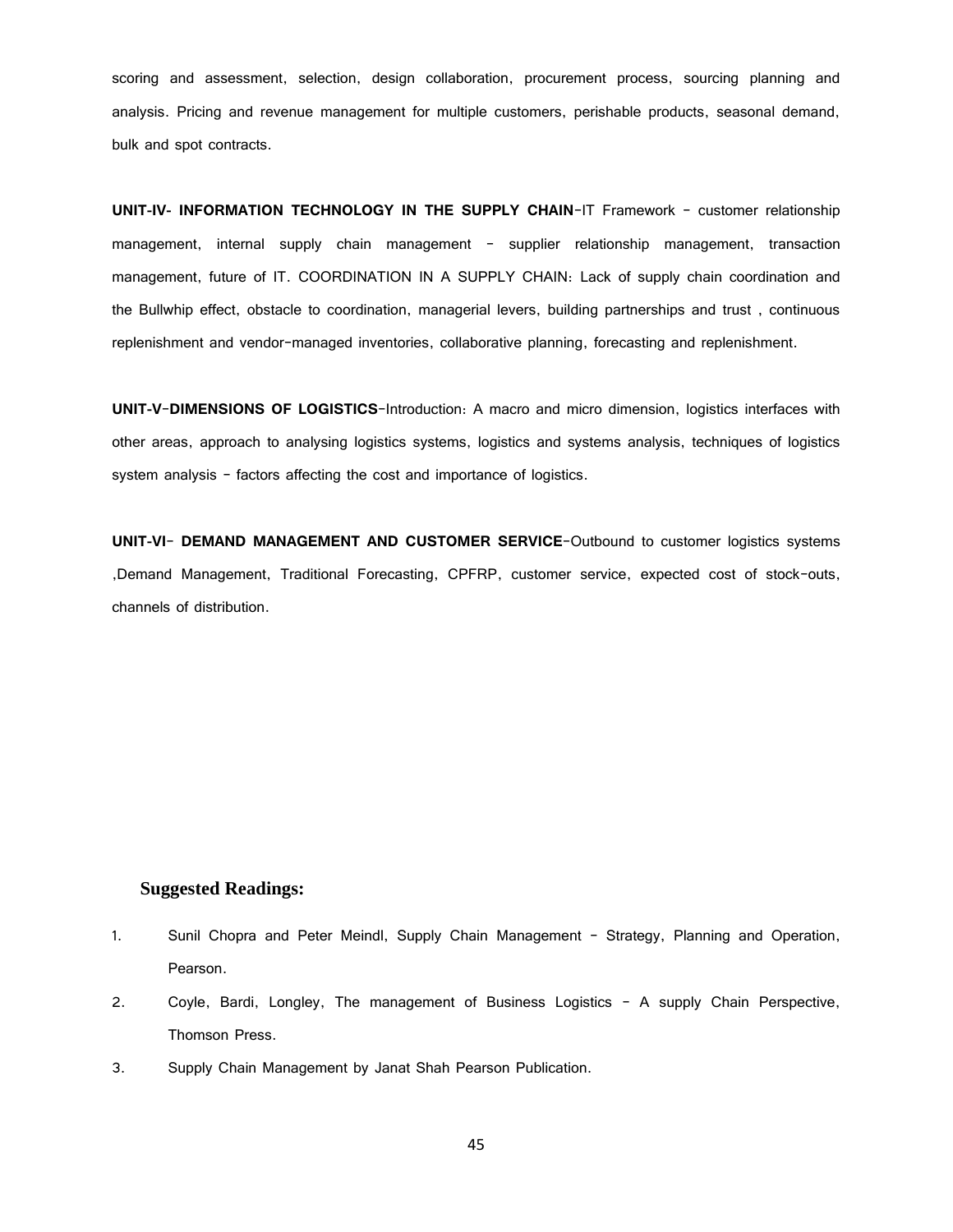scoring and assessment, selection, design collaboration, procurement process, sourcing planning and analysis. Pricing and revenue management for multiple customers, perishable products, seasonal demand, bulk and spot contracts.

**UNIT-IV- INFORMATION TECHNOLOGY IN THE SUPPLY CHAIN**-IT Framework – customer relationship management, internal supply chain management – supplier relationship management, transaction management, future of IT. COORDINATION IN A SUPPLY CHAIN: Lack of supply chain coordination and the Bullwhip effect, obstacle to coordination, managerial levers, building partnerships and trust , continuous replenishment and vendor-managed inventories, collaborative planning, forecasting and replenishment.

**UNIT-V-DIMENSIONS OF LOGISTICS**-Introduction: A macro and micro dimension, logistics interfaces with other areas, approach to analysing logistics systems, logistics and systems analysis, techniques of logistics system analysis – factors affecting the cost and importance of logistics.

**UNIT-VI- DEMAND MANAGEMENT AND CUSTOMER SERVICE**-Outbound to customer logistics systems ,Demand Management, Traditional Forecasting, CPFRP, customer service, expected cost of stock-outs, channels of distribution.

**Suggested Readings:**

1. Sunil Chopra and Peter Meindl, Supply Chain Management – Strategy, Planning and Operation, Pearson.
2. Coyle, Bardi, Longley, The management of Business Logistics – A supply Chain Perspective, Thomson Press.
3. Supply Chain Management by Janat Shah Pearson Publication.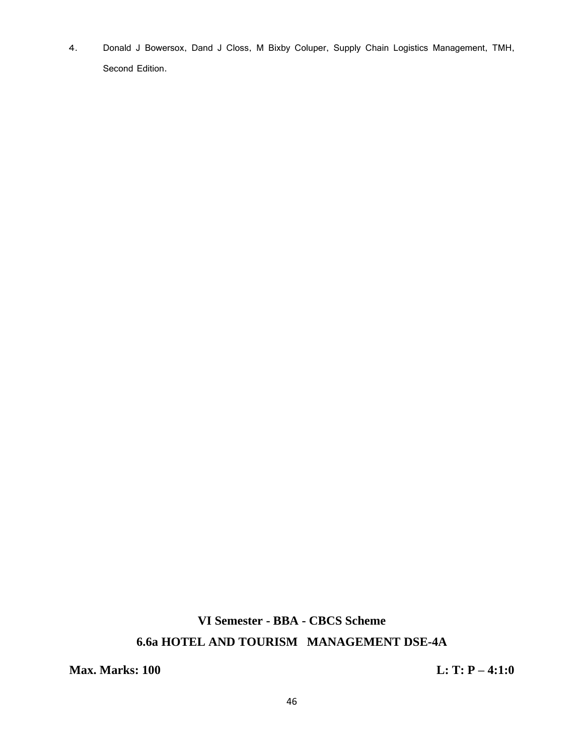4. Donald J Bowersox, Dand J Closs, M Bixby Coluper, Supply Chain Logistics Management, TMH, Second Edition.

## VI Semester - BBA - CBCS Scheme

## 6.6a HOTEL AND TOURISM MANAGEMENT DSE-4A

**Max. Marks: 100** **L: T: P – 4:1:0**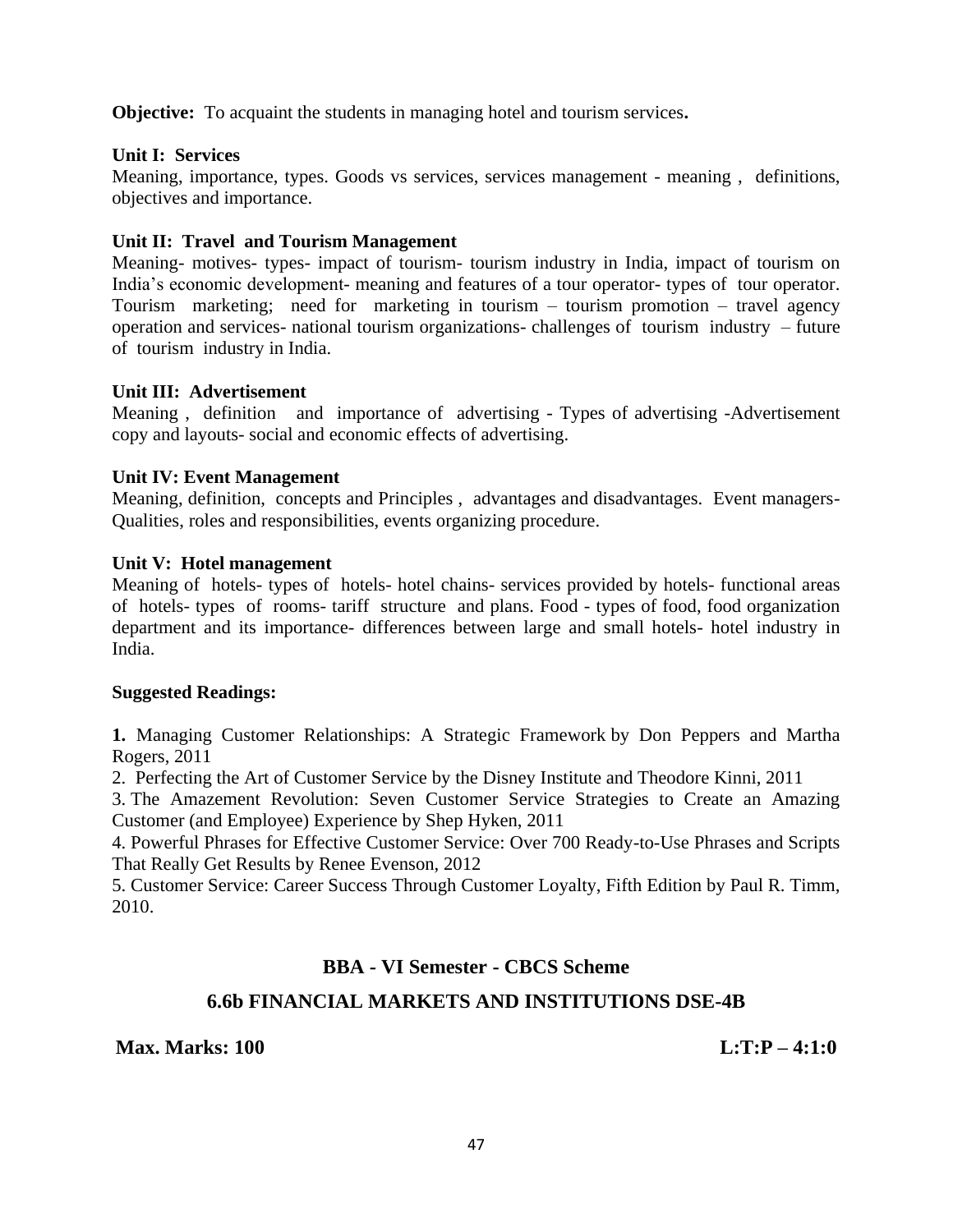**Objective:** To acquaint the students in managing hotel and tourism services**.**

**Unit I: Services**

Meaning, importance, types. Goods vs services, services management - meaning , definitions, objectives and importance.

**Unit II: Travel and Tourism Management**

Meaning- motives- types- impact of tourism- tourism industry in India, impact of tourism on India's economic development- meaning and features of a tour operator- types of tour operator. Tourism marketing; need for marketing in tourism – tourism promotion – travel agency operation and services- national tourism organizations- challenges of tourism industry – future of tourism industry in India.

**Unit III: Advertisement**

Meaning , definition and importance of advertising - Types of advertising -Advertisement copy and layouts- social and economic effects of advertising.

**Unit IV: Event Management**

Meaning, definition, concepts and Principles , advantages and disadvantages. Event managers-Qualities, roles and responsibilities, events organizing procedure.

**Unit V: Hotel management**

Meaning of hotels- types of hotels- hotel chains- services provided by hotels- functional areas of hotels- types of rooms- tariff structure and plans. Food - types of food, food organization department and its importance- differences between large and small hotels- hotel industry in India.

**Suggested Readings:**

**1.** Managing Customer Relationships: A Strategic Framework by Don Peppers and Martha Rogers, 2011

2. Perfecting the Art of Customer Service by the Disney Institute and Theodore Kinni, 2011

3. The Amazement Revolution: Seven Customer Service Strategies to Create an Amazing Customer (and Employee) Experience by Shep Hyken, 2011

4. Powerful Phrases for Effective Customer Service: Over 700 Ready-to-Use Phrases and Scripts That Really Get Results by Renee Evenson, 2012

5. Customer Service: Career Success Through Customer Loyalty, Fifth Edition by Paul R. Timm, 2010.

## BBA - VI Semester - CBCS Scheme

## 6.6b FINANCIAL MARKETS AND INSTITUTIONS DSE-4B

**Max. Marks: 100** **L:T:P – 4:1:0**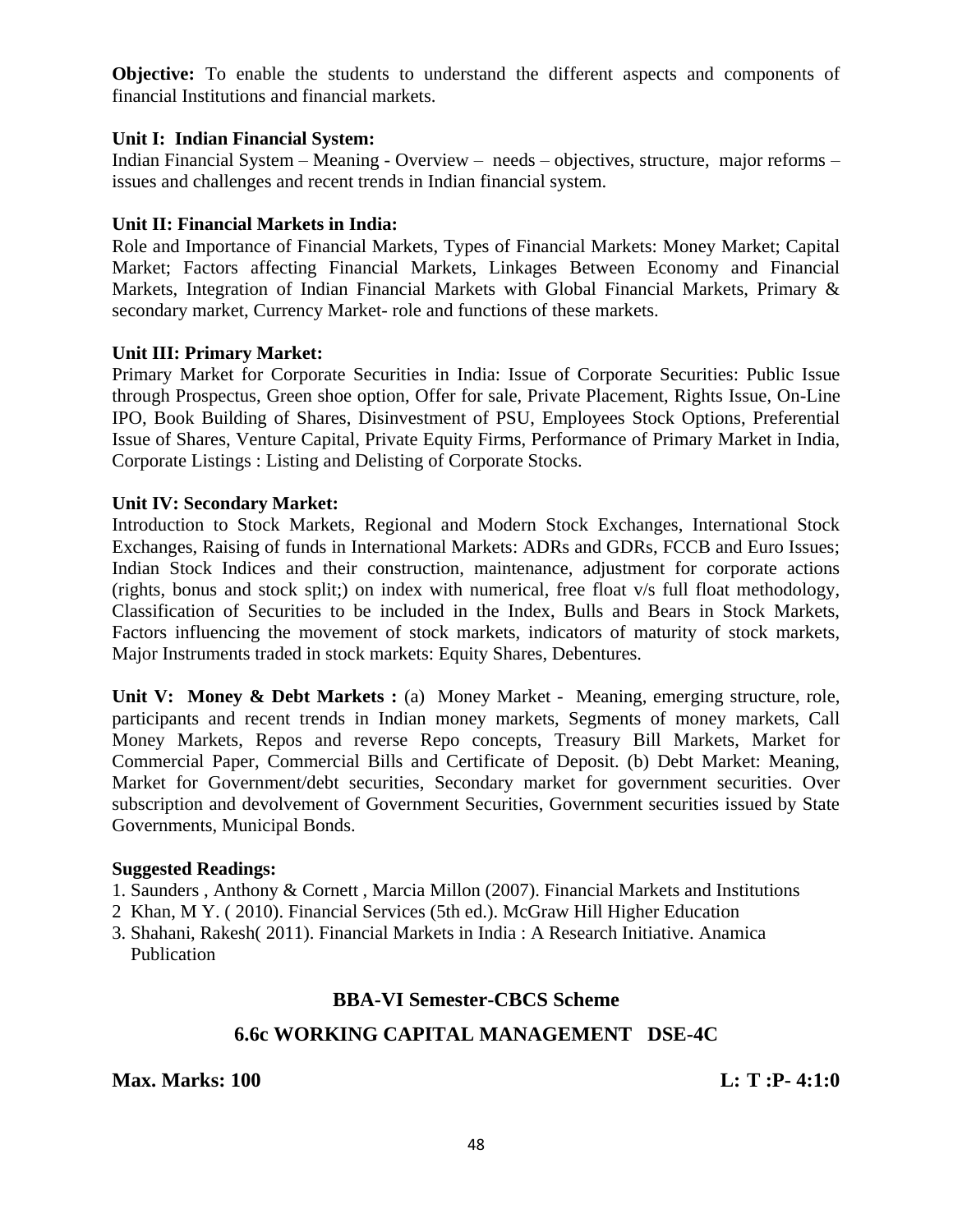**Objective:** To enable the students to understand the different aspects and components of financial Institutions and financial markets.

**Unit I: Indian Financial System:**
Indian Financial System – Meaning - Overview – needs – objectives, structure, major reforms – issues and challenges and recent trends in Indian financial system.

**Unit II: Financial Markets in India:**
Role and Importance of Financial Markets, Types of Financial Markets: Money Market; Capital Market; Factors affecting Financial Markets, Linkages Between Economy and Financial Markets, Integration of Indian Financial Markets with Global Financial Markets, Primary & secondary market, Currency Market- role and functions of these markets.

**Unit III: Primary Market:**
Primary Market for Corporate Securities in India: Issue of Corporate Securities: Public Issue through Prospectus, Green shoe option, Offer for sale, Private Placement, Rights Issue, On-Line IPO, Book Building of Shares, Disinvestment of PSU, Employees Stock Options, Preferential Issue of Shares, Venture Capital, Private Equity Firms, Performance of Primary Market in India, Corporate Listings : Listing and Delisting of Corporate Stocks.

**Unit IV: Secondary Market:**
Introduction to Stock Markets, Regional and Modern Stock Exchanges, International Stock Exchanges, Raising of funds in International Markets: ADRs and GDRs, FCCB and Euro Issues; Indian Stock Indices and their construction, maintenance, adjustment for corporate actions (rights, bonus and stock split;) on index with numerical, free float v/s full float methodology, Classification of Securities to be included in the Index, Bulls and Bears in Stock Markets, Factors influencing the movement of stock markets, indicators of maturity of stock markets, Major Instruments traded in stock markets: Equity Shares, Debentures.

**Unit V: Money & Debt Markets :** (a) Money Market - Meaning, emerging structure, role, participants and recent trends in Indian money markets, Segments of money markets, Call Money Markets, Repos and reverse Repo concepts, Treasury Bill Markets, Market for Commercial Paper, Commercial Bills and Certificate of Deposit. (b) Debt Market: Meaning, Market for Government/debt securities, Secondary market for government securities. Over subscription and devolvement of Government Securities, Government securities issued by State Governments, Municipal Bonds.

**Suggested Readings:**
1. Saunders , Anthony & Cornett , Marcia Millon (2007). Financial Markets and Institutions
2 Khan, M Y. ( 2010). Financial Services (5th ed.). McGraw Hill Higher Education
3. Shahani, Rakesh( 2011). Financial Markets in India : A Research Initiative. Anamica Publication

## BBA-VI Semester-CBCS Scheme

## 6.6c WORKING CAPITAL MANAGEMENT DSE-4C

**Max. Marks: 100** **L: T :P- 4:1:0**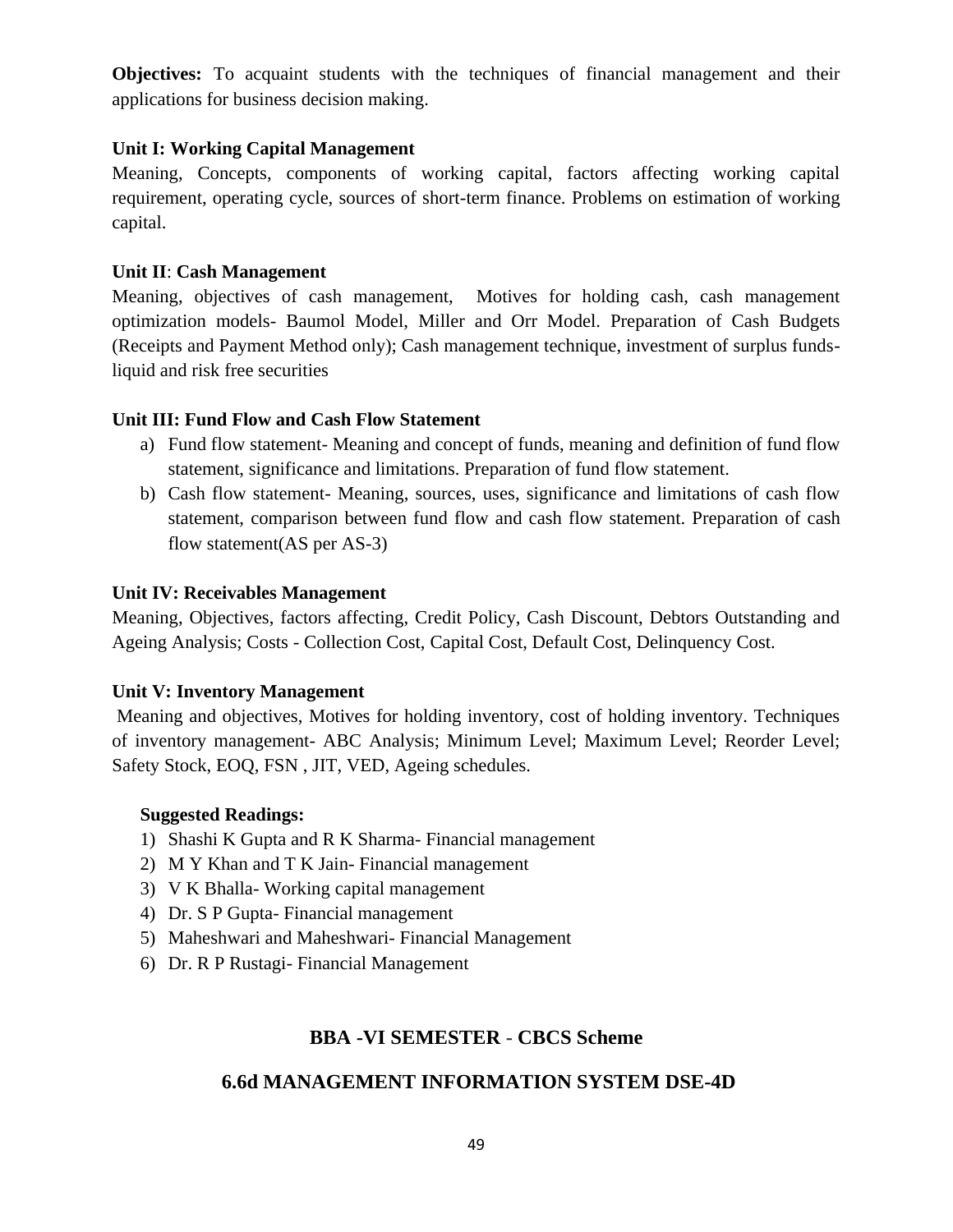**Objectives:** To acquaint students with the techniques of financial management and their applications for business decision making.

**Unit I: Working Capital Management**

Meaning, Concepts, components of working capital, factors affecting working capital requirement, operating cycle, sources of short-term finance. Problems on estimation of working capital.

**Unit II**: **Cash Management**

Meaning, objectives of cash management, Motives for holding cash, cash management optimization models- Baumol Model, Miller and Orr Model. Preparation of Cash Budgets (Receipts and Payment Method only); Cash management technique, investment of surplus funds-liquid and risk free securities

**Unit III: Fund Flow and Cash Flow Statement**

a) Fund flow statement- Meaning and concept of funds, meaning and definition of fund flow statement, significance and limitations. Preparation of fund flow statement.
b) Cash flow statement- Meaning, sources, uses, significance and limitations of cash flow statement, comparison between fund flow and cash flow statement. Preparation of cash flow statement(AS per AS-3)

**Unit IV: Receivables Management**

Meaning, Objectives, factors affecting, Credit Policy, Cash Discount, Debtors Outstanding and Ageing Analysis; Costs - Collection Cost, Capital Cost, Default Cost, Delinquency Cost.

**Unit V: Inventory Management**

Meaning and objectives, Motives for holding inventory, cost of holding inventory. Techniques of inventory management- ABC Analysis; Minimum Level; Maximum Level; Reorder Level; Safety Stock, EOQ, FSN , JIT, VED, Ageing schedules.

**Suggested Readings:**

1) Shashi K Gupta and R K Sharma- Financial management
2) M Y Khan and T K Jain- Financial management
3) V K Bhalla- Working capital management
4) Dr. S P Gupta- Financial management
5) Maheshwari and Maheshwari- Financial Management
6) Dr. R P Rustagi- Financial Management

## BBA -VI SEMESTER - CBCS Scheme

## 6.6d MANAGEMENT INFORMATION SYSTEM DSE-4D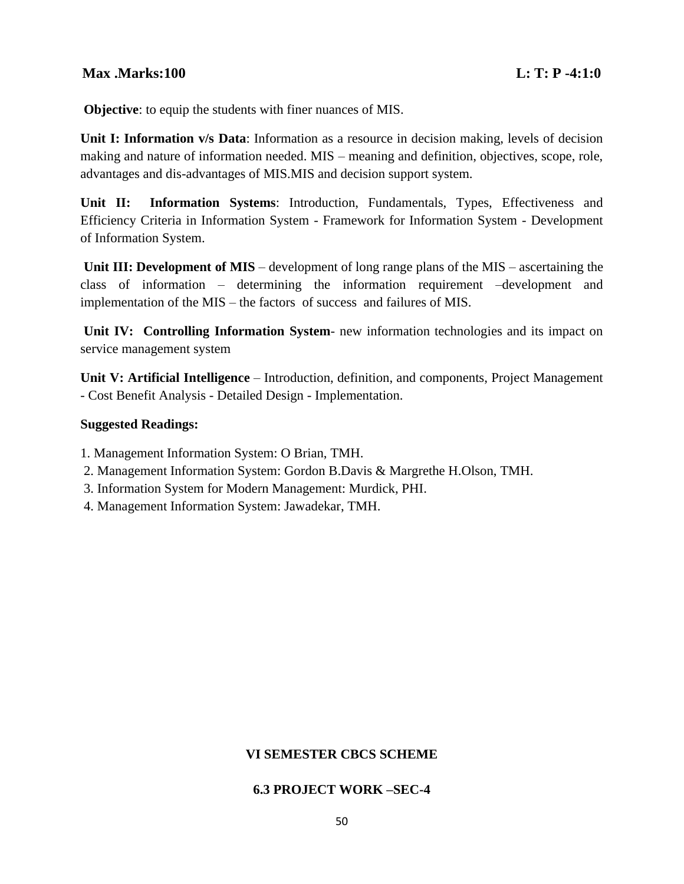**Max .Marks:100** **L: T: P -4:1:0**

**Objective**: to equip the students with finer nuances of MIS.

**Unit I: Information v/s Data**: Information as a resource in decision making, levels of decision making and nature of information needed. MIS – meaning and definition, objectives, scope, role, advantages and dis-advantages of MIS.MIS and decision support system.

**Unit II: Information Systems**: Introduction, Fundamentals, Types, Effectiveness and Efficiency Criteria in Information System - Framework for Information System - Development of Information System.

**Unit III: Development of MIS** – development of long range plans of the MIS – ascertaining the class of information – determining the information requirement –development and implementation of the MIS – the factors of success and failures of MIS.

**Unit IV: Controlling Information System**- new information technologies and its impact on service management system

**Unit V: Artificial Intelligence** – Introduction, definition, and components, Project Management - Cost Benefit Analysis - Detailed Design - Implementation.

**Suggested Readings:**

1. Management Information System: O Brian, TMH.
2. Management Information System: Gordon B.Davis & Margrethe H.Olson, TMH.
3. Information System for Modern Management: Murdick, PHI.
4. Management Information System: Jawadekar, TMH.

## VI SEMESTER CBCS SCHEME

## 6.3 PROJECT WORK –SEC-4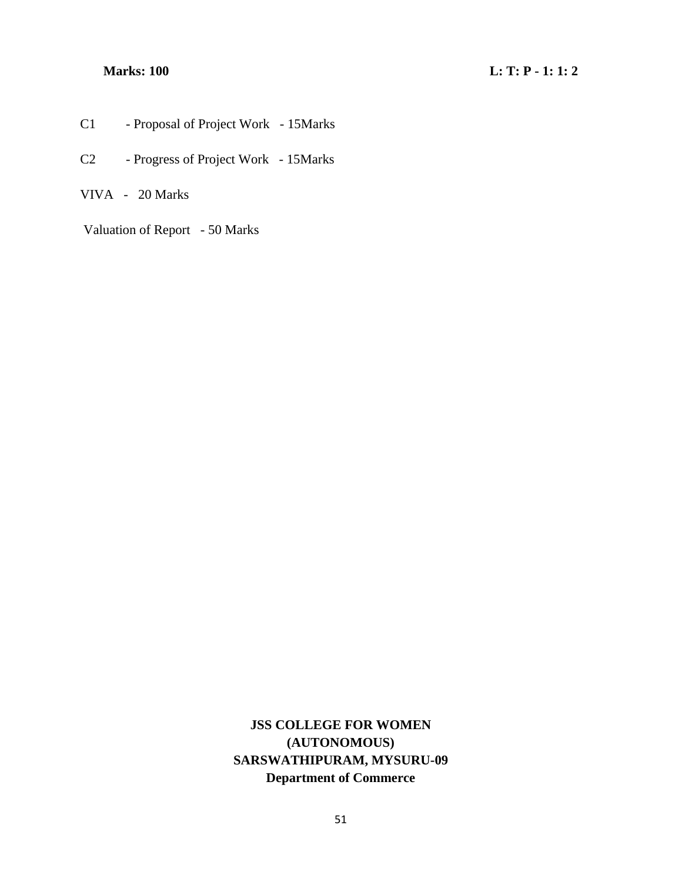**Marks: 100** **L: T: P - 1: 1: 2**

C1 - Proposal of Project Work - 15Marks

C2 - Progress of Project Work - 15Marks

VIVA - 20 Marks

Valuation of Report - 50 Marks

**JSS COLLEGE FOR WOMEN**
**(AUTONOMOUS)**
**SARSWATHIPURAM, MYSURU-09**
**Department of Commerce**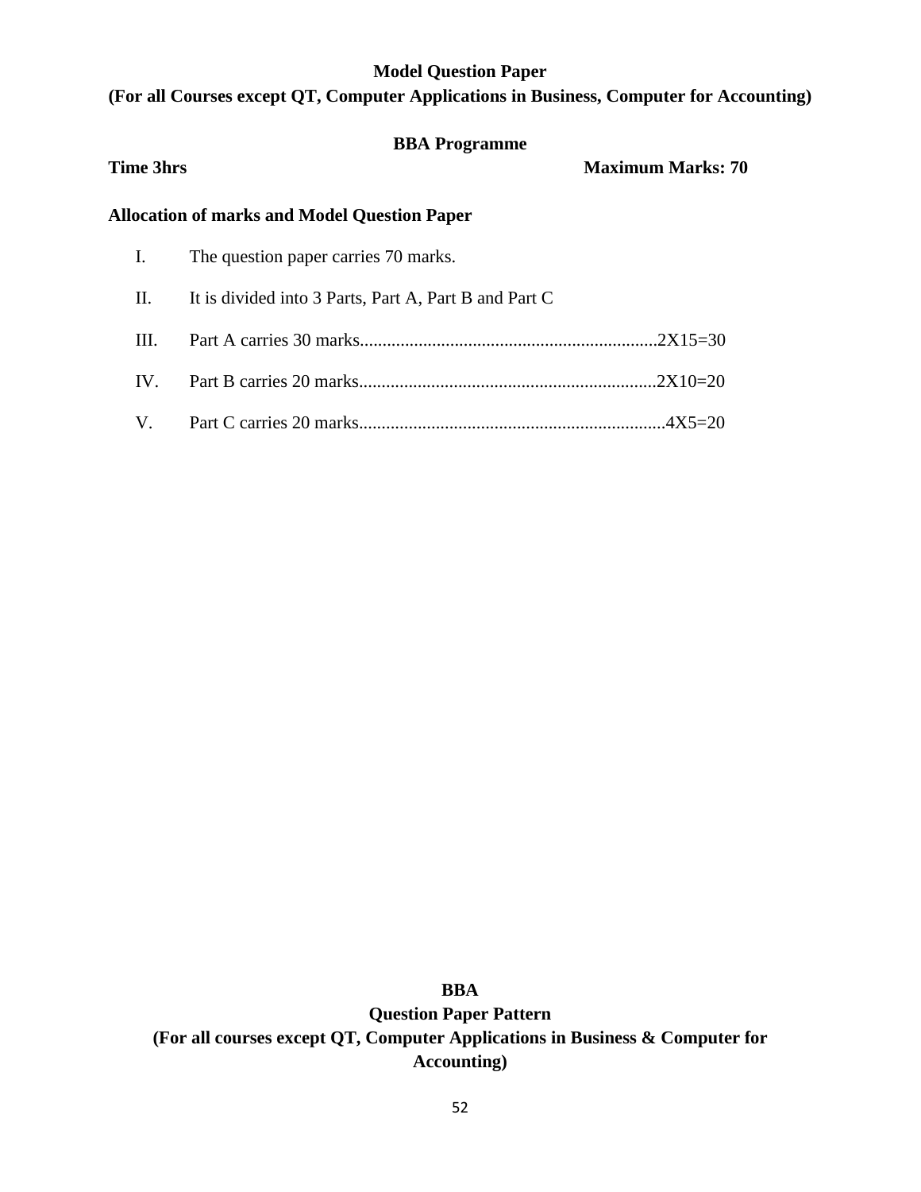**Model Question Paper**

**(For all Courses except QT, Computer Applications in Business, Computer for Accounting)**

**BBA Programme**

**Time 3hrs** **Maximum Marks: 70**

**Allocation of marks and Model Question Paper**

I. The question paper carries 70 marks.

II. It is divided into 3 Parts, Part A, Part B and Part C

III. Part A carries 30 marks..................................................................2X15=30

IV. Part B carries 20 marks..................................................................2X10=20

V. Part C carries 20 marks....................................................................4X5=20

**BBA**

**Question Paper Pattern**

**(For all courses except QT, Computer Applications in Business & Computer for Accounting)**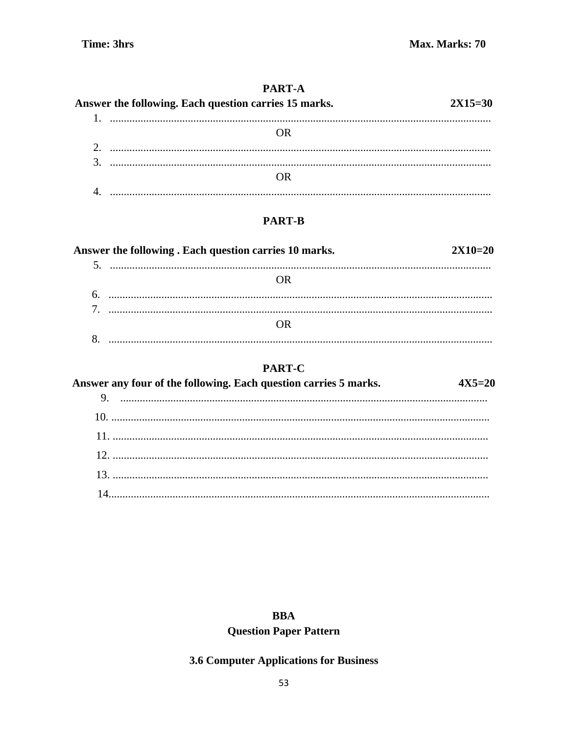**Time: 3hrs** **Max. Marks: 70**

## PART-A

**Answer the following. Each question carries 15 marks.** **2X15=30**

1. ..........................................................................................................................................

OR

2. ..........................................................................................................................................
3. ..........................................................................................................................................

OR

4. ..........................................................................................................................................

## PART-B

**Answer the following . Each question carries 10 marks.** **2X10=20**

5. ..........................................................................................................................................

OR

6. ..........................................................................................................................................
7. ..........................................................................................................................................

OR

8. ..........................................................................................................................................

## PART-C

**Answer any four of the following. Each question carries 5 marks.** **4X5=20**

9. ..........................................................................................................................................
10. ..........................................................................................................................................
11. ..........................................................................................................................................
12. ..........................................................................................................................................
13. ..........................................................................................................................................
14. ..........................................................................................................................................

## BBA

## Question Paper Pattern

## 3.6 Computer Applications for Business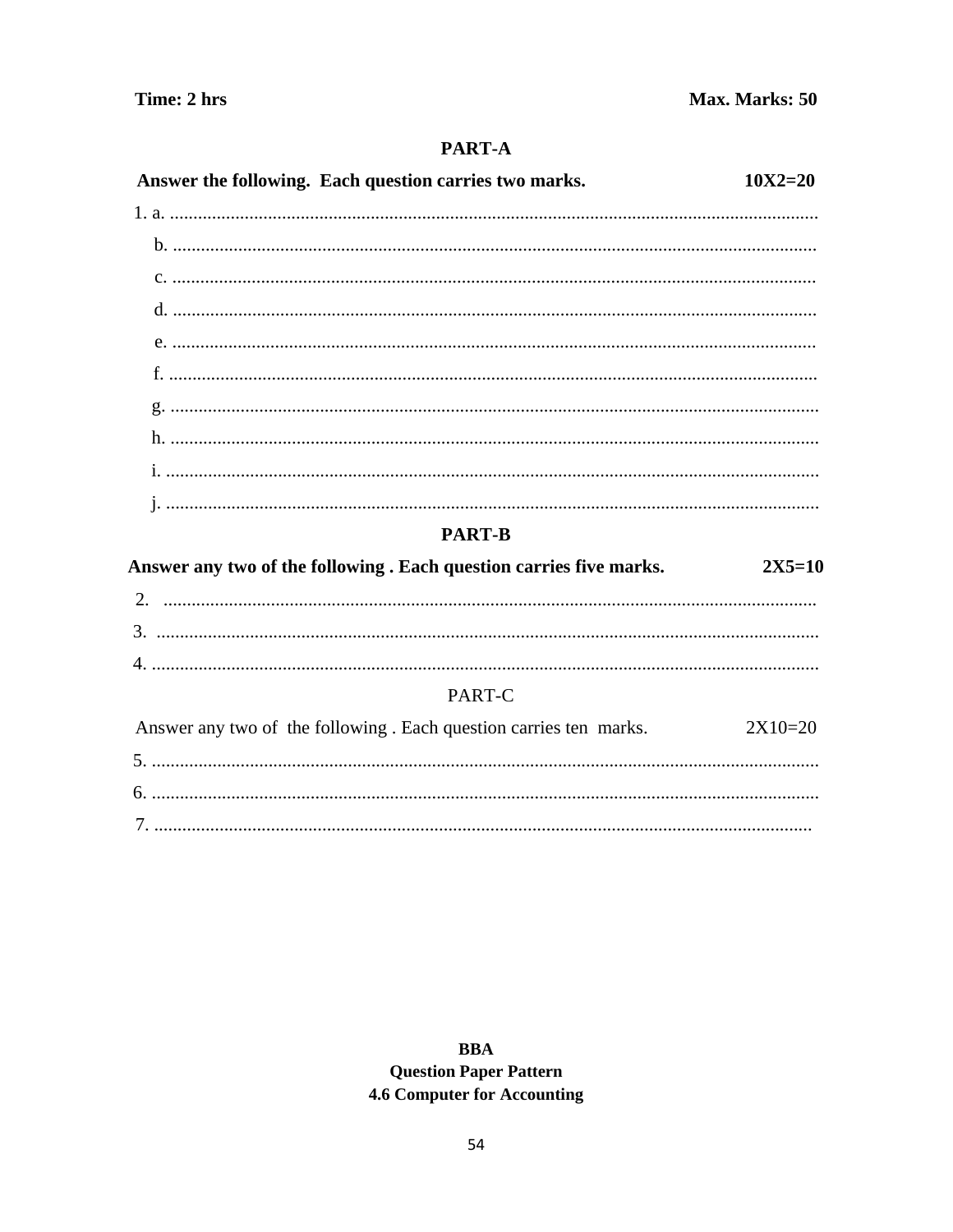**Time: 2 hrs** **Max. Marks: 50**

## PART-A

**Answer the following. Each question carries two marks.** **10X2=20**

1. a. ...........................................................................................................................................
   b. ...........................................................................................................................................
   c. ...........................................................................................................................................
   d. ...........................................................................................................................................
   e. ...........................................................................................................................................
   f. ...........................................................................................................................................
   g. ...........................................................................................................................................
   h. ...........................................................................................................................................
   i. ...........................................................................................................................................
   j. ...........................................................................................................................................

## PART-B

**Answer any two of the following . Each question carries five marks.** **2X5=10**

2. ...........................................................................................................................................
3. ...........................................................................................................................................
4. ...........................................................................................................................................

## PART-C

Answer any two of the following . Each question carries ten marks. 2X10=20

5. ...........................................................................................................................................
6. ...........................................................................................................................................
7. ...........................................................................................................................................

**BBA**
**Question Paper Pattern**
**4.6 Computer for Accounting**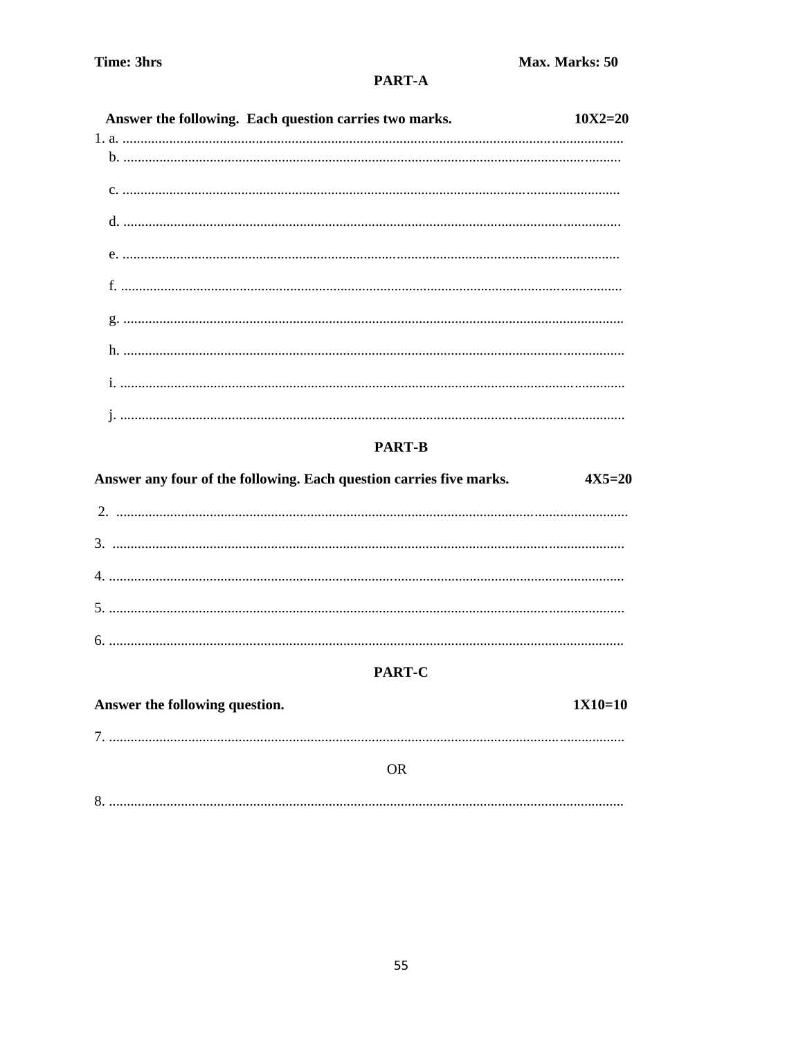**Time: 3hrs** **Max. Marks: 50**

## PART-A

**Answer the following. Each question carries two marks.** **10X2=20**

1. a. ..........................................................................................................................................
   b. ..........................................................................................................................................
   c. ..........................................................................................................................................
   d. ..........................................................................................................................................
   e. ..........................................................................................................................................
   f. ..........................................................................................................................................
   g. ..........................................................................................................................................
   h. ..........................................................................................................................................
   i. ..........................................................................................................................................
   j. ..........................................................................................................................................

## PART-B

**Answer any four of the following. Each question carries five marks.** **4X5=20**

2. ..........................................................................................................................................
3. ..........................................................................................................................................
4. ..........................................................................................................................................
5. ..........................................................................................................................................
6. ..........................................................................................................................................

## PART-C

**Answer the following question.** **1X10=10**

7. ..........................................................................................................................................

OR

8. ..........................................................................................................................................